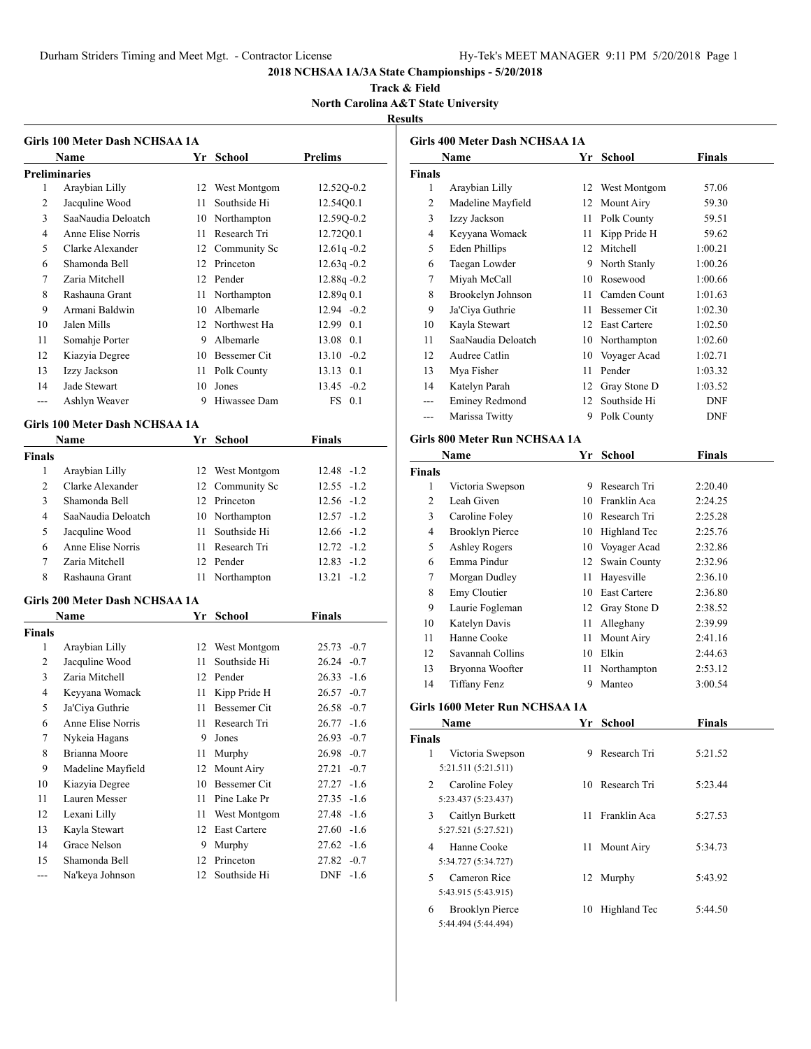**2018 NCHSAA 1A/3A State Championships - 5/20/2018**

**Track & Field**

**North Carolina A&T State University**

**Results**

### Girls 100 Meter Dash NCHSAA 1A

| | Name | Yr | School | Prelims |
|---|---|---|---|---|
| **Preliminaries** | | | | |
| 1 | Araybian Lilly | 12 | West Montgom | 12.52Q-0.2 |
| 2 | Jacquline Wood | 11 | Southside Hi | 12.54Q0.1 |
| 3 | SaaNaudia Deloatch | 10 | Northampton | 12.59Q-0.2 |
| 4 | Anne Elise Norris | 11 | Research Tri | 12.72Q0.1 |
| 5 | Clarke Alexander | 12 | Community Sc | 12.61q -0.2 |
| 6 | Shamonda Bell | 12 | Princeton | 12.63q -0.2 |
| 7 | Zaria Mitchell | 12 | Pender | 12.88q -0.2 |
| 8 | Rashauna Grant | 11 | Northampton | 12.89q 0.1 |
| 9 | Armani Baldwin | 10 | Albemarle | 12.94 -0.2 |
| 10 | Jalen Mills | 12 | Northwest Ha | 12.99 0.1 |
| 11 | Somahje Porter | 9 | Albemarle | 13.08 0.1 |
| 12 | Kiazyia Degree | 10 | Bessemer Cit | 13.10 -0.2 |
| 13 | Izzy Jackson | 11 | Polk County | 13.13 0.1 |
| 14 | Jade Stewart | 10 | Jones | 13.45 -0.2 |
| --- | Ashlyn Weaver | 9 | Hiwassee Dam | FS 0.1 |

### Girls 100 Meter Dash NCHSAA 1A

| | Name | Yr | School | Finals |
|---|---|---|---|---|
| **Finals** | | | | |
| 1 | Araybian Lilly | 12 | West Montgom | 12.48 -1.2 |
| 2 | Clarke Alexander | 12 | Community Sc | 12.55 -1.2 |
| 3 | Shamonda Bell | 12 | Princeton | 12.56 -1.2 |
| 4 | SaaNaudia Deloatch | 10 | Northampton | 12.57 -1.2 |
| 5 | Jacquline Wood | 11 | Southside Hi | 12.66 -1.2 |
| 6 | Anne Elise Norris | 11 | Research Tri | 12.72 -1.2 |
| 7 | Zaria Mitchell | 12 | Pender | 12.83 -1.2 |
| 8 | Rashauna Grant | 11 | Northampton | 13.21 -1.2 |

### Girls 200 Meter Dash NCHSAA 1A

| | Name | Yr | School | Finals |
|---|---|---|---|---|
| **Finals** | | | | |
| 1 | Araybian Lilly | 12 | West Montgom | 25.73 -0.7 |
| 2 | Jacquline Wood | 11 | Southside Hi | 26.24 -0.7 |
| 3 | Zaria Mitchell | 12 | Pender | 26.33 -1.6 |
| 4 | Keyyana Womack | 11 | Kipp Pride H | 26.57 -0.7 |
| 5 | Ja'Ciya Guthrie | 11 | Bessemer Cit | 26.58 -0.7 |
| 6 | Anne Elise Norris | 11 | Research Tri | 26.77 -1.6 |
| 7 | Nykeia Hagans | 9 | Jones | 26.93 -0.7 |
| 8 | Brianna Moore | 11 | Murphy | 26.98 -0.7 |
| 9 | Madeline Mayfield | 12 | Mount Airy | 27.21 -0.7 |
| 10 | Kiazyia Degree | 10 | Bessemer Cit | 27.27 -1.6 |
| 11 | Lauren Messer | 11 | Pine Lake Pr | 27.35 -1.6 |
| 12 | Lexani Lilly | 11 | West Montgom | 27.48 -1.6 |
| 13 | Kayla Stewart | 12 | East Cartere | 27.60 -1.6 |
| 14 | Grace Nelson | 9 | Murphy | 27.62 -1.6 |
| 15 | Shamonda Bell | 12 | Princeton | 27.82 -0.7 |
| --- | Na'keya Johnson | 12 | Southside Hi | DNF -1.6 |

### Girls 400 Meter Dash NCHSAA 1A

| | Name | Yr | School | Finals |
|---|---|---|---|---|
| **Finals** | | | | |
| 1 | Araybian Lilly | 12 | West Montgom | 57.06 |
| 2 | Madeline Mayfield | 12 | Mount Airy | 59.30 |
| 3 | Izzy Jackson | 11 | Polk County | 59.51 |
| 4 | Keyyana Womack | 11 | Kipp Pride H | 59.62 |
| 5 | Eden Phillips | 12 | Mitchell | 1:00.21 |
| 6 | Taegan Lowder | 9 | North Stanly | 1:00.26 |
| 7 | Miyah McCall | 10 | Rosewood | 1:00.66 |
| 8 | Brookelyn Johnson | 11 | Camden Count | 1:01.63 |
| 9 | Ja'Ciya Guthrie | 11 | Bessemer Cit | 1:02.30 |
| 10 | Kayla Stewart | 12 | East Cartere | 1:02.50 |
| 11 | SaaNaudia Deloatch | 10 | Northampton | 1:02.60 |
| 12 | Audree Catlin | 10 | Voyager Acad | 1:02.71 |
| 13 | Mya Fisher | 11 | Pender | 1:03.32 |
| 14 | Katelyn Parah | 12 | Gray Stone D | 1:03.52 |
| --- | Eminey Redmond | 12 | Southside Hi | DNF |
| --- | Marissa Twitty | 9 | Polk County | DNF |

### Girls 800 Meter Run NCHSAA 1A

| | Name | Yr | School | Finals |
|---|---|---|---|---|
| **Finals** | | | | |
| 1 | Victoria Swepson | 9 | Research Tri | 2:20.40 |
| 2 | Leah Given | 10 | Franklin Aca | 2:24.25 |
| 3 | Caroline Foley | 10 | Research Tri | 2:25.28 |
| 4 | Brooklyn Pierce | 10 | Highland Tec | 2:25.76 |
| 5 | Ashley Rogers | 10 | Voyager Acad | 2:32.86 |
| 6 | Emma Pindur | 12 | Swain County | 2:32.96 |
| 7 | Morgan Dudley | 11 | Hayesville | 2:36.10 |
| 8 | Emy Cloutier | 10 | East Cartere | 2:36.80 |
| 9 | Laurie Fogleman | 12 | Gray Stone D | 2:38.52 |
| 10 | Katelyn Davis | 11 | Alleghany | 2:39.99 |
| 11 | Hanne Cooke | 11 | Mount Airy | 2:41.16 |
| 12 | Savannah Collins | 10 | Elkin | 2:44.63 |
| 13 | Bryonna Woofter | 11 | Northampton | 2:53.12 |
| 14 | Tiffany Fenz | 9 | Manteo | 3:00.54 |

### Girls 1600 Meter Run NCHSAA 1A

| | Name | Yr | School | Finals |
|---|---|---|---|---|
| **Finals** | | | | |
| 1 | Victoria Swepson | 9 | Research Tri | 5:21.52 |
| | 5:21.511 (5:21.511) | | | |
| 2 | Caroline Foley | 10 | Research Tri | 5:23.44 |
| | 5:23.437 (5:23.437) | | | |
| 3 | Caitlyn Burkett | 11 | Franklin Aca | 5:27.53 |
| | 5:27.521 (5:27.521) | | | |
| 4 | Hanne Cooke | 11 | Mount Airy | 5:34.73 |
| | 5:34.727 (5:34.727) | | | |
| 5 | Cameron Rice | 12 | Murphy | 5:43.92 |
| | 5:43.915 (5:43.915) | | | |
| 6 | Brooklyn Pierce | 10 | Highland Tec | 5:44.50 |
| | 5:44.494 (5:44.494) | | | |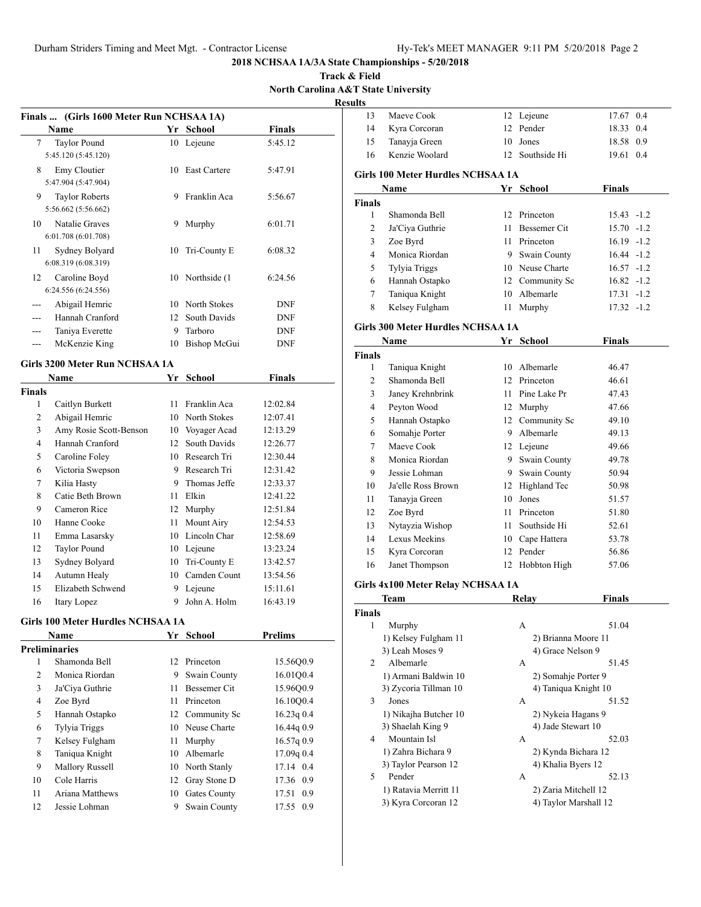## 2018 NCHSAA 1A/3A State Championships - 5/20/2018

**Track & Field**

**North Carolina A&T State University**

**Results**

### Finals ... (Girls 1600 Meter Run NCHSAA 1A)

| | Name | Yr | School | Finals |
|---|---|---|---|---|
| 7 | Taylor Pound<br>5:45.120 (5:45.120) | 10 | Lejeune | 5:45.12 |
| 8 | Emy Cloutier<br>5:47.904 (5:47.904) | 10 | East Cartere | 5:47.91 |
| 9 | Taylor Roberts<br>5:56.662 (5:56.662) | 9 | Franklin Aca | 5:56.67 |
| 10 | Natalie Graves<br>6:01.708 (6:01.708) | 9 | Murphy | 6:01.71 |
| 11 | Sydney Bolyard<br>6:08.319 (6:08.319) | 10 | Tri-County E | 6:08.32 |
| 12 | Caroline Boyd<br>6:24.556 (6:24.556) | 10 | Northside (1 | 6:24.56 |
| --- | Abigail Hemric | 10 | North Stokes | DNF |
| --- | Hannah Cranford | 12 | South Davids | DNF |
| --- | Taniya Everette | 9 | Tarboro | DNF |
| --- | McKenzie King | 10 | Bishop McGui | DNF |

### Girls 3200 Meter Run NCHSAA 1A

| | Name | Yr | School | Finals |
|---|---|---|---|---|
| **Finals** | | | | |
| 1 | Caitlyn Burkett | 11 | Franklin Aca | 12:02.84 |
| 2 | Abigail Hemric | 10 | North Stokes | 12:07.41 |
| 3 | Amy Rosie Scott-Benson | 10 | Voyager Acad | 12:13.29 |
| 4 | Hannah Cranford | 12 | South Davids | 12:26.77 |
| 5 | Caroline Foley | 10 | Research Tri | 12:30.44 |
| 6 | Victoria Swepson | 9 | Research Tri | 12:31.42 |
| 7 | Kilia Hasty | 9 | Thomas Jeffe | 12:33.37 |
| 8 | Catie Beth Brown | 11 | Elkin | 12:41.22 |
| 9 | Cameron Rice | 12 | Murphy | 12:51.84 |
| 10 | Hanne Cooke | 11 | Mount Airy | 12:54.53 |
| 11 | Emma Lasarsky | 10 | Lincoln Char | 12:58.69 |
| 12 | Taylor Pound | 10 | Lejeune | 13:23.24 |
| 13 | Sydney Bolyard | 10 | Tri-County E | 13:42.57 |
| 14 | Autumn Healy | 10 | Camden Count | 13:54.56 |
| 15 | Elizabeth Schwend | 9 | Lejeune | 15:11.61 |
| 16 | Itary Lopez | 9 | John A. Holm | 16:43.19 |

### Girls 100 Meter Hurdles NCHSAA 1A

| | Name | Yr | School | Prelims | Wind |
|---|---|---|---|---|---|
| **Preliminaries** | | | | | |
| 1 | Shamonda Bell | 12 | Princeton | 15.56Q | 0.9 |
| 2 | Monica Riordan | 9 | Swain County | 16.01Q | 0.4 |
| 3 | Ja'Ciya Guthrie | 11 | Bessemer Cit | 15.96Q | 0.9 |
| 4 | Zoe Byrd | 11 | Princeton | 16.10Q | 0.4 |
| 5 | Hannah Ostapko | 12 | Community Sc | 16.23q | 0.4 |
| 6 | Tylyia Triggs | 10 | Neuse Charte | 16.44q | 0.9 |
| 7 | Kelsey Fulgham | 11 | Murphy | 16.57q | 0.9 |
| 8 | Taniqua Knight | 10 | Albemarle | 17.09q | 0.4 |
| 9 | Mallory Russell | 10 | North Stanly | 17.14 | 0.4 |
| 10 | Cole Harris | 12 | Gray Stone D | 17.36 | 0.9 |
| 11 | Ariana Matthews | 10 | Gates County | 17.51 | 0.9 |
| 12 | Jessie Lohman | 9 | Swain County | 17.55 | 0.9 |
| 13 | Maeve Cook | 12 | Lejeune | 17.67 | 0.4 |
| 14 | Kyra Corcoran | 12 | Pender | 18.33 | 0.4 |
| 15 | Tanayja Green | 10 | Jones | 18.58 | 0.9 |
| 16 | Kenzie Woolard | 12 | Southside Hi | 19.61 | 0.4 |

### Girls 100 Meter Hurdles NCHSAA 1A

| | Name | Yr | School | Finals | Wind |
|---|---|---|---|---|---|
| **Finals** | | | | | |
| 1 | Shamonda Bell | 12 | Princeton | 15.43 | -1.2 |
| 2 | Ja'Ciya Guthrie | 11 | Bessemer Cit | 15.70 | -1.2 |
| 3 | Zoe Byrd | 11 | Princeton | 16.19 | -1.2 |
| 4 | Monica Riordan | 9 | Swain County | 16.44 | -1.2 |
| 5 | Tylyia Triggs | 10 | Neuse Charte | 16.57 | -1.2 |
| 6 | Hannah Ostapko | 12 | Community Sc | 16.82 | -1.2 |
| 7 | Taniqua Knight | 10 | Albemarle | 17.31 | -1.2 |
| 8 | Kelsey Fulgham | 11 | Murphy | 17.32 | -1.2 |

### Girls 300 Meter Hurdles NCHSAA 1A

| | Name | Yr | School | Finals |
|---|---|---|---|---|
| **Finals** | | | | |
| 1 | Taniqua Knight | 10 | Albemarle | 46.47 |
| 2 | Shamonda Bell | 12 | Princeton | 46.61 |
| 3 | Janey Krehnbrink | 11 | Pine Lake Pr | 47.43 |
| 4 | Peyton Wood | 12 | Murphy | 47.66 |
| 5 | Hannah Ostapko | 12 | Community Sc | 49.10 |
| 6 | Somahje Porter | 9 | Albemarle | 49.13 |
| 7 | Maeve Cook | 12 | Lejeune | 49.66 |
| 8 | Monica Riordan | 9 | Swain County | 49.78 |
| 9 | Jessie Lohman | 9 | Swain County | 50.94 |
| 10 | Ja'elle Ross Brown | 12 | Highland Tec | 50.98 |
| 11 | Tanayja Green | 10 | Jones | 51.57 |
| 12 | Zoe Byrd | 11 | Princeton | 51.80 |
| 13 | Nytayzia Wishop | 11 | Southside Hi | 52.61 |
| 14 | Lexus Meekins | 10 | Cape Hattera | 53.78 |
| 15 | Kyra Corcoran | 12 | Pender | 56.86 |
| 16 | Janet Thompson | 12 | Hobbton High | 57.06 |

### Girls 4x100 Meter Relay NCHSAA 1A

| | Team | Relay | Finals |
|---|---|---|---|
| **Finals** | | | |
| 1 | Murphy | A | 51.04 |
| | 1) Kelsey Fulgham 11<br>3) Leah Moses 9 | 2) Brianna Moore 11<br>4) Grace Nelson 9 | |
| 2 | Albemarle | A | 51.45 |
| | 1) Armani Baldwin 10<br>3) Zycoria Tillman 10 | 2) Somahje Porter 9<br>4) Taniqua Knight 10 | |
| 3 | Jones | A | 51.52 |
| | 1) Nikajha Butcher 10<br>3) Shaelah King 9 | 2) Nykeia Hagans 9<br>4) Jade Stewart 10 | |
| 4 | Mountain Isl | A | 52.03 |
| | 1) Zahra Bichara 9<br>3) Taylor Pearson 12 | 2) Kynda Bichara 12<br>4) Khalia Byers 12 | |
| 5 | Pender | A | 52.13 |
| | 1) Ratavia Merritt 11<br>3) Kyra Corcoran 12 | 2) Zaria Mitchell 12<br>4) Taylor Marshall 12 | |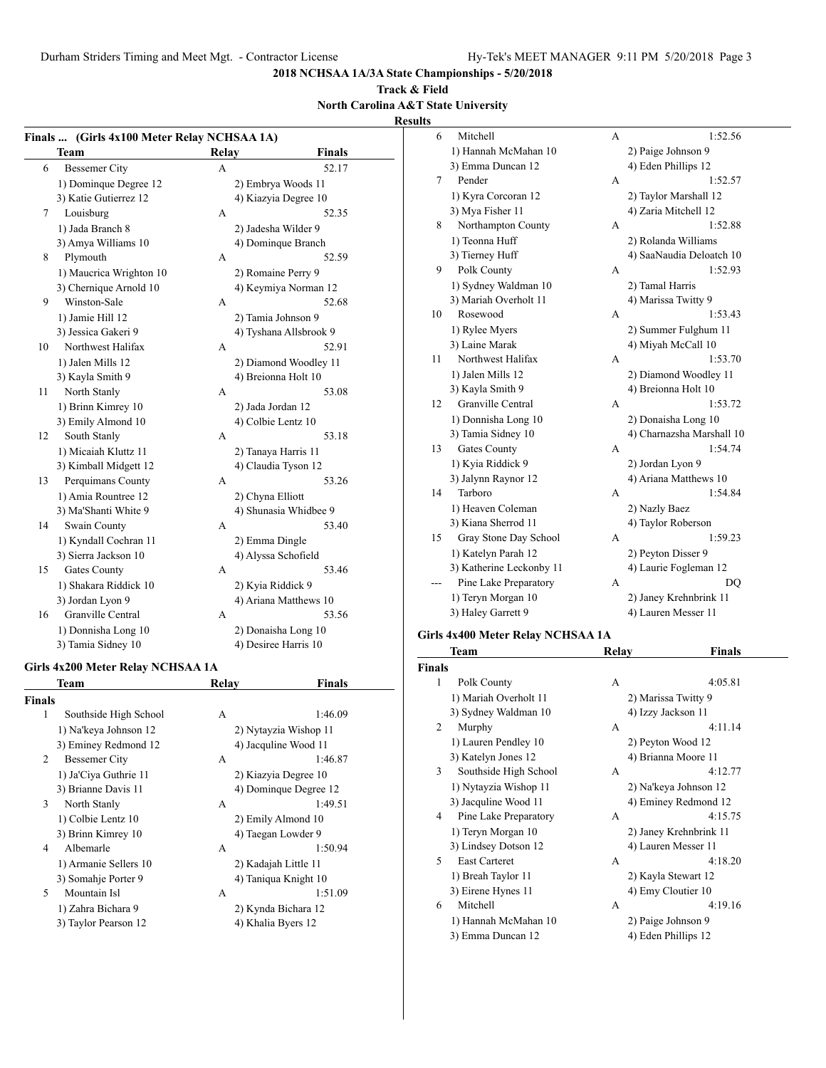# 2018 NCHSAA 1A/3A State Championships - 5/20/2018

**Track & Field**

**North Carolina A&T State University**

**Results**

### Finals ... (Girls 4x100 Meter Relay NCHSAA 1A)

| | Team | Relay | Finals |
|---|---|---|---|
| 6 | Bessemer City | A | 52.17 |
| | 1) Dominque Degree 12 | 2) Embrya Woods 11 | |
| | 3) Katie Gutierrez 12 | 4) Kiazyia Degree 10 | |
| 7 | Louisburg | A | 52.35 |
| | 1) Jada Branch 8 | 2) Jadesha Wilder 9 | |
| | 3) Amya Williams 10 | 4) Dominque Branch | |
| 8 | Plymouth | A | 52.59 |
| | 1) Maucrica Wrighton 10 | 2) Romaine Perry 9 | |
| | 3) Chernique Arnold 10 | 4) Keymiya Norman 12 | |
| 9 | Winston-Sale | A | 52.68 |
| | 1) Jamie Hill 12 | 2) Tamia Johnson 9 | |
| | 3) Jessica Gakeri 9 | 4) Tyshana Allsbrook 9 | |
| 10 | Northwest Halifax | A | 52.91 |
| | 1) Jalen Mills 12 | 2) Diamond Woodley 11 | |
| | 3) Kayla Smith 9 | 4) Breionna Holt 10 | |
| 11 | North Stanly | A | 53.08 |
| | 1) Brinn Kimrey 10 | 2) Jada Jordan 12 | |
| | 3) Emily Almond 10 | 4) Colbie Lentz 10 | |
| 12 | South Stanly | A | 53.18 |
| | 1) Micaiah Kluttz 11 | 2) Tanaya Harris 11 | |
| | 3) Kimball Midgett 12 | 4) Claudia Tyson 12 | |
| 13 | Perquimans County | A | 53.26 |
| | 1) Amia Rountree 12 | 2) Chyna Elliott | |
| | 3) Ma'Shanti White 9 | 4) Shunasia Whidbee 9 | |
| 14 | Swain County | A | 53.40 |
| | 1) Kyndall Cochran 11 | 2) Emma Dingle | |
| | 3) Sierra Jackson 10 | 4) Alyssa Schofield | |
| 15 | Gates County | A | 53.46 |
| | 1) Shakara Riddick 10 | 2) Kyia Riddick 9 | |
| | 3) Jordan Lyon 9 | 4) Ariana Matthews 10 | |
| 16 | Granville Central | A | 53.56 |
| | 1) Donnisha Long 10 | 2) Donaisha Long 10 | |
| | 3) Tamia Sidney 10 | 4) Desiree Harris 10 | |

### Girls 4x200 Meter Relay NCHSAA 1A

| | Team | Relay | Finals |
|---|---|---|---|
| **Finals** | | | |
| 1 | Southside High School | A | 1:46.09 |
| | 1) Na'keya Johnson 12 | 2) Nytayzia Wishop 11 | |
| | 3) Eminey Redmond 12 | 4) Jacquline Wood 11 | |
| 2 | Bessemer City | A | 1:46.87 |
| | 1) Ja'Ciya Guthrie 11 | 2) Kiazyia Degree 10 | |
| | 3) Brianne Davis 11 | 4) Dominque Degree 12 | |
| 3 | North Stanly | A | 1:49.51 |
| | 1) Colbie Lentz 10 | 2) Emily Almond 10 | |
| | 3) Brinn Kimrey 10 | 4) Taegan Lowder 9 | |
| 4 | Albemarle | A | 1:50.94 |
| | 1) Armanie Sellers 10 | 2) Kadajah Little 11 | |
| | 3) Somahje Porter 9 | 4) Taniqua Knight 10 | |
| 5 | Mountain Isl | A | 1:51.09 |
| | 1) Zahra Bichara 9 | 2) Kynda Bichara 12 | |
| | 3) Taylor Pearson 12 | 4) Khalia Byers 12 | |
| 6 | Mitchell | A | 1:52.56 |
| | 1) Hannah McMahan 10 | 2) Paige Johnson 9 | |
| | 3) Emma Duncan 12 | 4) Eden Phillips 12 | |
| 7 | Pender | A | 1:52.57 |
| | 1) Kyra Corcoran 12 | 2) Taylor Marshall 12 | |
| | 3) Mya Fisher 11 | 4) Zaria Mitchell 12 | |
| 8 | Northampton County | A | 1:52.88 |
| | 1) Teonna Huff | 2) Rolanda Williams | |
| | 3) Tierney Huff | 4) SaaNaudia Deloatch 10 | |
| 9 | Polk County | A | 1:52.93 |
| | 1) Sydney Waldman 10 | 2) Tamal Harris | |
| | 3) Mariah Overholt 11 | 4) Marissa Twitty 9 | |
| 10 | Rosewood | A | 1:53.43 |
| | 1) Rylee Myers | 2) Summer Fulghum 11 | |
| | 3) Laine Marak | 4) Miyah McCall 10 | |
| 11 | Northwest Halifax | A | 1:53.70 |
| | 1) Jalen Mills 12 | 2) Diamond Woodley 11 | |
| | 3) Kayla Smith 9 | 4) Breionna Holt 10 | |
| 12 | Granville Central | A | 1:53.72 |
| | 1) Donnisha Long 10 | 2) Donaisha Long 10 | |
| | 3) Tamia Sidney 10 | 4) Charnazsha Marshall 10 | |
| 13 | Gates County | A | 1:54.74 |
| | 1) Kyia Riddick 9 | 2) Jordan Lyon 9 | |
| | 3) Jalynn Raynor 12 | 4) Ariana Matthews 10 | |
| 14 | Tarboro | A | 1:54.84 |
| | 1) Heaven Coleman | 2) Nazly Baez | |
| | 3) Kiana Sherrod 11 | 4) Taylor Roberson | |
| 15 | Gray Stone Day School | A | 1:59.23 |
| | 1) Katelyn Parah 12 | 2) Peyton Disser 9 | |
| | 3) Katherine Leckonby 11 | 4) Laurie Fogleman 12 | |
| --- | Pine Lake Preparatory | A | DQ |
| | 1) Teryn Morgan 10 | 2) Janey Krehnbrink 11 | |
| | 3) Haley Garrett 9 | 4) Lauren Messer 11 | |

### Girls 4x400 Meter Relay NCHSAA 1A

| | Team | Relay | Finals |
|---|---|---|---|
| **Finals** | | | |
| 1 | Polk County | A | 4:05.81 |
| | 1) Mariah Overholt 11 | 2) Marissa Twitty 9 | |
| | 3) Sydney Waldman 10 | 4) Izzy Jackson 11 | |
| 2 | Murphy | A | 4:11.14 |
| | 1) Lauren Pendley 10 | 2) Peyton Wood 12 | |
| | 3) Katelyn Jones 12 | 4) Brianna Moore 11 | |
| 3 | Southside High School | A | 4:12.77 |
| | 1) Nytayzia Wishop 11 | 2) Na'keya Johnson 12 | |
| | 3) Jacquline Wood 11 | 4) Eminey Redmond 12 | |
| 4 | Pine Lake Preparatory | A | 4:15.75 |
| | 1) Teryn Morgan 10 | 2) Janey Krehnbrink 11 | |
| | 3) Lindsey Dotson 12 | 4) Lauren Messer 11 | |
| 5 | East Carteret | A | 4:18.20 |
| | 1) Breah Taylor 11 | 2) Kayla Stewart 12 | |
| | 3) Eirene Hynes 11 | 4) Emy Cloutier 10 | |
| 6 | Mitchell | A | 4:19.16 |
| | 1) Hannah McMahan 10 | 2) Paige Johnson 9 | |
| | 3) Emma Duncan 12 | 4) Eden Phillips 12 | |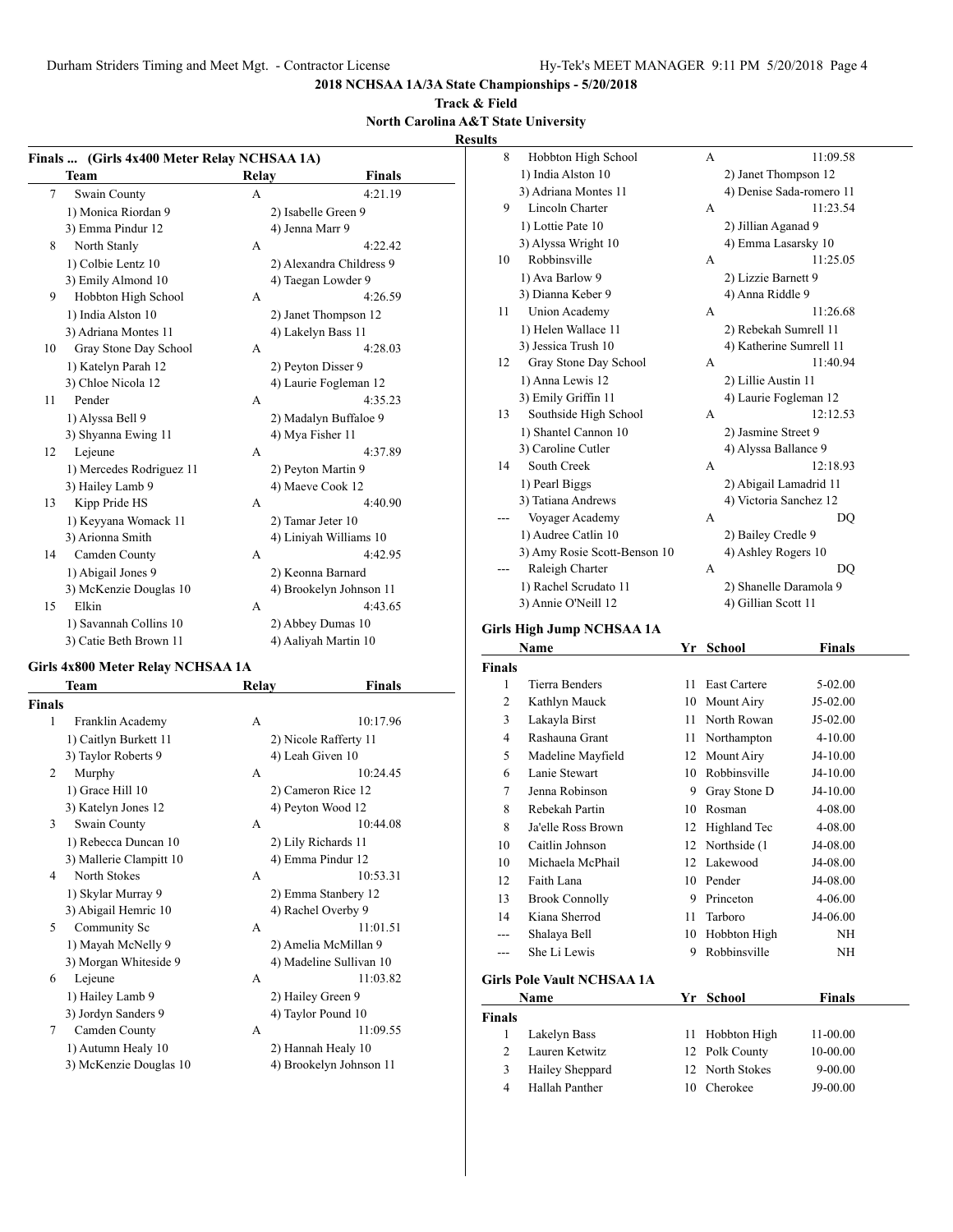**2018 NCHSAA 1A/3A State Championships - 5/20/2018**

**Track & Field**

**North Carolina A&T State University**

**Results**

### Finals ... (Girls 4x400 Meter Relay NCHSAA 1A)

| | Team | Relay | Finals |
|---|---|---|---|
| 7 | Swain County | A | 4:21.19 |
| | 1) Monica Riordan 9 | 2) Isabelle Green 9 | |
| | 3) Emma Pindur 12 | 4) Jenna Marr 9 | |
| 8 | North Stanly | A | 4:22.42 |
| | 1) Colbie Lentz 10 | 2) Alexandra Childress 9 | |
| | 3) Emily Almond 10 | 4) Taegan Lowder 9 | |
| 9 | Hobbton High School | A | 4:26.59 |
| | 1) India Alston 10 | 2) Janet Thompson 12 | |
| | 3) Adriana Montes 11 | 4) Lakelyn Bass 11 | |
| 10 | Gray Stone Day School | A | 4:28.03 |
| | 1) Katelyn Parah 12 | 2) Peyton Disser 9 | |
| | 3) Chloe Nicola 12 | 4) Laurie Fogleman 12 | |
| 11 | Pender | A | 4:35.23 |
| | 1) Alyssa Bell 9 | 2) Madalyn Buffaloe 9 | |
| | 3) Shyanna Ewing 11 | 4) Mya Fisher 11 | |
| 12 | Lejeune | A | 4:37.89 |
| | 1) Mercedes Rodriguez 11 | 2) Peyton Martin 9 | |
| | 3) Hailey Lamb 9 | 4) Maeve Cook 12 | |
| 13 | Kipp Pride HS | A | 4:40.90 |
| | 1) Keyyana Womack 11 | 2) Tamar Jeter 10 | |
| | 3) Arionna Smith | 4) Liniyah Williams 10 | |
| 14 | Camden County | A | 4:42.95 |
| | 1) Abigail Jones 9 | 2) Keonna Barnard | |
| | 3) McKenzie Douglas 10 | 4) Brookelyn Johnson 11 | |
| 15 | Elkin | A | 4:43.65 |
| | 1) Savannah Collins 10 | 2) Abbey Dumas 10 | |
| | 3) Catie Beth Brown 11 | 4) Aaliyah Martin 10 | |

### Girls 4x800 Meter Relay NCHSAA 1A

| | Team | Relay | Finals |
|---|---|---|---|
| **Finals** | | | |
| 1 | Franklin Academy | A | 10:17.96 |
| | 1) Caitlyn Burkett 11 | 2) Nicole Rafferty 11 | |
| | 3) Taylor Roberts 9 | 4) Leah Given 10 | |
| 2 | Murphy | A | 10:24.45 |
| | 1) Grace Hill 10 | 2) Cameron Rice 12 | |
| | 3) Katelyn Jones 12 | 4) Peyton Wood 12 | |
| 3 | Swain County | A | 10:44.08 |
| | 1) Rebecca Duncan 10 | 2) Lily Richards 11 | |
| | 3) Mallerie Clampitt 10 | 4) Emma Pindur 12 | |
| 4 | North Stokes | A | 10:53.31 |
| | 1) Skylar Murray 9 | 2) Emma Stanbery 12 | |
| | 3) Abigail Hemric 10 | 4) Rachel Overby 9 | |
| 5 | Community Sc | A | 11:01.51 |
| | 1) Mayah McNelly 9 | 2) Amelia McMillan 9 | |
| | 3) Morgan Whiteside 9 | 4) Madeline Sullivan 10 | |
| 6 | Lejeune | A | 11:03.82 |
| | 1) Hailey Lamb 9 | 2) Hailey Green 9 | |
| | 3) Jordyn Sanders 9 | 4) Taylor Pound 10 | |
| 7 | Camden County | A | 11:09.55 |
| | 1) Autumn Healy 10 | 2) Hannah Healy 10 | |
| | 3) McKenzie Douglas 10 | 4) Brookelyn Johnson 11 | |
| 8 | Hobbton High School | A | 11:09.58 |
| | 1) India Alston 10 | 2) Janet Thompson 12 | |
| | 3) Adriana Montes 11 | 4) Denise Sada-romero 11 | |
| 9 | Lincoln Charter | A | 11:23.54 |
| | 1) Lottie Pate 10 | 2) Jillian Aganad 9 | |
| | 3) Alyssa Wright 10 | 4) Emma Lasarsky 10 | |
| 10 | Robbinsville | A | 11:25.05 |
| | 1) Ava Barlow 9 | 2) Lizzie Barnett 9 | |
| | 3) Dianna Keber 9 | 4) Anna Riddle 9 | |
| 11 | Union Academy | A | 11:26.68 |
| | 1) Helen Wallace 11 | 2) Rebekah Sumrell 11 | |
| | 3) Jessica Trush 10 | 4) Katherine Sumrell 11 | |
| 12 | Gray Stone Day School | A | 11:40.94 |
| | 1) Anna Lewis 12 | 2) Lillie Austin 11 | |
| | 3) Emily Griffin 11 | 4) Laurie Fogleman 12 | |
| 13 | Southside High School | A | 12:12.53 |
| | 1) Shantel Cannon 10 | 2) Jasmine Street 9 | |
| | 3) Caroline Cutler | 4) Alyssa Ballance 9 | |
| 14 | South Creek | A | 12:18.93 |
| | 1) Pearl Biggs | 2) Abigail Lamadrid 11 | |
| | 3) Tatiana Andrews | 4) Victoria Sanchez 12 | |
| --- | Voyager Academy | A | DQ |
| | 1) Audree Catlin 10 | 2) Bailey Credle 9 | |
| | 3) Amy Rosie Scott-Benson 10 | 4) Ashley Rogers 10 | |
| --- | Raleigh Charter | A | DQ |
| | 1) Rachel Scrudato 11 | 2) Shanelle Daramola 9 | |
| | 3) Annie O'Neill 12 | 4) Gillian Scott 11 | |

### Girls High Jump NCHSAA 1A

| | Name | Yr | School | Finals |
|---|---|---|---|---|
| **Finals** | | | | |
| 1 | Tierra Benders | 11 | East Cartere | 5-02.00 |
| 2 | Kathlyn Mauck | 10 | Mount Airy | J5-02.00 |
| 3 | Lakayla Birst | 11 | North Rowan | J5-02.00 |
| 4 | Rashauna Grant | 11 | Northampton | 4-10.00 |
| 5 | Madeline Mayfield | 12 | Mount Airy | J4-10.00 |
| 6 | Lanie Stewart | 10 | Robbinsville | J4-10.00 |
| 7 | Jenna Robinson | 9 | Gray Stone D | J4-10.00 |
| 8 | Rebekah Partin | 10 | Rosman | 4-08.00 |
| 8 | Ja'elle Ross Brown | 12 | Highland Tec | 4-08.00 |
| 10 | Caitlin Johnson | 12 | Northside (1 | J4-08.00 |
| 10 | Michaela McPhail | 12 | Lakewood | J4-08.00 |
| 12 | Faith Lana | 10 | Pender | J4-08.00 |
| 13 | Brook Connolly | 9 | Princeton | 4-06.00 |
| 14 | Kiana Sherrod | 11 | Tarboro | J4-06.00 |
| --- | Shalaya Bell | 10 | Hobbton High | NH |
| --- | She Li Lewis | 9 | Robbinsville | NH |

### Girls Pole Vault NCHSAA 1A

| | Name | Yr | School | Finals |
|---|---|---|---|---|
| **Finals** | | | | |
| 1 | Lakelyn Bass | 11 | Hobbton High | 11-00.00 |
| 2 | Lauren Ketwitz | 12 | Polk County | 10-00.00 |
| 3 | Hailey Sheppard | 12 | North Stokes | 9-00.00 |
| 4 | Hallah Panther | 10 | Cherokee | J9-00.00 |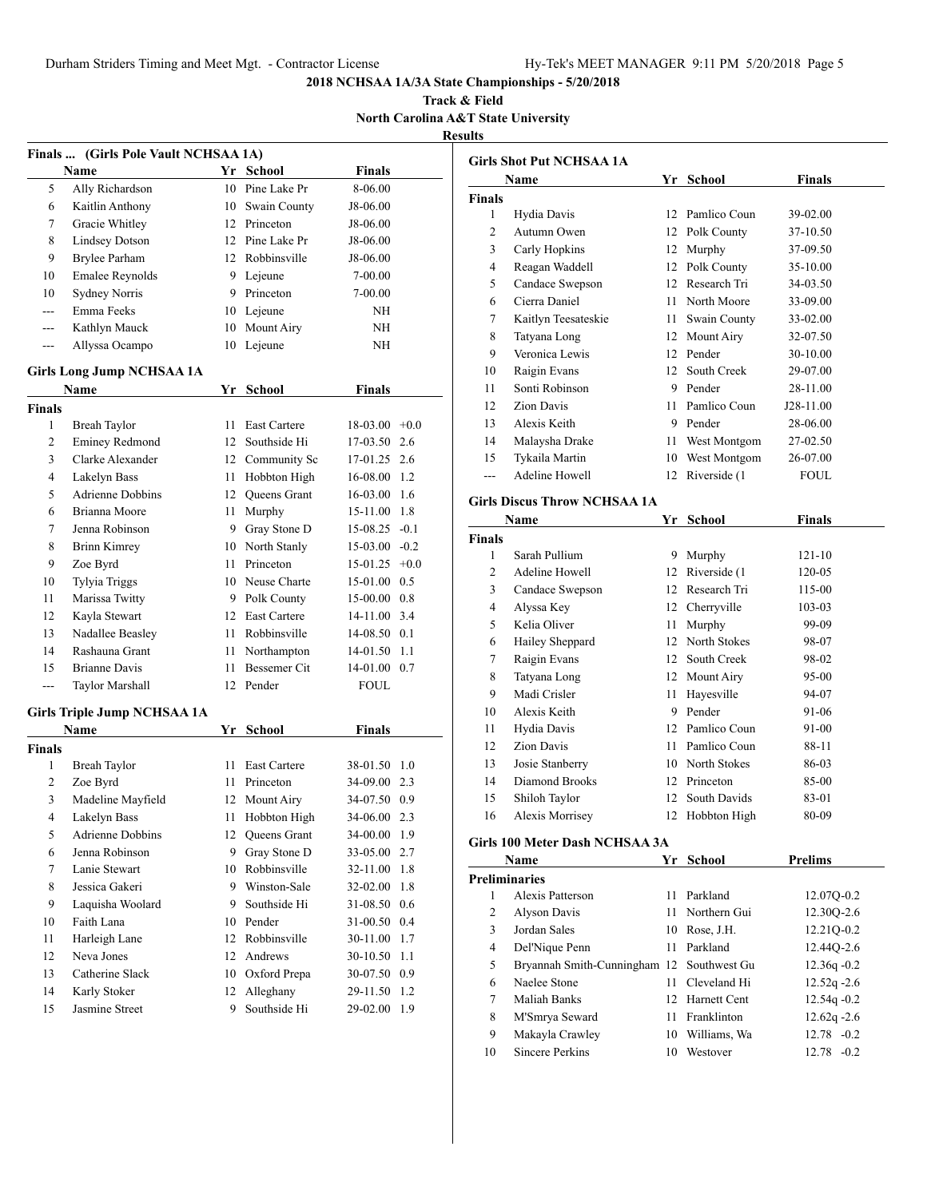# 2018 NCHSAA 1A/3A State Championships - 5/20/2018

**Track & Field**

**North Carolina A&T State University**

**Results**

### Finals ... (Girls Pole Vault NCHSAA 1A)

| | Name | Yr | School | Finals |
|---|---|---|---|---|
| 5 | Ally Richardson | 10 | Pine Lake Pr | 8-06.00 |
| 6 | Kaitlin Anthony | 10 | Swain County | J8-06.00 |
| 7 | Gracie Whitley | 12 | Princeton | J8-06.00 |
| 8 | Lindsey Dotson | 12 | Pine Lake Pr | J8-06.00 |
| 9 | Brylee Parham | 12 | Robbinsville | J8-06.00 |
| 10 | Emalee Reynolds | 9 | Lejeune | 7-00.00 |
| 10 | Sydney Norris | 9 | Princeton | 7-00.00 |
| --- | Emma Feeks | 10 | Lejeune | NH |
| --- | Kathlyn Mauck | 10 | Mount Airy | NH |
| --- | Allyssa Ocampo | 10 | Lejeune | NH |

### Girls Long Jump NCHSAA 1A

| | Name | Yr | School | Finals | |
|---|---|---|---|---|---|
| **Finals** | | | | | |
| 1 | Breah Taylor | 11 | East Cartere | 18-03.00 | +0.0 |
| 2 | Eminey Redmond | 12 | Southside Hi | 17-03.50 | 2.6 |
| 3 | Clarke Alexander | 12 | Community Sc | 17-01.25 | 2.6 |
| 4 | Lakelyn Bass | 11 | Hobbton High | 16-08.00 | 1.2 |
| 5 | Adrienne Dobbins | 12 | Queens Grant | 16-03.00 | 1.6 |
| 6 | Brianna Moore | 11 | Murphy | 15-11.00 | 1.8 |
| 7 | Jenna Robinson | 9 | Gray Stone D | 15-08.25 | -0.1 |
| 8 | Brinn Kimrey | 10 | North Stanly | 15-03.00 | -0.2 |
| 9 | Zoe Byrd | 11 | Princeton | 15-01.25 | +0.0 |
| 10 | Tylyia Triggs | 10 | Neuse Charte | 15-01.00 | 0.5 |
| 11 | Marissa Twitty | 9 | Polk County | 15-00.00 | 0.8 |
| 12 | Kayla Stewart | 12 | East Cartere | 14-11.00 | 3.4 |
| 13 | Nadallee Beasley | 11 | Robbinsville | 14-08.50 | 0.1 |
| 14 | Rashauna Grant | 11 | Northampton | 14-01.50 | 1.1 |
| 15 | Brianne Davis | 11 | Bessemer Cit | 14-01.00 | 0.7 |
| --- | Taylor Marshall | 12 | Pender | FOUL | |

### Girls Triple Jump NCHSAA 1A

| | Name | Yr | School | Finals | |
|---|---|---|---|---|---|
| **Finals** | | | | | |
| 1 | Breah Taylor | 11 | East Cartere | 38-01.50 | 1.0 |
| 2 | Zoe Byrd | 11 | Princeton | 34-09.00 | 2.3 |
| 3 | Madeline Mayfield | 12 | Mount Airy | 34-07.50 | 0.9 |
| 4 | Lakelyn Bass | 11 | Hobbton High | 34-06.00 | 2.3 |
| 5 | Adrienne Dobbins | 12 | Queens Grant | 34-00.00 | 1.9 |
| 6 | Jenna Robinson | 9 | Gray Stone D | 33-05.00 | 2.7 |
| 7 | Lanie Stewart | 10 | Robbinsville | 32-11.00 | 1.8 |
| 8 | Jessica Gakeri | 9 | Winston-Sale | 32-02.00 | 1.8 |
| 9 | Laquisha Woolard | 9 | Southside Hi | 31-08.50 | 0.6 |
| 10 | Faith Lana | 10 | Pender | 31-00.50 | 0.4 |
| 11 | Harleigh Lane | 12 | Robbinsville | 30-11.00 | 1.7 |
| 12 | Neva Jones | 12 | Andrews | 30-10.50 | 1.1 |
| 13 | Catherine Slack | 10 | Oxford Prepa | 30-07.50 | 0.9 |
| 14 | Karly Stoker | 12 | Alleghany | 29-11.50 | 1.2 |
| 15 | Jasmine Street | 9 | Southside Hi | 29-02.00 | 1.9 |

### Girls Shot Put NCHSAA 1A

| | Name | Yr | School | Finals |
|---|---|---|---|---|
| **Finals** | | | | |
| 1 | Hydia Davis | 12 | Pamlico Coun | 39-02.00 |
| 2 | Autumn Owen | 12 | Polk County | 37-10.50 |
| 3 | Carly Hopkins | 12 | Murphy | 37-09.50 |
| 4 | Reagan Waddell | 12 | Polk County | 35-10.00 |
| 5 | Candace Swepson | 12 | Research Tri | 34-03.50 |
| 6 | Cierra Daniel | 11 | North Moore | 33-09.00 |
| 7 | Kaitlyn Teesateskie | 11 | Swain County | 33-02.00 |
| 8 | Tatyana Long | 12 | Mount Airy | 32-07.50 |
| 9 | Veronica Lewis | 12 | Pender | 30-10.00 |
| 10 | Raigin Evans | 12 | South Creek | 29-07.00 |
| 11 | Sonti Robinson | 9 | Pender | 28-11.00 |
| 12 | Zion Davis | 11 | Pamlico Coun | J28-11.00 |
| 13 | Alexis Keith | 9 | Pender | 28-06.00 |
| 14 | Malaysha Drake | 11 | West Montgom | 27-02.50 |
| 15 | Tykaila Martin | 10 | West Montgom | 26-07.00 |
| --- | Adeline Howell | 12 | Riverside (1 | FOUL |

### Girls Discus Throw NCHSAA 1A

| | Name | Yr | School | Finals |
|---|---|---|---|---|
| **Finals** | | | | |
| 1 | Sarah Pullium | 9 | Murphy | 121-10 |
| 2 | Adeline Howell | 12 | Riverside (1 | 120-05 |
| 3 | Candace Swepson | 12 | Research Tri | 115-00 |
| 4 | Alyssa Key | 12 | Cherryville | 103-03 |
| 5 | Kelia Oliver | 11 | Murphy | 99-09 |
| 6 | Hailey Sheppard | 12 | North Stokes | 98-07 |
| 7 | Raigin Evans | 12 | South Creek | 98-02 |
| 8 | Tatyana Long | 12 | Mount Airy | 95-00 |
| 9 | Madi Crisler | 11 | Hayesville | 94-07 |
| 10 | Alexis Keith | 9 | Pender | 91-06 |
| 11 | Hydia Davis | 12 | Pamlico Coun | 91-00 |
| 12 | Zion Davis | 11 | Pamlico Coun | 88-11 |
| 13 | Josie Stanberry | 10 | North Stokes | 86-03 |
| 14 | Diamond Brooks | 12 | Princeton | 85-00 |
| 15 | Shiloh Taylor | 12 | South Davids | 83-01 |
| 16 | Alexis Morrisey | 12 | Hobbton High | 80-09 |

### Girls 100 Meter Dash NCHSAA 3A

| | Name | Yr | School | Prelims | |
|---|---|---|---|---|---|
| **Preliminaries** | | | | | |
| 1 | Alexis Patterson | 11 | Parkland | 12.07Q | -0.2 |
| 2 | Alyson Davis | 11 | Northern Gui | 12.30Q | -2.6 |
| 3 | Jordan Sales | 10 | Rose, J.H. | 12.21Q | -0.2 |
| 4 | Del'Nique Penn | 11 | Parkland | 12.44Q | -2.6 |
| 5 | Bryannah Smith-Cunningham | 12 | Southwest Gu | 12.36q | -0.2 |
| 6 | Naelee Stone | 11 | Cleveland Hi | 12.52q | -2.6 |
| 7 | Maliah Banks | 12 | Harnett Cent | 12.54q | -0.2 |
| 8 | M'Smrya Seward | 11 | Franklinton | 12.62q | -2.6 |
| 9 | Makayla Crawley | 10 | Williams, Wa | 12.78 | -0.2 |
| 10 | Sincere Perkins | 10 | Westover | 12.78 | -0.2 |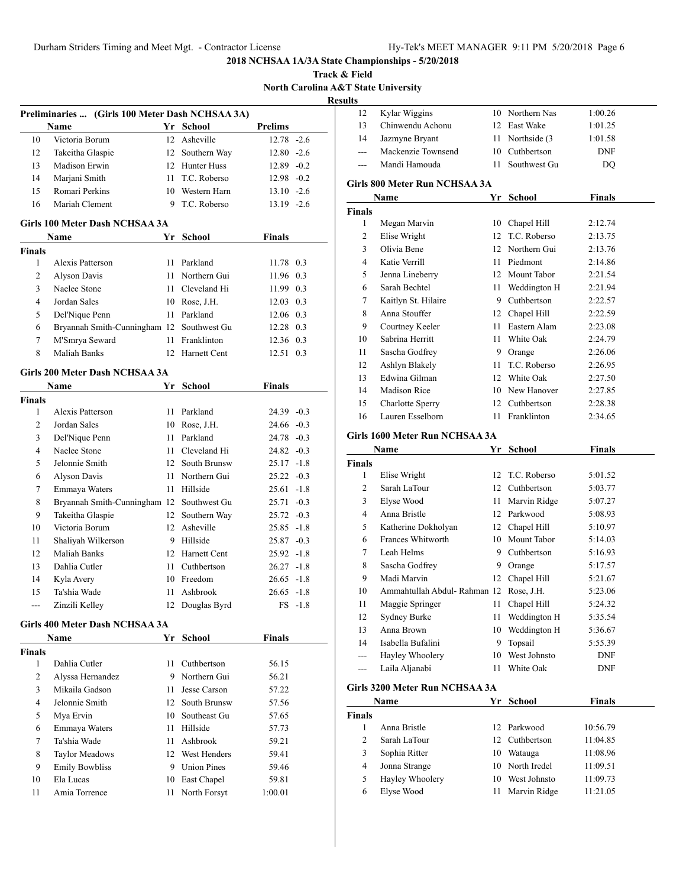**2018 NCHSAA 1A/3A State Championships - 5/20/2018**

**Track & Field**

**North Carolina A&T State University**

**Results**

### Preliminaries ... (Girls 100 Meter Dash NCHSAA 3A)

| | Name | Yr | School | Prelims | |
|---|---|---|---|---|---|
| 10 | Victoria Borum | 12 | Asheville | 12.78 | -2.6 |
| 12 | Takeitha Glaspie | 12 | Southern Way | 12.80 | -2.6 |
| 13 | Madison Erwin | 12 | Hunter Huss | 12.89 | -0.2 |
| 14 | Marjani Smith | 11 | T.C. Roberso | 12.98 | -0.2 |
| 15 | Romari Perkins | 10 | Western Harn | 13.10 | -2.6 |
| 16 | Mariah Clement | 9 | T.C. Roberso | 13.19 | -2.6 |

### Girls 100 Meter Dash NCHSAA 3A

| | Name | Yr | School | Finals | |
|---|---|---|---|---|---|
| **Finals** | | | | | |
| 1 | Alexis Patterson | 11 | Parkland | 11.78 | 0.3 |
| 2 | Alyson Davis | 11 | Northern Gui | 11.96 | 0.3 |
| 3 | Naelee Stone | 11 | Cleveland Hi | 11.99 | 0.3 |
| 4 | Jordan Sales | 10 | Rose, J.H. | 12.03 | 0.3 |
| 5 | Del'Nique Penn | 11 | Parkland | 12.06 | 0.3 |
| 6 | Bryannah Smith-Cunningham | 12 | Southwest Gu | 12.28 | 0.3 |
| 7 | M'Smrya Seward | 11 | Franklinton | 12.36 | 0.3 |
| 8 | Maliah Banks | 12 | Harnett Cent | 12.51 | 0.3 |

### Girls 200 Meter Dash NCHSAA 3A

| | Name | Yr | School | Finals | |
|---|---|---|---|---|---|
| **Finals** | | | | | |
| 1 | Alexis Patterson | 11 | Parkland | 24.39 | -0.3 |
| 2 | Jordan Sales | 10 | Rose, J.H. | 24.66 | -0.3 |
| 3 | Del'Nique Penn | 11 | Parkland | 24.78 | -0.3 |
| 4 | Naelee Stone | 11 | Cleveland Hi | 24.82 | -0.3 |
| 5 | Jelonnie Smith | 12 | South Brunsw | 25.17 | -1.8 |
| 6 | Alyson Davis | 11 | Northern Gui | 25.22 | -0.3 |
| 7 | Emmaya Waters | 11 | Hillside | 25.61 | -1.8 |
| 8 | Bryannah Smith-Cunningham | 12 | Southwest Gu | 25.71 | -0.3 |
| 9 | Takeitha Glaspie | 12 | Southern Way | 25.72 | -0.3 |
| 10 | Victoria Borum | 12 | Asheville | 25.85 | -1.8 |
| 11 | Shaliyah Wilkerson | 9 | Hillside | 25.87 | -0.3 |
| 12 | Maliah Banks | 12 | Harnett Cent | 25.92 | -1.8 |
| 13 | Dahlia Cutler | 11 | Cuthbertson | 26.27 | -1.8 |
| 14 | Kyla Avery | 10 | Freedom | 26.65 | -1.8 |
| 15 | Ta'shia Wade | 11 | Ashbrook | 26.65 | -1.8 |
| --- | Zinzili Kelley | 12 | Douglas Byrd | FS | -1.8 |

### Girls 400 Meter Dash NCHSAA 3A

| | Name | Yr | School | Finals |
|---|---|---|---|---|
| **Finals** | | | | |
| 1 | Dahlia Cutler | 11 | Cuthbertson | 56.15 |
| 2 | Alyssa Hernandez | 9 | Northern Gui | 56.21 |
| 3 | Mikaila Gadson | 11 | Jesse Carson | 57.22 |
| 4 | Jelonnie Smith | 12 | South Brunsw | 57.56 |
| 5 | Mya Ervin | 10 | Southeast Gu | 57.65 |
| 6 | Emmaya Waters | 11 | Hillside | 57.73 |
| 7 | Ta'shia Wade | 11 | Ashbrook | 59.21 |
| 8 | Taylor Meadows | 12 | West Henders | 59.41 |
| 9 | Emily Bowbliss | 9 | Union Pines | 59.46 |
| 10 | Ela Lucas | 10 | East Chapel | 59.81 |
| 11 | Amia Torrence | 11 | North Forsyt | 1:00.01 |
| 12 | Kylar Wiggins | 10 | Northern Nas | 1:00.26 |
| 13 | Chinwendu Achonu | 12 | East Wake | 1:01.25 |
| 14 | Jazmyne Bryant | 11 | Northside (3 | 1:01.58 |
| --- | Mackenzie Townsend | 10 | Cuthbertson | DNF |
| --- | Mandi Hamouda | 11 | Southwest Gu | DQ |

### Girls 800 Meter Run NCHSAA 3A

| | Name | Yr | School | Finals |
|---|---|---|---|---|
| **Finals** | | | | |
| 1 | Megan Marvin | 10 | Chapel Hill | 2:12.74 |
| 2 | Elise Wright | 12 | T.C. Roberso | 2:13.75 |
| 3 | Olivia Bene | 12 | Northern Gui | 2:13.76 |
| 4 | Katie Verrill | 11 | Piedmont | 2:14.86 |
| 5 | Jenna Lineberry | 12 | Mount Tabor | 2:21.54 |
| 6 | Sarah Bechtel | 11 | Weddington H | 2:21.94 |
| 7 | Kaitlyn St. Hilaire | 9 | Cuthbertson | 2:22.57 |
| 8 | Anna Stouffer | 12 | Chapel Hill | 2:22.59 |
| 9 | Courtney Keeler | 11 | Eastern Alam | 2:23.08 |
| 10 | Sabrina Herritt | 11 | White Oak | 2:24.79 |
| 11 | Sascha Godfrey | 9 | Orange | 2:26.06 |
| 12 | Ashlyn Blakely | 11 | T.C. Roberso | 2:26.95 |
| 13 | Edwina Gilman | 12 | White Oak | 2:27.50 |
| 14 | Madison Rice | 10 | New Hanover | 2:27.85 |
| 15 | Charlotte Sperry | 12 | Cuthbertson | 2:28.38 |
| 16 | Lauren Esselborn | 11 | Franklinton | 2:34.65 |

### Girls 1600 Meter Run NCHSAA 3A

| | Name | Yr | School | Finals |
|---|---|---|---|---|
| **Finals** | | | | |
| 1 | Elise Wright | 12 | T.C. Roberso | 5:01.52 |
| 2 | Sarah LaTour | 12 | Cuthbertson | 5:03.77 |
| 3 | Elyse Wood | 11 | Marvin Ridge | 5:07.27 |
| 4 | Anna Bristle | 12 | Parkwood | 5:08.93 |
| 5 | Katherine Dokholyan | 12 | Chapel Hill | 5:10.97 |
| 6 | Frances Whitworth | 10 | Mount Tabor | 5:14.03 |
| 7 | Leah Helms | 9 | Cuthbertson | 5:16.93 |
| 8 | Sascha Godfrey | 9 | Orange | 5:17.57 |
| 9 | Madi Marvin | 12 | Chapel Hill | 5:21.67 |
| 10 | Ammahtullah Abdul- Rahman | 12 | Rose, J.H. | 5:23.06 |
| 11 | Maggie Springer | 11 | Chapel Hill | 5:24.32 |
| 12 | Sydney Burke | 11 | Weddington H | 5:35.54 |
| 13 | Anna Brown | 10 | Weddington H | 5:36.67 |
| 14 | Isabella Bufalini | 9 | Topsail | 5:55.39 |
| --- | Hayley Whoolery | 10 | West Johnsto | DNF |
| --- | Laila Aljanabi | 11 | White Oak | DNF |

### Girls 3200 Meter Run NCHSAA 3A

| | Name | Yr | School | Finals |
|---|---|---|---|---|
| **Finals** | | | | |
| 1 | Anna Bristle | 12 | Parkwood | 10:56.79 |
| 2 | Sarah LaTour | 12 | Cuthbertson | 11:04.85 |
| 3 | Sophia Ritter | 10 | Watauga | 11:08.96 |
| 4 | Jonna Strange | 10 | North Iredel | 11:09.51 |
| 5 | Hayley Whoolery | 10 | West Johnsto | 11:09.73 |
| 6 | Elyse Wood | 11 | Marvin Ridge | 11:21.05 |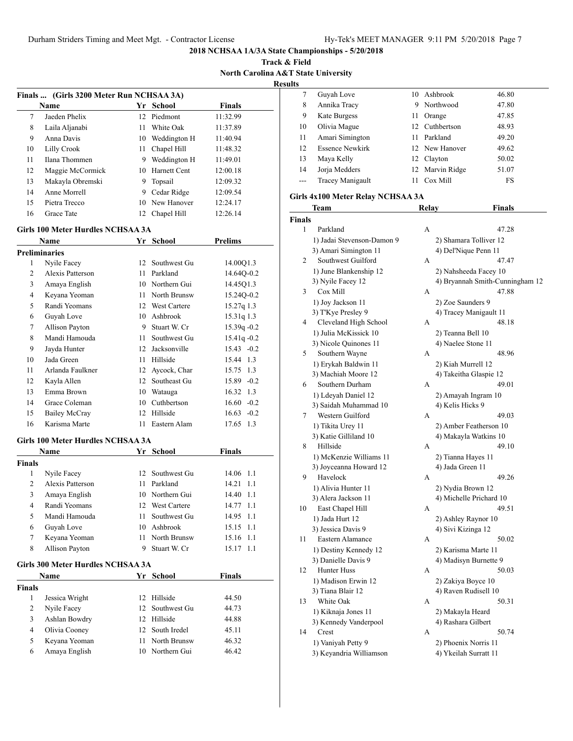# 2018 NCHSAA 1A/3A State Championships - 5/20/2018

## Track & Field

## North Carolina A&T State University

## Results

### Finals ... (Girls 3200 Meter Run NCHSAA 3A)

| | Name | Yr | School | Finals |
|---|---|---|---|---|
| 7 | Jaeden Phelix | 12 | Piedmont | 11:32.99 |
| 8 | Laila Aljanabi | 11 | White Oak | 11:37.89 |
| 9 | Anna Davis | 10 | Weddington H | 11:40.94 |
| 10 | Lilly Crook | 11 | Chapel Hill | 11:48.32 |
| 11 | Ilana Thommen | 9 | Weddington H | 11:49.01 |
| 12 | Maggie McCormick | 10 | Harnett Cent | 12:00.18 |
| 13 | Makayla Obremski | 9 | Topsail | 12:09.32 |
| 14 | Anne Morrell | 9 | Cedar Ridge | 12:09.54 |
| 15 | Pietra Trecco | 10 | New Hanover | 12:24.17 |
| 16 | Grace Tate | 12 | Chapel Hill | 12:26.14 |

### Girls 100 Meter Hurdles NCHSAA 3A

| | Name | Yr | School | Prelims | Wind |
|---|---|---|---|---|---|
| **Preliminaries** | | | | | |
| 1 | Nyile Facey | 12 | Southwest Gu | 14.00Q | 1.3 |
| 2 | Alexis Patterson | 11 | Parkland | 14.64Q | -0.2 |
| 3 | Amaya English | 10 | Northern Gui | 14.45Q | 1.3 |
| 4 | Keyana Yeoman | 11 | North Brunsw | 15.24Q | -0.2 |
| 5 | Randi Yeomans | 12 | West Cartere | 15.27q | 1.3 |
| 6 | Guyah Love | 10 | Ashbrook | 15.31q | 1.3 |
| 7 | Allison Payton | 9 | Stuart W. Cr | 15.39q | -0.2 |
| 8 | Mandi Hamouda | 11 | Southwest Gu | 15.41q | -0.2 |
| 9 | Jayda Hunter | 12 | Jacksonville | 15.43 | -0.2 |
| 10 | Jada Green | 11 | Hillside | 15.44 | 1.3 |
| 11 | Arlanda Faulkner | 12 | Aycock, Char | 15.75 | 1.3 |
| 12 | Kayla Allen | 12 | Southeast Gu | 15.89 | -0.2 |
| 13 | Emma Brown | 10 | Watauga | 16.32 | 1.3 |
| 14 | Grace Coleman | 10 | Cuthbertson | 16.60 | -0.2 |
| 15 | Bailey McCray | 12 | Hillside | 16.63 | -0.2 |
| 16 | Karisma Marte | 11 | Eastern Alam | 17.65 | 1.3 |

### Girls 100 Meter Hurdles NCHSAA 3A

| | Name | Yr | School | Finals | Wind |
|---|---|---|---|---|---|
| **Finals** | | | | | |
| 1 | Nyile Facey | 12 | Southwest Gu | 14.06 | 1.1 |
| 2 | Alexis Patterson | 11 | Parkland | 14.21 | 1.1 |
| 3 | Amaya English | 10 | Northern Gui | 14.40 | 1.1 |
| 4 | Randi Yeomans | 12 | West Cartere | 14.77 | 1.1 |
| 5 | Mandi Hamouda | 11 | Southwest Gu | 14.95 | 1.1 |
| 6 | Guyah Love | 10 | Ashbrook | 15.15 | 1.1 |
| 7 | Keyana Yeoman | 11 | North Brunsw | 15.16 | 1.1 |
| 8 | Allison Payton | 9 | Stuart W. Cr | 15.17 | 1.1 |

### Girls 300 Meter Hurdles NCHSAA 3A

| | Name | Yr | School | Finals |
|---|---|---|---|---|
| **Finals** | | | | |
| 1 | Jessica Wright | 12 | Hillside | 44.50 |
| 2 | Nyile Facey | 12 | Southwest Gu | 44.73 |
| 3 | Ashlan Bowdry | 12 | Hillside | 44.88 |
| 4 | Olivia Cooney | 12 | South Iredel | 45.11 |
| 5 | Keyana Yeoman | 11 | North Brunsw | 46.32 |
| 6 | Amaya English | 10 | Northern Gui | 46.42 |
| 7 | Guyah Love | 10 | Ashbrook | 46.80 |
| 8 | Annika Tracy | 9 | Northwood | 47.80 |
| 9 | Kate Burgess | 11 | Orange | 47.85 |
| 10 | Olivia Mague | 12 | Cuthbertson | 48.93 |
| 11 | Amari Simington | 11 | Parkland | 49.20 |
| 12 | Essence Newkirk | 12 | New Hanover | 49.62 |
| 13 | Maya Kelly | 12 | Clayton | 50.02 |
| 14 | Jorja Medders | 12 | Marvin Ridge | 51.07 |
| --- | Tracey Manigault | 11 | Cox Mill | FS |

### Girls 4x100 Meter Relay NCHSAA 3A

| | Team | Relay | Finals |
|---|---|---|---|
| **Finals** | | | |
| 1 | Parkland | A | 47.28 |
| | 1) Jadai Stevenson-Damon 9 | 2) Shamara Tolliver 12 | |
| | 3) Amari Simington 11 | 4) Del'Nique Penn 11 | |
| 2 | Southwest Guilford | A | 47.47 |
| | 1) June Blankenship 12 | 2) Nahsheeda Facey 10 | |
| | 3) Nyile Facey 12 | 4) Bryannah Smith-Cunningham 12 | |
| 3 | Cox Mill | A | 47.88 |
| | 1) Joy Jackson 11 | 2) Zoe Saunders 9 | |
| | 3) T'Kye Presley 9 | 4) Tracey Manigault 11 | |
| 4 | Cleveland High School | A | 48.18 |
| | 1) Julia McKissick 10 | 2) Teanna Bell 10 | |
| | 3) Nicole Quinones 11 | 4) Naelee Stone 11 | |
| 5 | Southern Wayne | A | 48.96 |
| | 1) Erykah Baldwin 11 | 2) Kiah Murrell 12 | |
| | 3) Machiah Moore 12 | 4) Takeitha Glaspie 12 | |
| 6 | Southern Durham | A | 49.01 |
| | 1) Ldeyah Daniel 12 | 2) Amayah Ingram 10 | |
| | 3) Saidah Muhammad 10 | 4) Kelis Hicks 9 | |
| 7 | Western Guilford | A | 49.03 |
| | 1) Tikita Urey 11 | 2) Amber Featherson 10 | |
| | 3) Katie Gilliland 10 | 4) Makayla Watkins 10 | |
| 8 | Hillside | A | 49.10 |
| | 1) McKenzie Williams 11 | 2) Tianna Hayes 11 | |
| | 3) Joyceanna Howard 12 | 4) Jada Green 11 | |
| 9 | Havelock | A | 49.26 |
| | 1) Alivia Hunter 11 | 2) Nydia Brown 12 | |
| | 3) Alera Jackson 11 | 4) Michelle Prichard 10 | |
| 10 | East Chapel Hill | A | 49.51 |
| | 1) Jada Hurt 12 | 2) Ashley Raynor 10 | |
| | 3) Jessica Davis 9 | 4) Sivi Kizinga 12 | |
| 11 | Eastern Alamance | A | 50.02 |
| | 1) Destiny Kennedy 12 | 2) Karisma Marte 11 | |
| | 3) Danielle Davis 9 | 4) Madisyn Burnette 9 | |
| 12 | Hunter Huss | A | 50.03 |
| | 1) Madison Erwin 12 | 2) Zakiya Boyce 10 | |
| | 3) Tiana Blair 12 | 4) Raven Rudisell 10 | |
| 13 | White Oak | A | 50.31 |
| | 1) Kiknaja Jones 11 | 2) Makayla Heard | |
| | 3) Kennedy Vanderpool | 4) Rashara Gilbert | |
| 14 | Crest | A | 50.74 |
| | 1) Vaniyah Petty 9 | 2) Phoenix Norris 11 | |
| | 3) Keyandria Williamson | 4) Ykeilah Surratt 11 | |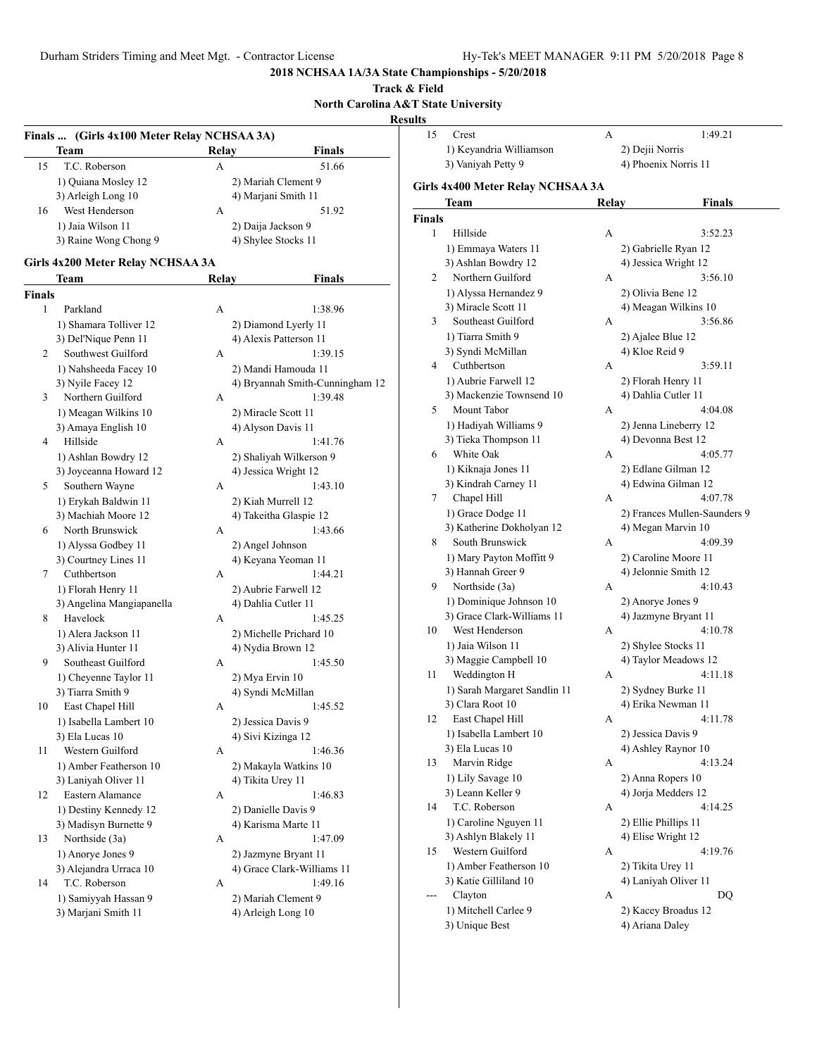## 2018 NCHSAA 1A/3A State Championships - 5/20/2018

**Track & Field**

**North Carolina A&T State University**

**Results**

### Finals ... (Girls 4x100 Meter Relay NCHSAA 3A)

| | Team | Relay | Finals |
|---|---|---|---|
| 15 | T.C. Roberson | A | 51.66 |
| | 1) Quiana Mosley 12 | 2) Mariah Clement 9 | |
| | 3) Arleigh Long 10 | 4) Marjani Smith 11 | |
| 16 | West Henderson | A | 51.92 |
| | 1) Jaia Wilson 11 | 2) Daija Jackson 9 | |
| | 3) Raine Wong Chong 9 | 4) Shylee Stocks 11 | |

### Girls 4x200 Meter Relay NCHSAA 3A

| | Team | Relay | Finals |
|---|---|---|---|
| **Finals** | | | |
| 1 | Parkland | A | 1:38.96 |
| | 1) Shamara Tolliver 12 | 2) Diamond Lyerly 11 | |
| | 3) Del'Nique Penn 11 | 4) Alexis Patterson 11 | |
| 2 | Southwest Guilford | A | 1:39.15 |
| | 1) Nahsheeda Facey 10 | 2) Mandi Hamouda 11 | |
| | 3) Nyile Facey 12 | 4) Bryannah Smith-Cunningham 12 | |
| 3 | Northern Guilford | A | 1:39.48 |
| | 1) Meagan Wilkins 10 | 2) Miracle Scott 11 | |
| | 3) Amaya English 10 | 4) Alyson Davis 11 | |
| 4 | Hillside | A | 1:41.76 |
| | 1) Ashlan Bowdry 12 | 2) Shaliyah Wilkerson 9 | |
| | 3) Joyceanna Howard 12 | 4) Jessica Wright 12 | |
| 5 | Southern Wayne | A | 1:43.10 |
| | 1) Erykah Baldwin 11 | 2) Kiah Murrell 12 | |
| | 3) Machiah Moore 12 | 4) Takeitha Glaspie 12 | |
| 6 | North Brunswick | A | 1:43.66 |
| | 1) Alyssa Godbey 11 | 2) Angel Johnson | |
| | 3) Courtney Lines 11 | 4) Keyana Yeoman 11 | |
| 7 | Cuthbertson | A | 1:44.21 |
| | 1) Florah Henry 11 | 2) Aubrie Farwell 12 | |
| | 3) Angelina Mangiapanella | 4) Dahlia Cutler 11 | |
| 8 | Havelock | A | 1:45.25 |
| | 1) Alera Jackson 11 | 2) Michelle Prichard 10 | |
| | 3) Alivia Hunter 11 | 4) Nydia Brown 12 | |
| 9 | Southeast Guilford | A | 1:45.50 |
| | 1) Cheyenne Taylor 11 | 2) Mya Ervin 10 | |
| | 3) Tiarra Smith 9 | 4) Syndi McMillan | |
| 10 | East Chapel Hill | A | 1:45.52 |
| | 1) Isabella Lambert 10 | 2) Jessica Davis 9 | |
| | 3) Ela Lucas 10 | 4) Sivi Kizinga 12 | |
| 11 | Western Guilford | A | 1:46.36 |
| | 1) Amber Featherson 10 | 2) Makayla Watkins 10 | |
| | 3) Laniyah Oliver 11 | 4) Tikita Urey 11 | |
| 12 | Eastern Alamance | A | 1:46.83 |
| | 1) Destiny Kennedy 12 | 2) Danielle Davis 9 | |
| | 3) Madisyn Burnette 9 | 4) Karisma Marte 11 | |
| 13 | Northside (3a) | A | 1:47.09 |
| | 1) Anorye Jones 9 | 2) Jazmyne Bryant 11 | |
| | 3) Alejandra Urraca 10 | 4) Grace Clark-Williams 11 | |
| 14 | T.C. Roberson | A | 1:49.16 |
| | 1) Samiyyah Hassan 9 | 2) Mariah Clement 9 | |
| | 3) Marjani Smith 11 | 4) Arleigh Long 10 | |
| 15 | Crest | A | 1:49.21 |
| | 1) Keyandria Williamson | 2) Dejii Norris | |
| | 3) Vaniyah Petty 9 | 4) Phoenix Norris 11 | |

### Girls 4x400 Meter Relay NCHSAA 3A

| | Team | Relay | Finals |
|---|---|---|---|
| **Finals** | | | |
| 1 | Hillside | A | 3:52.23 |
| | 1) Emmaya Waters 11 | 2) Gabrielle Ryan 12 | |
| | 3) Ashlan Bowdry 12 | 4) Jessica Wright 12 | |
| 2 | Northern Guilford | A | 3:56.10 |
| | 1) Alyssa Hernandez 9 | 2) Olivia Bene 12 | |
| | 3) Miracle Scott 11 | 4) Meagan Wilkins 10 | |
| 3 | Southeast Guilford | A | 3:56.86 |
| | 1) Tiarra Smith 9 | 2) Ajalee Blue 12 | |
| | 3) Syndi McMillan | 4) Kloe Reid 9 | |
| 4 | Cuthbertson | A | 3:59.11 |
| | 1) Aubrie Farwell 12 | 2) Florah Henry 11 | |
| | 3) Mackenzie Townsend 10 | 4) Dahlia Cutler 11 | |
| 5 | Mount Tabor | A | 4:04.08 |
| | 1) Hadiyah Williams 9 | 2) Jenna Lineberry 12 | |
| | 3) Tieka Thompson 11 | 4) Devonna Best 12 | |
| 6 | White Oak | A | 4:05.77 |
| | 1) Kiknaja Jones 11 | 2) Edlane Gilman 12 | |
| | 3) Kindrah Carney 11 | 4) Edwina Gilman 12 | |
| 7 | Chapel Hill | A | 4:07.78 |
| | 1) Grace Dodge 11 | 2) Frances Mullen-Saunders 9 | |
| | 3) Katherine Dokholyan 12 | 4) Megan Marvin 10 | |
| 8 | South Brunswick | A | 4:09.39 |
| | 1) Mary Payton Moffitt 9 | 2) Caroline Moore 11 | |
| | 3) Hannah Greer 9 | 4) Jelonnie Smith 12 | |
| 9 | Northside (3a) | A | 4:10.43 |
| | 1) Dominique Johnson 10 | 2) Anorye Jones 9 | |
| | 3) Grace Clark-Williams 11 | 4) Jazmyne Bryant 11 | |
| 10 | West Henderson | A | 4:10.78 |
| | 1) Jaia Wilson 11 | 2) Shylee Stocks 11 | |
| | 3) Maggie Campbell 10 | 4) Taylor Meadows 12 | |
| 11 | Weddington H | A | 4:11.18 |
| | 1) Sarah Margaret Sandlin 11 | 2) Sydney Burke 11 | |
| | 3) Clara Root 10 | 4) Erika Newman 11 | |
| 12 | East Chapel Hill | A | 4:11.78 |
| | 1) Isabella Lambert 10 | 2) Jessica Davis 9 | |
| | 3) Ela Lucas 10 | 4) Ashley Raynor 10 | |
| 13 | Marvin Ridge | A | 4:13.24 |
| | 1) Lily Savage 10 | 2) Anna Ropers 10 | |
| | 3) Leann Keller 9 | 4) Jorja Medders 12 | |
| 14 | T.C. Roberson | A | 4:14.25 |
| | 1) Caroline Nguyen 11 | 2) Ellie Phillips 11 | |
| | 3) Ashlyn Blakely 11 | 4) Elise Wright 12 | |
| 15 | Western Guilford | A | 4:19.76 |
| | 1) Amber Featherson 10 | 2) Tikita Urey 11 | |
| | 3) Katie Gilliland 10 | 4) Laniyah Oliver 11 | |
| --- | Clayton | A | DQ |
| | 1) Mitchell Carlee 9 | 2) Kacey Broadus 12 | |
| | 3) Unique Best | 4) Ariana Daley | |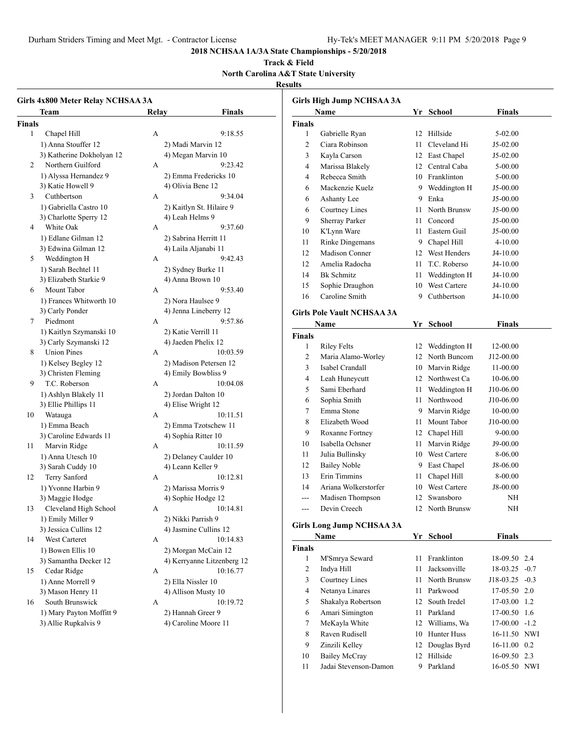# 2018 NCHSAA 1A/3A State Championships - 5/20/2018

**Track & Field**

**North Carolina A&T State University**

**Results**

## Girls 4x800 Meter Relay NCHSAA 3A

**Finals**

| Place | Team | Relay | Finals |
|---|---|---|---|
| 1 | Chapel Hill | A | 9:18.55 |
| | 1) Anna Stouffer 12 | 2) Madi Marvin 12 | |
| | 3) Katherine Dokholyan 12 | 4) Megan Marvin 10 | |
| 2 | Northern Guilford | A | 9:23.42 |
| | 1) Alyssa Hernandez 9 | 2) Emma Fredericks 10 | |
| | 3) Katie Howell 9 | 4) Olivia Bene 12 | |
| 3 | Cuthbertson | A | 9:34.04 |
| | 1) Gabriella Castro 10 | 2) Kaitlyn St. Hilaire 9 | |
| | 3) Charlotte Sperry 12 | 4) Leah Helms 9 | |
| 4 | White Oak | A | 9:37.60 |
| | 1) Edlane Gilman 12 | 2) Sabrina Herritt 11 | |
| | 3) Edwina Gilman 12 | 4) Laila Aljanabi 11 | |
| 5 | Weddington H | A | 9:42.43 |
| | 1) Sarah Bechtel 11 | 2) Sydney Burke 11 | |
| | 3) Elizabeth Starkie 9 | 4) Anna Brown 10 | |
| 6 | Mount Tabor | A | 9:53.40 |
| | 1) Frances Whitworth 10 | 2) Nora Haulsee 9 | |
| | 3) Carly Ponder | 4) Jenna Lineberry 12 | |
| 7 | Piedmont | A | 9:57.86 |
| | 1) Kaitlyn Szymanski 10 | 2) Katie Verrill 11 | |
| | 3) Carly Szymanski 12 | 4) Jaeden Phelix 12 | |
| 8 | Union Pines | A | 10:03.59 |
| | 1) Kelsey Begley 12 | 2) Madison Petersen 12 | |
| | 3) Christen Fleming | 4) Emily Bowbliss 9 | |
| 9 | T.C. Roberson | A | 10:04.08 |
| | 1) Ashlyn Blakely 11 | 2) Jordan Dalton 10 | |
| | 3) Ellie Phillips 11 | 4) Elise Wright 12 | |
| 10 | Watauga | A | 10:11.51 |
| | 1) Emma Beach | 2) Emma Tzotschew 11 | |
| | 3) Caroline Edwards 11 | 4) Sophia Ritter 10 | |
| 11 | Marvin Ridge | A | 10:11.59 |
| | 1) Anna Utesch 10 | 2) Delaney Caulder 10 | |
| | 3) Sarah Cuddy 10 | 4) Leann Keller 9 | |
| 12 | Terry Sanford | A | 10:12.81 |
| | 1) Yvonne Harbin 9 | 2) Marissa Morris 9 | |
| | 3) Maggie Hodge | 4) Sophie Hodge 12 | |
| 13 | Cleveland High School | A | 10:14.81 |
| | 1) Emily Miller 9 | 2) Nikki Parrish 9 | |
| | 3) Jessica Cullins 12 | 4) Jasmine Cullins 12 | |
| 14 | West Carteret | A | 10:14.83 |
| | 1) Bowen Ellis 10 | 2) Morgan McCain 12 | |
| | 3) Samantha Decker 12 | 4) Kerryanne Litzenberg 12 | |
| 15 | Cedar Ridge | A | 10:16.77 |
| | 1) Anne Morrell 9 | 2) Ella Nissler 10 | |
| | 3) Mason Henry 11 | 4) Allison Musty 10 | |
| 16 | South Brunswick | A | 10:19.72 |
| | 1) Mary Payton Moffitt 9 | 2) Hannah Greer 9 | |
| | 3) Allie Rupkalvis 9 | 4) Caroline Moore 11 | |

## Girls High Jump NCHSAA 3A

**Finals**

| Place | Name | Yr | School | Finals |
|---|---|---|---|---|
| 1 | Gabrielle Ryan | 12 | Hillside | 5-02.00 |
| 2 | Ciara Robinson | 11 | Cleveland Hi | J5-02.00 |
| 3 | Kayla Carson | 12 | East Chapel | J5-02.00 |
| 4 | Marissa Blakely | 12 | Central Caba | 5-00.00 |
| 4 | Rebecca Smith | 10 | Franklinton | 5-00.00 |
| 6 | Mackenzie Kuelz | 9 | Weddington H | J5-00.00 |
| 6 | Ashanty Lee | 9 | Enka | J5-00.00 |
| 6 | Courtney Lines | 11 | North Brunsw | J5-00.00 |
| 9 | Sherray Parker | 11 | Concord | J5-00.00 |
| 10 | K'Lynn Ware | 11 | Eastern Guil | J5-00.00 |
| 11 | Rinke Dingemans | 9 | Chapel Hill | 4-10.00 |
| 12 | Madison Conner | 12 | West Henders | J4-10.00 |
| 12 | Amelia Radocha | 11 | T.C. Roberso | J4-10.00 |
| 14 | Bk Schmitz | 11 | Weddington H | J4-10.00 |
| 15 | Sophie Draughon | 10 | West Cartere | J4-10.00 |
| 16 | Caroline Smith | 9 | Cuthbertson | J4-10.00 |

## Girls Pole Vault NCHSAA 3A

**Finals**

| Place | Name | Yr | School | Finals |
|---|---|---|---|---|
| 1 | Riley Felts | 12 | Weddington H | 12-00.00 |
| 2 | Maria Alamo-Worley | 12 | North Buncom | J12-00.00 |
| 3 | Isabel Crandall | 10 | Marvin Ridge | 11-00.00 |
| 4 | Leah Huneycutt | 12 | Northwest Ca | 10-06.00 |
| 5 | Sami Eberhard | 11 | Weddington H | J10-06.00 |
| 6 | Sophia Smith | 11 | Northwood | J10-06.00 |
| 7 | Emma Stone | 9 | Marvin Ridge | 10-00.00 |
| 8 | Elizabeth Wood | 11 | Mount Tabor | J10-00.00 |
| 9 | Roxanne Fortney | 12 | Chapel Hill | 9-00.00 |
| 10 | Isabella Ochsner | 11 | Marvin Ridge | J9-00.00 |
| 11 | Julia Bullinsky | 10 | West Cartere | 8-06.00 |
| 12 | Bailey Noble | 9 | East Chapel | J8-06.00 |
| 13 | Erin Timmins | 11 | Chapel Hill | 8-00.00 |
| 14 | Ariana Wolkerstorfer | 10 | West Cartere | J8-00.00 |
| --- | Madisen Thompson | 12 | Swansboro | NH |
| --- | Devin Creech | 12 | North Brunsw | NH |

## Girls Long Jump NCHSAA 3A

**Finals**

| Place | Name | Yr | School | Finals | Wind |
|---|---|---|---|---|---|
| 1 | M'Smrya Seward | 11 | Franklinton | 18-09.50 | 2.4 |
| 2 | Indya Hill | 11 | Jacksonville | 18-03.25 | -0.7 |
| 3 | Courtney Lines | 11 | North Brunsw | J18-03.25 | -0.3 |
| 4 | Netanya Linares | 11 | Parkwood | 17-05.50 | 2.0 |
| 5 | Shakalya Robertson | 12 | South Iredel | 17-03.00 | 1.2 |
| 6 | Amari Simington | 11 | Parkland | 17-00.50 | 1.6 |
| 7 | MeKayla White | 12 | Williams, Wa | 17-00.00 | -1.2 |
| 8 | Raven Rudisell | 10 | Hunter Huss | 16-11.50 | NWI |
| 9 | Zinzili Kelley | 12 | Douglas Byrd | 16-11.00 | 0.2 |
| 10 | Bailey McCray | 12 | Hillside | 16-09.50 | 2.3 |
| 11 | Jadai Stevenson-Damon | 9 | Parkland | 16-05.50 | NWI |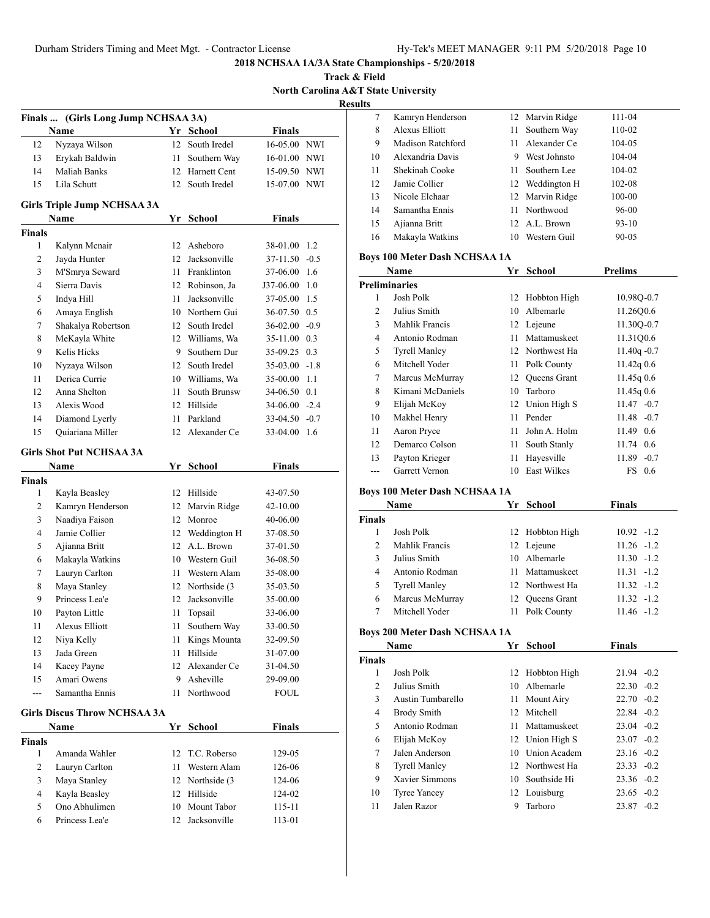## 2018 NCHSAA 1A/3A State Championships - 5/20/2018

**Track & Field**

**North Carolina A&T State University**

**Results**

### Finals ... (Girls Long Jump NCHSAA 3A)

| | Name | Yr | School | Finals | |
|---|---|---|---|---|---|
| 12 | Nyzaya Wilson | 12 | South Iredel | 16-05.00 | NWI |
| 13 | Erykah Baldwin | 11 | Southern Way | 16-01.00 | NWI |
| 14 | Maliah Banks | 12 | Harnett Cent | 15-09.50 | NWI |
| 15 | Lila Schutt | 12 | South Iredel | 15-07.00 | NWI |

### Girls Triple Jump NCHSAA 3A

| | Name | Yr | School | Finals | |
|---|---|---|---|---|---|
| **Finals** | | | | | |
| 1 | Kalynn Mcnair | 12 | Asheboro | 38-01.00 | 1.2 |
| 2 | Jayda Hunter | 12 | Jacksonville | 37-11.50 | -0.5 |
| 3 | M'Smrya Seward | 11 | Franklinton | 37-06.00 | 1.6 |
| 4 | Sierra Davis | 12 | Robinson, Ja | J37-06.00 | 1.0 |
| 5 | Indya Hill | 11 | Jacksonville | 37-05.00 | 1.5 |
| 6 | Amaya English | 10 | Northern Gui | 36-07.50 | 0.5 |
| 7 | Shakalya Robertson | 12 | South Iredel | 36-02.00 | -0.9 |
| 8 | MeKayla White | 12 | Williams, Wa | 35-11.00 | 0.3 |
| 9 | Kelis Hicks | 9 | Southern Dur | 35-09.25 | 0.3 |
| 10 | Nyzaya Wilson | 12 | South Iredel | 35-03.00 | -1.8 |
| 11 | Derica Currie | 10 | Williams, Wa | 35-00.00 | 1.1 |
| 12 | Anna Shelton | 11 | South Brunsw | 34-06.50 | 0.1 |
| 13 | Alexis Wood | 12 | Hillside | 34-06.00 | -2.4 |
| 14 | Diamond Lyerly | 11 | Parkland | 33-04.50 | -0.7 |
| 15 | Quiariana Miller | 12 | Alexander Ce | 33-04.00 | 1.6 |

### Girls Shot Put NCHSAA 3A

| | Name | Yr | School | Finals |
|---|---|---|---|---|
| **Finals** | | | | |
| 1 | Kayla Beasley | 12 | Hillside | 43-07.50 |
| 2 | Kamryn Henderson | 12 | Marvin Ridge | 42-10.00 |
| 3 | Naadiya Faison | 12 | Monroe | 40-06.00 |
| 4 | Jamie Collier | 12 | Weddington H | 37-08.50 |
| 5 | Ajianna Britt | 12 | A.L. Brown | 37-01.50 |
| 6 | Makayla Watkins | 10 | Western Guil | 36-08.50 |
| 7 | Lauryn Carlton | 11 | Western Alam | 35-08.00 |
| 8 | Maya Stanley | 12 | Northside (3 | 35-03.50 |
| 9 | Princess Lea'e | 12 | Jacksonville | 35-00.00 |
| 10 | Payton Little | 11 | Topsail | 33-06.00 |
| 11 | Alexus Elliott | 11 | Southern Way | 33-00.50 |
| 12 | Niya Kelly | 11 | Kings Mounta | 32-09.50 |
| 13 | Jada Green | 11 | Hillside | 31-07.00 |
| 14 | Kacey Payne | 12 | Alexander Ce | 31-04.50 |
| 15 | Amari Owens | 9 | Asheville | 29-09.00 |
| --- | Samantha Ennis | 11 | Northwood | FOUL |

### Girls Discus Throw NCHSAA 3A

| | Name | Yr | School | Finals |
|---|---|---|---|---|
| **Finals** | | | | |
| 1 | Amanda Wahler | 12 | T.C. Roberso | 129-05 |
| 2 | Lauryn Carlton | 11 | Western Alam | 126-06 |
| 3 | Maya Stanley | 12 | Northside (3 | 124-06 |
| 4 | Kayla Beasley | 12 | Hillside | 124-02 |
| 5 | Ono Abhulimen | 10 | Mount Tabor | 115-11 |
| 6 | Princess Lea'e | 12 | Jacksonville | 113-01 |
| 7 | Kamryn Henderson | 12 | Marvin Ridge | 111-04 |
| 8 | Alexus Elliott | 11 | Southern Way | 110-02 |
| 9 | Madison Ratchford | 11 | Alexander Ce | 104-05 |
| 10 | Alexandria Davis | 9 | West Johnsto | 104-04 |
| 11 | Shekinah Cooke | 11 | Southern Lee | 104-02 |
| 12 | Jamie Collier | 12 | Weddington H | 102-08 |
| 13 | Nicole Elchaar | 12 | Marvin Ridge | 100-00 |
| 14 | Samantha Ennis | 11 | Northwood | 96-00 |
| 15 | Ajianna Britt | 12 | A.L. Brown | 93-10 |
| 16 | Makayla Watkins | 10 | Western Guil | 90-05 |

### Boys 100 Meter Dash NCHSAA 1A

| | Name | Yr | School | Prelims |
|---|---|---|---|---|
| **Preliminaries** | | | | |
| 1 | Josh Polk | 12 | Hobbton High | 10.98Q-0.7 |
| 2 | Julius Smith | 10 | Albemarle | 11.26Q0.6 |
| 3 | Mahlik Francis | 12 | Lejeune | 11.30Q-0.7 |
| 4 | Antonio Rodman | 11 | Mattamuskeet | 11.31Q0.6 |
| 5 | Tyrell Manley | 12 | Northwest Ha | 11.40q -0.7 |
| 6 | Mitchell Yoder | 11 | Polk County | 11.42q 0.6 |
| 7 | Marcus McMurray | 12 | Queens Grant | 11.45q 0.6 |
| 8 | Kimani McDaniels | 10 | Tarboro | 11.45q 0.6 |
| 9 | Elijah McKoy | 12 | Union High S | 11.47 -0.7 |
| 10 | Makhel Henry | 11 | Pender | 11.48 -0.7 |
| 11 | Aaron Pryce | 11 | John A. Holm | 11.49 0.6 |
| 12 | Demarco Colson | 11 | South Stanly | 11.74 0.6 |
| 13 | Payton Krieger | 11 | Hayesville | 11.89 -0.7 |
| --- | Garrett Vernon | 10 | East Wilkes | FS 0.6 |

### Boys 100 Meter Dash NCHSAA 1A

| | Name | Yr | School | Finals | |
|---|---|---|---|---|---|
| **Finals** | | | | | |
| 1 | Josh Polk | 12 | Hobbton High | 10.92 | -1.2 |
| 2 | Mahlik Francis | 12 | Lejeune | 11.26 | -1.2 |
| 3 | Julius Smith | 10 | Albemarle | 11.30 | -1.2 |
| 4 | Antonio Rodman | 11 | Mattamuskeet | 11.31 | -1.2 |
| 5 | Tyrell Manley | 12 | Northwest Ha | 11.32 | -1.2 |
| 6 | Marcus McMurray | 12 | Queens Grant | 11.32 | -1.2 |
| 7 | Mitchell Yoder | 11 | Polk County | 11.46 | -1.2 |

### Boys 200 Meter Dash NCHSAA 1A

| | Name | Yr | School | Finals | |
|---|---|---|---|---|---|
| **Finals** | | | | | |
| 1 | Josh Polk | 12 | Hobbton High | 21.94 | -0.2 |
| 2 | Julius Smith | 10 | Albemarle | 22.30 | -0.2 |
| 3 | Austin Tumbarello | 11 | Mount Airy | 22.70 | -0.2 |
| 4 | Brody Smith | 12 | Mitchell | 22.84 | -0.2 |
| 5 | Antonio Rodman | 11 | Mattamuskeet | 23.04 | -0.2 |
| 6 | Elijah McKoy | 12 | Union High S | 23.07 | -0.2 |
| 7 | Jalen Anderson | 10 | Union Academ | 23.16 | -0.2 |
| 8 | Tyrell Manley | 12 | Northwest Ha | 23.33 | -0.2 |
| 9 | Xavier Simmons | 10 | Southside Hi | 23.36 | -0.2 |
| 10 | Tyree Yancey | 12 | Louisburg | 23.65 | -0.2 |
| 11 | Jalen Razor | 9 | Tarboro | 23.87 | -0.2 |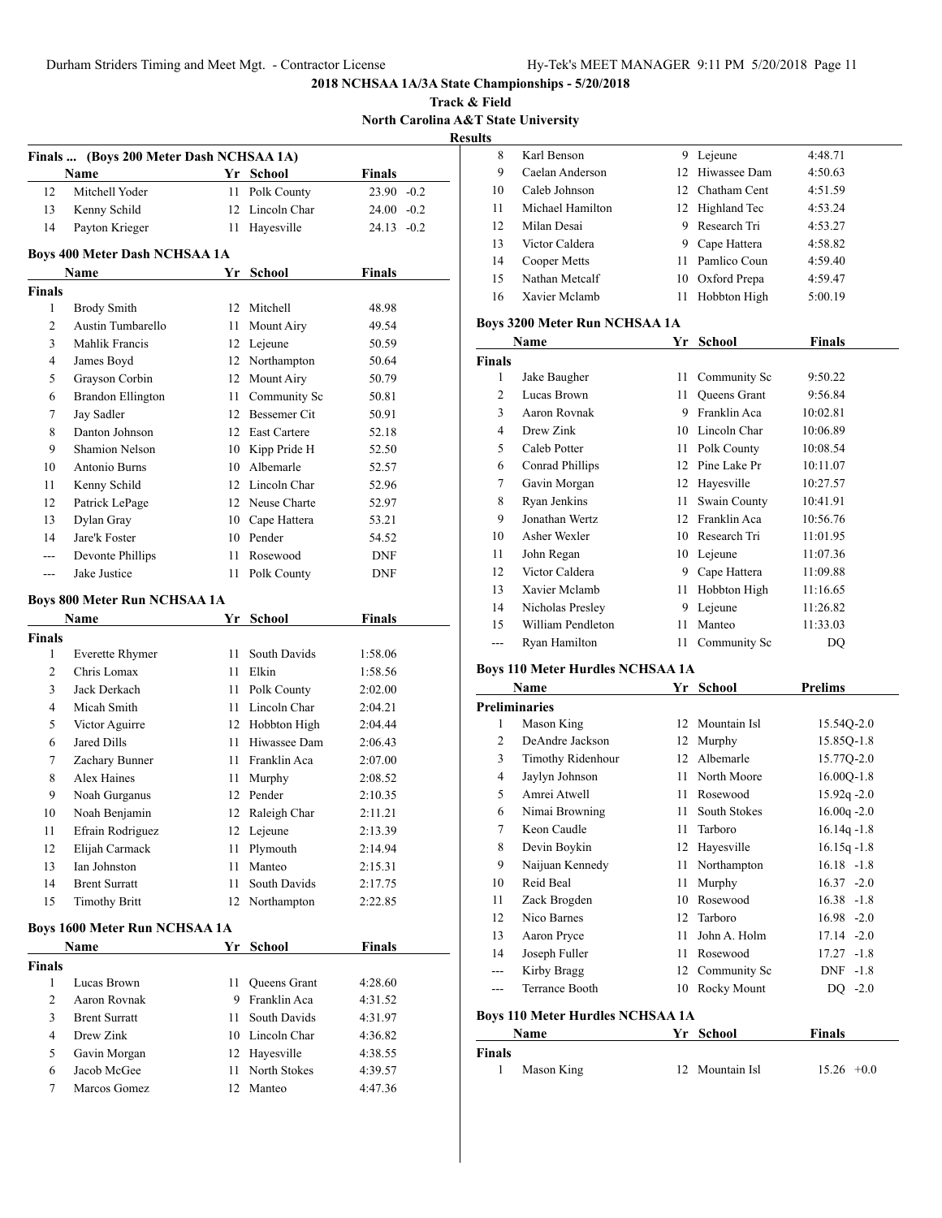# 2018 NCHSAA 1A/3A State Championships - 5/20/2018

**Track & Field**

**North Carolina A&T State University**

**Results**

### Finals ... (Boys 200 Meter Dash NCHSAA 1A)

| | Name | Yr | School | Finals | |
|---|---|---|---|---|---|
| 12 | Mitchell Yoder | 11 | Polk County | 23.90 | -0.2 |
| 13 | Kenny Schild | 12 | Lincoln Char | 24.00 | -0.2 |
| 14 | Payton Krieger | 11 | Hayesville | 24.13 | -0.2 |

### Boys 400 Meter Dash NCHSAA 1A

| | Name | Yr | School | Finals |
|---|---|---|---|---|
| **Finals** | | | | |
| 1 | Brody Smith | 12 | Mitchell | 48.98 |
| 2 | Austin Tumbarello | 11 | Mount Airy | 49.54 |
| 3 | Mahlik Francis | 12 | Lejeune | 50.59 |
| 4 | James Boyd | 12 | Northampton | 50.64 |
| 5 | Grayson Corbin | 12 | Mount Airy | 50.79 |
| 6 | Brandon Ellington | 11 | Community Sc | 50.81 |
| 7 | Jay Sadler | 12 | Bessemer Cit | 50.91 |
| 8 | Danton Johnson | 12 | East Cartere | 52.18 |
| 9 | Shamion Nelson | 10 | Kipp Pride H | 52.50 |
| 10 | Antonio Burns | 10 | Albemarle | 52.57 |
| 11 | Kenny Schild | 12 | Lincoln Char | 52.96 |
| 12 | Patrick LePage | 12 | Neuse Charte | 52.97 |
| 13 | Dylan Gray | 10 | Cape Hattera | 53.21 |
| 14 | Jare'k Foster | 10 | Pender | 54.52 |
| --- | Devonte Phillips | 11 | Rosewood | DNF |
| --- | Jake Justice | 11 | Polk County | DNF |

### Boys 800 Meter Run NCHSAA 1A

| | Name | Yr | School | Finals |
|---|---|---|---|---|
| **Finals** | | | | |
| 1 | Everette Rhymer | 11 | South Davids | 1:58.06 |
| 2 | Chris Lomax | 11 | Elkin | 1:58.56 |
| 3 | Jack Derkach | 11 | Polk County | 2:02.00 |
| 4 | Micah Smith | 11 | Lincoln Char | 2:04.21 |
| 5 | Victor Aguirre | 12 | Hobbton High | 2:04.44 |
| 6 | Jared Dills | 11 | Hiwassee Dam | 2:06.43 |
| 7 | Zachary Bunner | 11 | Franklin Aca | 2:07.00 |
| 8 | Alex Haines | 11 | Murphy | 2:08.52 |
| 9 | Noah Gurganus | 12 | Pender | 2:10.35 |
| 10 | Noah Benjamin | 12 | Raleigh Char | 2:11.21 |
| 11 | Efrain Rodriguez | 12 | Lejeune | 2:13.39 |
| 12 | Elijah Carmack | 11 | Plymouth | 2:14.94 |
| 13 | Ian Johnston | 11 | Manteo | 2:15.31 |
| 14 | Brent Surratt | 11 | South Davids | 2:17.75 |
| 15 | Timothy Britt | 12 | Northampton | 2:22.85 |

### Boys 1600 Meter Run NCHSAA 1A

| | Name | Yr | School | Finals |
|---|---|---|---|---|
| **Finals** | | | | |
| 1 | Lucas Brown | 11 | Queens Grant | 4:28.60 |
| 2 | Aaron Rovnak | 9 | Franklin Aca | 4:31.52 |
| 3 | Brent Surratt | 11 | South Davids | 4:31.97 |
| 4 | Drew Zink | 10 | Lincoln Char | 4:36.82 |
| 5 | Gavin Morgan | 12 | Hayesville | 4:38.55 |
| 6 | Jacob McGee | 11 | North Stokes | 4:39.57 |
| 7 | Marcos Gomez | 12 | Manteo | 4:47.36 |
| 8 | Karl Benson | 9 | Lejeune | 4:48.71 |
| 9 | Caelan Anderson | 12 | Hiwassee Dam | 4:50.63 |
| 10 | Caleb Johnson | 12 | Chatham Cent | 4:51.59 |
| 11 | Michael Hamilton | 12 | Highland Tec | 4:53.24 |
| 12 | Milan Desai | 9 | Research Tri | 4:53.27 |
| 13 | Victor Caldera | 9 | Cape Hattera | 4:58.82 |
| 14 | Cooper Metts | 11 | Pamlico Coun | 4:59.40 |
| 15 | Nathan Metcalf | 10 | Oxford Prepa | 4:59.47 |
| 16 | Xavier Mclamb | 11 | Hobbton High | 5:00.19 |

### Boys 3200 Meter Run NCHSAA 1A

| | Name | Yr | School | Finals |
|---|---|---|---|---|
| **Finals** | | | | |
| 1 | Jake Baugher | 11 | Community Sc | 9:50.22 |
| 2 | Lucas Brown | 11 | Queens Grant | 9:56.84 |
| 3 | Aaron Rovnak | 9 | Franklin Aca | 10:02.81 |
| 4 | Drew Zink | 10 | Lincoln Char | 10:06.89 |
| 5 | Caleb Potter | 11 | Polk County | 10:08.54 |
| 6 | Conrad Phillips | 12 | Pine Lake Pr | 10:11.07 |
| 7 | Gavin Morgan | 12 | Hayesville | 10:27.57 |
| 8 | Ryan Jenkins | 11 | Swain County | 10:41.91 |
| 9 | Jonathan Wertz | 12 | Franklin Aca | 10:56.76 |
| 10 | Asher Wexler | 10 | Research Tri | 11:01.95 |
| 11 | John Regan | 10 | Lejeune | 11:07.36 |
| 12 | Victor Caldera | 9 | Cape Hattera | 11:09.88 |
| 13 | Xavier Mclamb | 11 | Hobbton High | 11:16.65 |
| 14 | Nicholas Presley | 9 | Lejeune | 11:26.82 |
| 15 | William Pendleton | 11 | Manteo | 11:33.03 |
| --- | Ryan Hamilton | 11 | Community Sc | DQ |

### Boys 110 Meter Hurdles NCHSAA 1A

| | Name | Yr | School | Prelims | |
|---|---|---|---|---|---|
| **Preliminaries** | | | | | |
| 1 | Mason King | 12 | Mountain Isl | 15.54Q | -2.0 |
| 2 | DeAndre Jackson | 12 | Murphy | 15.85Q | -1.8 |
| 3 | Timothy Ridenhour | 12 | Albemarle | 15.77Q | -2.0 |
| 4 | Jaylyn Johnson | 11 | North Moore | 16.00Q | -1.8 |
| 5 | Amrei Atwell | 11 | Rosewood | 15.92q | -2.0 |
| 6 | Nimai Browning | 11 | South Stokes | 16.00q | -2.0 |
| 7 | Keon Caudle | 11 | Tarboro | 16.14q | -1.8 |
| 8 | Devin Boykin | 12 | Hayesville | 16.15q | -1.8 |
| 9 | Naijuan Kennedy | 11 | Northampton | 16.18 | -1.8 |
| 10 | Reid Beal | 11 | Murphy | 16.37 | -2.0 |
| 11 | Zack Brogden | 10 | Rosewood | 16.38 | -1.8 |
| 12 | Nico Barnes | 12 | Tarboro | 16.98 | -2.0 |
| 13 | Aaron Pryce | 11 | John A. Holm | 17.14 | -2.0 |
| 14 | Joseph Fuller | 11 | Rosewood | 17.27 | -1.8 |
| --- | Kirby Bragg | 12 | Community Sc | DNF | -1.8 |
| --- | Terrance Booth | 10 | Rocky Mount | DQ | -2.0 |

### Boys 110 Meter Hurdles NCHSAA 1A

| | Name | Yr | School | Finals | |
|---|---|---|---|---|---|
| **Finals** | | | | | |
| 1 | Mason King | 12 | Mountain Isl | 15.26 | +0.0 |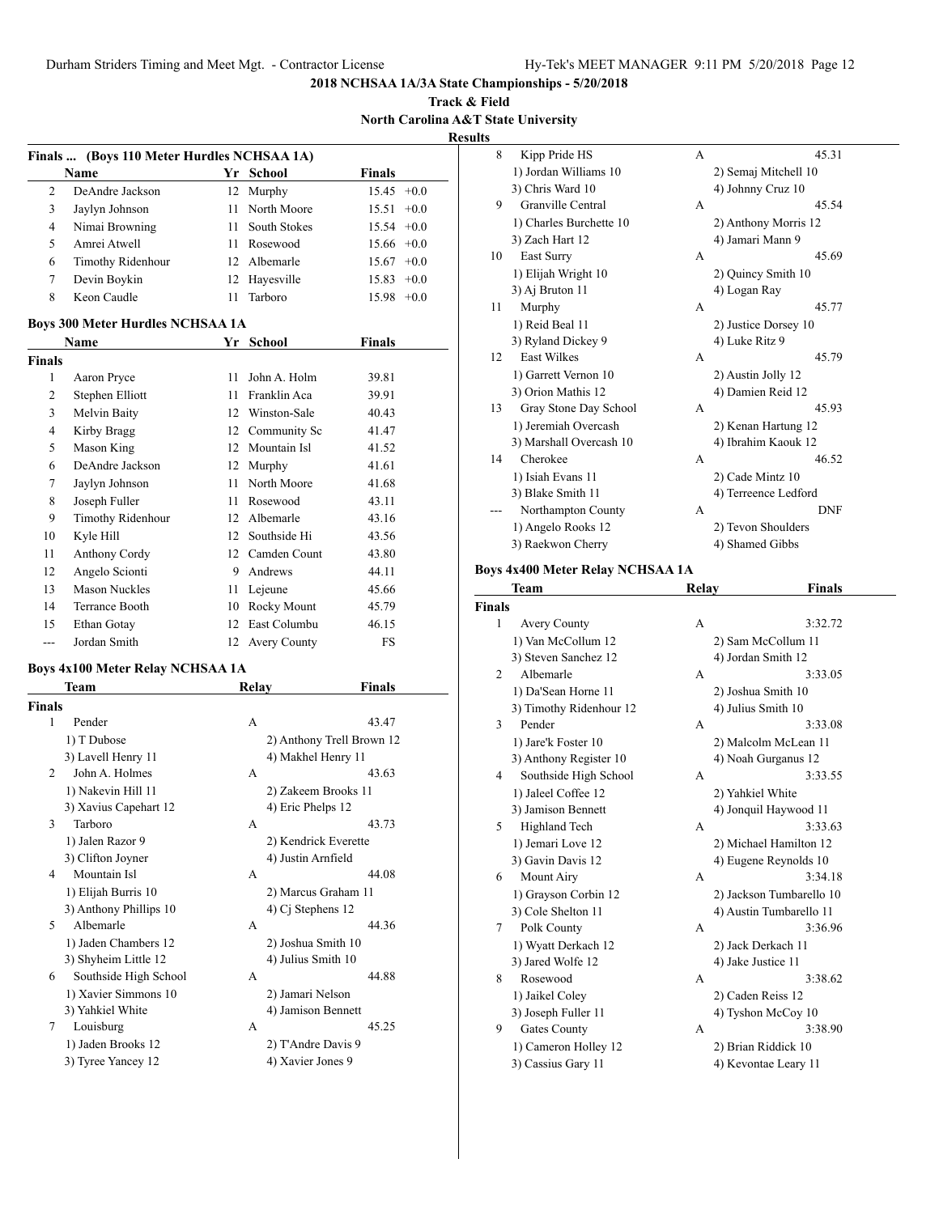# 2018 NCHSAA 1A/3A State Championships - 5/20/2018

## Track & Field

## North Carolina A&T State University

## Results

### Finals ... (Boys 110 Meter Hurdles NCHSAA 1A)

| | Name | Yr | School | Finals | |
|---|---|---|---|---|---|
| 2 | DeAndre Jackson | 12 | Murphy | 15.45 | +0.0 |
| 3 | Jaylyn Johnson | 11 | North Moore | 15.51 | +0.0 |
| 4 | Nimai Browning | 11 | South Stokes | 15.54 | +0.0 |
| 5 | Amrei Atwell | 11 | Rosewood | 15.66 | +0.0 |
| 6 | Timothy Ridenhour | 12 | Albemarle | 15.67 | +0.0 |
| 7 | Devin Boykin | 12 | Hayesville | 15.83 | +0.0 |
| 8 | Keon Caudle | 11 | Tarboro | 15.98 | +0.0 |

### Boys 300 Meter Hurdles NCHSAA 1A

| | Name | Yr | School | Finals |
|---|---|---|---|---|
| **Finals** | | | | |
| 1 | Aaron Pryce | 11 | John A. Holm | 39.81 |
| 2 | Stephen Elliott | 11 | Franklin Aca | 39.91 |
| 3 | Melvin Baity | 12 | Winston-Sale | 40.43 |
| 4 | Kirby Bragg | 12 | Community Sc | 41.47 |
| 5 | Mason King | 12 | Mountain Isl | 41.52 |
| 6 | DeAndre Jackson | 12 | Murphy | 41.61 |
| 7 | Jaylyn Johnson | 11 | North Moore | 41.68 |
| 8 | Joseph Fuller | 11 | Rosewood | 43.11 |
| 9 | Timothy Ridenhour | 12 | Albemarle | 43.16 |
| 10 | Kyle Hill | 12 | Southside Hi | 43.56 |
| 11 | Anthony Cordy | 12 | Camden Count | 43.80 |
| 12 | Angelo Scionti | 9 | Andrews | 44.11 |
| 13 | Mason Nuckles | 11 | Lejeune | 45.66 |
| 14 | Terrance Booth | 10 | Rocky Mount | 45.79 |
| 15 | Ethan Gotay | 12 | East Columbu | 46.15 |
| --- | Jordan Smith | 12 | Avery County | FS |

### Boys 4x100 Meter Relay NCHSAA 1A

| | Team | Relay | Finals |
|---|---|---|---|
| **Finals** | | | |
| 1 | Pender | A | 43.47 |
| | 1) T Dubose | 2) Anthony Trell Brown 12 | |
| | 3) Lavell Henry 11 | 4) Makhel Henry 11 | |
| 2 | John A. Holmes | A | 43.63 |
| | 1) Nakevin Hill 11 | 2) Zakeem Brooks 11 | |
| | 3) Xavius Capehart 12 | 4) Eric Phelps 12 | |
| 3 | Tarboro | A | 43.73 |
| | 1) Jalen Razor 9 | 2) Kendrick Everette | |
| | 3) Clifton Joyner | 4) Justin Arnfield | |
| 4 | Mountain Isl | A | 44.08 |
| | 1) Elijah Burris 10 | 2) Marcus Graham 11 | |
| | 3) Anthony Phillips 10 | 4) Cj Stephens 12 | |
| 5 | Albemarle | A | 44.36 |
| | 1) Jaden Chambers 12 | 2) Joshua Smith 10 | |
| | 3) Shyheim Little 12 | 4) Julius Smith 10 | |
| 6 | Southside High School | A | 44.88 |
| | 1) Xavier Simmons 10 | 2) Jamari Nelson | |
| | 3) Yahkiel White | 4) Jamison Bennett | |
| 7 | Louisburg | A | 45.25 |
| | 1) Jaden Brooks 12 | 2) T'Andre Davis 9 | |
| | 3) Tyree Yancey 12 | 4) Xavier Jones 9 | |
| 8 | Kipp Pride HS | A | 45.31 |
| | 1) Jordan Williams 10 | 2) Semaj Mitchell 10 | |
| | 3) Chris Ward 10 | 4) Johnny Cruz 10 | |
| 9 | Granville Central | A | 45.54 |
| | 1) Charles Burchette 10 | 2) Anthony Morris 12 | |
| | 3) Zach Hart 12 | 4) Jamari Mann 9 | |
| 10 | East Surry | A | 45.69 |
| | 1) Elijah Wright 10 | 2) Quincy Smith 10 | |
| | 3) Aj Bruton 11 | 4) Logan Ray | |
| 11 | Murphy | A | 45.77 |
| | 1) Reid Beal 11 | 2) Justice Dorsey 10 | |
| | 3) Ryland Dickey 9 | 4) Luke Ritz 9 | |
| 12 | East Wilkes | A | 45.79 |
| | 1) Garrett Vernon 10 | 2) Austin Jolly 12 | |
| | 3) Orion Mathis 12 | 4) Damien Reid 12 | |
| 13 | Gray Stone Day School | A | 45.93 |
| | 1) Jeremiah Overcash | 2) Kenan Hartung 12 | |
| | 3) Marshall Overcash 10 | 4) Ibrahim Kaouk 12 | |
| 14 | Cherokee | A | 46.52 |
| | 1) Isiah Evans 11 | 2) Cade Mintz 10 | |
| | 3) Blake Smith 11 | 4) Terreence Ledford | |
| --- | Northampton County | A | DNF |
| | 1) Angelo Rooks 12 | 2) Tevon Shoulders | |
| | 3) Raekwon Cherry | 4) Shamed Gibbs | |

### Boys 4x400 Meter Relay NCHSAA 1A

| | Team | Relay | Finals |
|---|---|---|---|
| **Finals** | | | |
| 1 | Avery County | A | 3:32.72 |
| | 1) Van McCollum 12 | 2) Sam McCollum 11 | |
| | 3) Steven Sanchez 12 | 4) Jordan Smith 12 | |
| 2 | Albemarle | A | 3:33.05 |
| | 1) Da'Sean Horne 11 | 2) Joshua Smith 10 | |
| | 3) Timothy Ridenhour 12 | 4) Julius Smith 10 | |
| 3 | Pender | A | 3:33.08 |
| | 1) Jare'k Foster 10 | 2) Malcolm McLean 11 | |
| | 3) Anthony Register 10 | 4) Noah Gurganus 12 | |
| 4 | Southside High School | A | 3:33.55 |
| | 1) Jaleel Coffee 12 | 2) Yahkiel White | |
| | 3) Jamison Bennett | 4) Jonquil Haywood 11 | |
| 5 | Highland Tech | A | 3:33.63 |
| | 1) Jemari Love 12 | 2) Michael Hamilton 12 | |
| | 3) Gavin Davis 12 | 4) Eugene Reynolds 10 | |
| 6 | Mount Airy | A | 3:34.18 |
| | 1) Grayson Corbin 12 | 2) Jackson Tumbarello 10 | |
| | 3) Cole Shelton 11 | 4) Austin Tumbarello 11 | |
| 7 | Polk County | A | 3:36.96 |
| | 1) Wyatt Derkach 12 | 2) Jack Derkach 11 | |
| | 3) Jared Wolfe 12 | 4) Jake Justice 11 | |
| 8 | Rosewood | A | 3:38.62 |
| | 1) Jaikel Coley | 2) Caden Reiss 12 | |
| | 3) Joseph Fuller 11 | 4) Tyshon McCoy 10 | |
| 9 | Gates County | A | 3:38.90 |
| | 1) Cameron Holley 12 | 2) Brian Riddick 10 | |
| | 3) Cassius Gary 11 | 4) Kevontae Leary 11 | |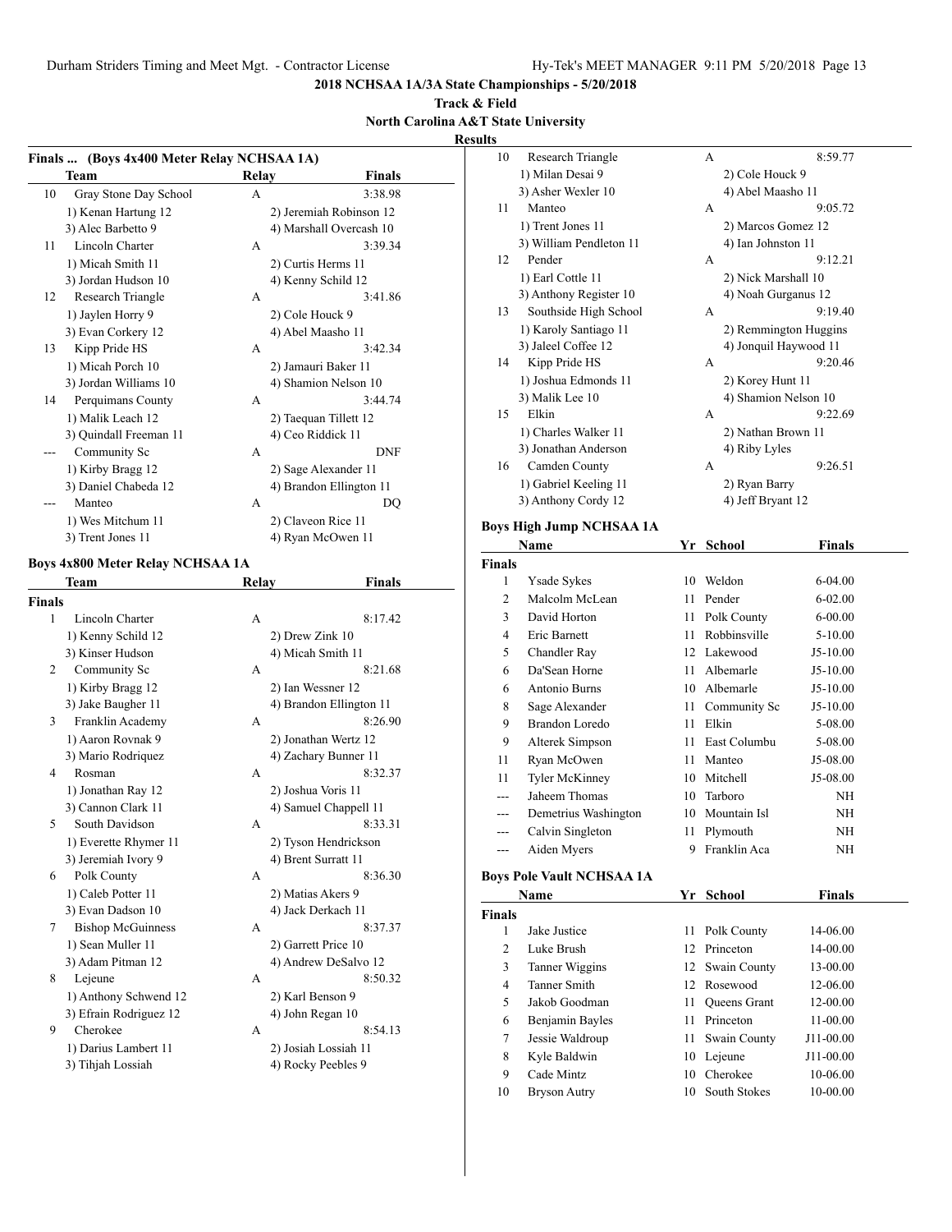# 2018 NCHSAA 1A/3A State Championships - 5/20/2018

**Track & Field**

**North Carolina A&T State University**

**Results**

### Finals ... (Boys 4x400 Meter Relay NCHSAA 1A)

| | Team | Relay | Finals |
|---|---|---|---|
| 10 | Gray Stone Day School | A | 3:38.98 |
| | 1) Kenan Hartung 12 | 2) Jeremiah Robinson 12 | |
| | 3) Alec Barbetto 9 | 4) Marshall Overcast 10 | |
| 11 | Lincoln Charter | A | 3:39.34 |
| | 1) Micah Smith 11 | 2) Curtis Herms 11 | |
| | 3) Jordan Hudson 10 | 4) Kenny Schild 12 | |
| 12 | Research Triangle | A | 3:41.86 |
| | 1) Jaylen Horry 9 | 2) Cole Houck 9 | |
| | 3) Evan Corkery 12 | 4) Abel Maasho 11 | |
| 13 | Kipp Pride HS | A | 3:42.34 |
| | 1) Micah Porch 10 | 2) Jamauri Baker 11 | |
| | 3) Jordan Williams 10 | 4) Shamion Nelson 10 | |
| 14 | Perquimans County | A | 3:44.74 |
| | 1) Malik Leach 12 | 2) Taequan Tillett 12 | |
| | 3) Quindall Freeman 11 | 4) Ceo Riddick 11 | |
| --- | Community Sc | A | DNF |
| | 1) Kirby Bragg 12 | 2) Sage Alexander 11 | |
| | 3) Daniel Chabeda 12 | 4) Brandon Ellington 11 | |
| --- | Manteo | A | DQ |
| | 1) Wes Mitchum 11 | 2) Claveon Rice 11 | |
| | 3) Trent Jones 11 | 4) Ryan McOwen 11 | |

### Boys 4x800 Meter Relay NCHSAA 1A

| | Team | Relay | Finals |
|---|---|---|---|
| **Finals** | | | |
| 1 | Lincoln Charter | A | 8:17.42 |
| | 1) Kenny Schild 12 | 2) Drew Zink 10 | |
| | 3) Kinser Hudson | 4) Micah Smith 11 | |
| 2 | Community Sc | A | 8:21.68 |
| | 1) Kirby Bragg 12 | 2) Ian Wessner 12 | |
| | 3) Jake Baugher 11 | 4) Brandon Ellington 11 | |
| 3 | Franklin Academy | A | 8:26.90 |
| | 1) Aaron Rovnak 9 | 2) Jonathan Wertz 12 | |
| | 3) Mario Rodriquez | 4) Zachary Bunner 11 | |
| 4 | Rosman | A | 8:32.37 |
| | 1) Jonathan Ray 12 | 2) Joshua Voris 11 | |
| | 3) Cannon Clark 11 | 4) Samuel Chappell 11 | |
| 5 | South Davidson | A | 8:33.31 |
| | 1) Everette Rhymer 11 | 2) Tyson Hendrickson | |
| | 3) Jeremiah Ivory 9 | 4) Brent Surratt 11 | |
| 6 | Polk County | A | 8:36.30 |
| | 1) Caleb Potter 11 | 2) Matias Akers 9 | |
| | 3) Evan Dadson 10 | 4) Jack Derkach 11 | |
| 7 | Bishop McGuinness | A | 8:37.37 |
| | 1) Sean Muller 11 | 2) Garrett Price 10 | |
| | 3) Adam Pitman 12 | 4) Andrew DeSalvo 12 | |
| 8 | Lejeune | A | 8:50.32 |
| | 1) Anthony Schwend 12 | 2) Karl Benson 9 | |
| | 3) Efrain Rodriguez 12 | 4) John Regan 10 | |
| 9 | Cherokee | A | 8:54.13 |
| | 1) Darius Lambert 11 | 2) Josiah Lossiah 11 | |
| | 3) Tihjah Lossiah | 4) Rocky Peebles 9 | |
| 10 | Research Triangle | A | 8:59.77 |
| | 1) Milan Desai 9 | 2) Cole Houck 9 | |
| | 3) Asher Wexler 10 | 4) Abel Maasho 11 | |
| 11 | Manteo | A | 9:05.72 |
| | 1) Trent Jones 11 | 2) Marcos Gomez 12 | |
| | 3) William Pendleton 11 | 4) Ian Johnston 11 | |
| 12 | Pender | A | 9:12.21 |
| | 1) Earl Cottle 11 | 2) Nick Marshall 10 | |
| | 3) Anthony Register 10 | 4) Noah Gurganus 12 | |
| 13 | Southside High School | A | 9:19.40 |
| | 1) Karoly Santiago 11 | 2) Remmington Huggins | |
| | 3) Jaleel Coffee 12 | 4) Jonquil Haywood 11 | |
| 14 | Kipp Pride HS | A | 9:20.46 |
| | 1) Joshua Edmonds 11 | 2) Korey Hunt 11 | |
| | 3) Malik Lee 10 | 4) Shamion Nelson 10 | |
| 15 | Elkin | A | 9:22.69 |
| | 1) Charles Walker 11 | 2) Nathan Brown 11 | |
| | 3) Jonathan Anderson | 4) Riby Lyles | |
| 16 | Camden County | A | 9:26.51 |
| | 1) Gabriel Keeling 11 | 2) Ryan Barry | |
| | 3) Anthony Cordy 12 | 4) Jeff Bryant 12 | |

### Boys High Jump NCHSAA 1A

| | Name | Yr | School | Finals |
|---|---|---|---|---|
| **Finals** | | | | |
| 1 | Ysade Sykes | 10 | Weldon | 6-04.00 |
| 2 | Malcolm McLean | 11 | Pender | 6-02.00 |
| 3 | David Horton | 11 | Polk County | 6-00.00 |
| 4 | Eric Barnett | 11 | Robbinsville | 5-10.00 |
| 5 | Chandler Ray | 12 | Lakewood | J5-10.00 |
| 6 | Da'Sean Horne | 11 | Albemarle | J5-10.00 |
| 6 | Antonio Burns | 10 | Albemarle | J5-10.00 |
| 8 | Sage Alexander | 11 | Community Sc | J5-10.00 |
| 9 | Brandon Loredo | 11 | Elkin | 5-08.00 |
| 9 | Alterek Simpson | 11 | East Columbu | 5-08.00 |
| 11 | Ryan McOwen | 11 | Manteo | J5-08.00 |
| 11 | Tyler McKinney | 10 | Mitchell | J5-08.00 |
| --- | Jaheem Thomas | 10 | Tarboro | NH |
| --- | Demetrius Washington | 10 | Mountain Isl | NH |
| --- | Calvin Singleton | 11 | Plymouth | NH |
| --- | Aiden Myers | 9 | Franklin Aca | NH |

### Boys Pole Vault NCHSAA 1A

| | Name | Yr | School | Finals |
|---|---|---|---|---|
| **Finals** | | | | |
| 1 | Jake Justice | 11 | Polk County | 14-06.00 |
| 2 | Luke Brush | 12 | Princeton | 14-00.00 |
| 3 | Tanner Wiggins | 12 | Swain County | 13-00.00 |
| 4 | Tanner Smith | 12 | Rosewood | 12-06.00 |
| 5 | Jakob Goodman | 11 | Queens Grant | 12-00.00 |
| 6 | Benjamin Bayles | 11 | Princeton | 11-00.00 |
| 7 | Jessie Waldroup | 11 | Swain County | J11-00.00 |
| 8 | Kyle Baldwin | 10 | Lejeune | J11-00.00 |
| 9 | Cade Mintz | 10 | Cherokee | 10-06.00 |
| 10 | Bryson Autry | 10 | South Stokes | 10-00.00 |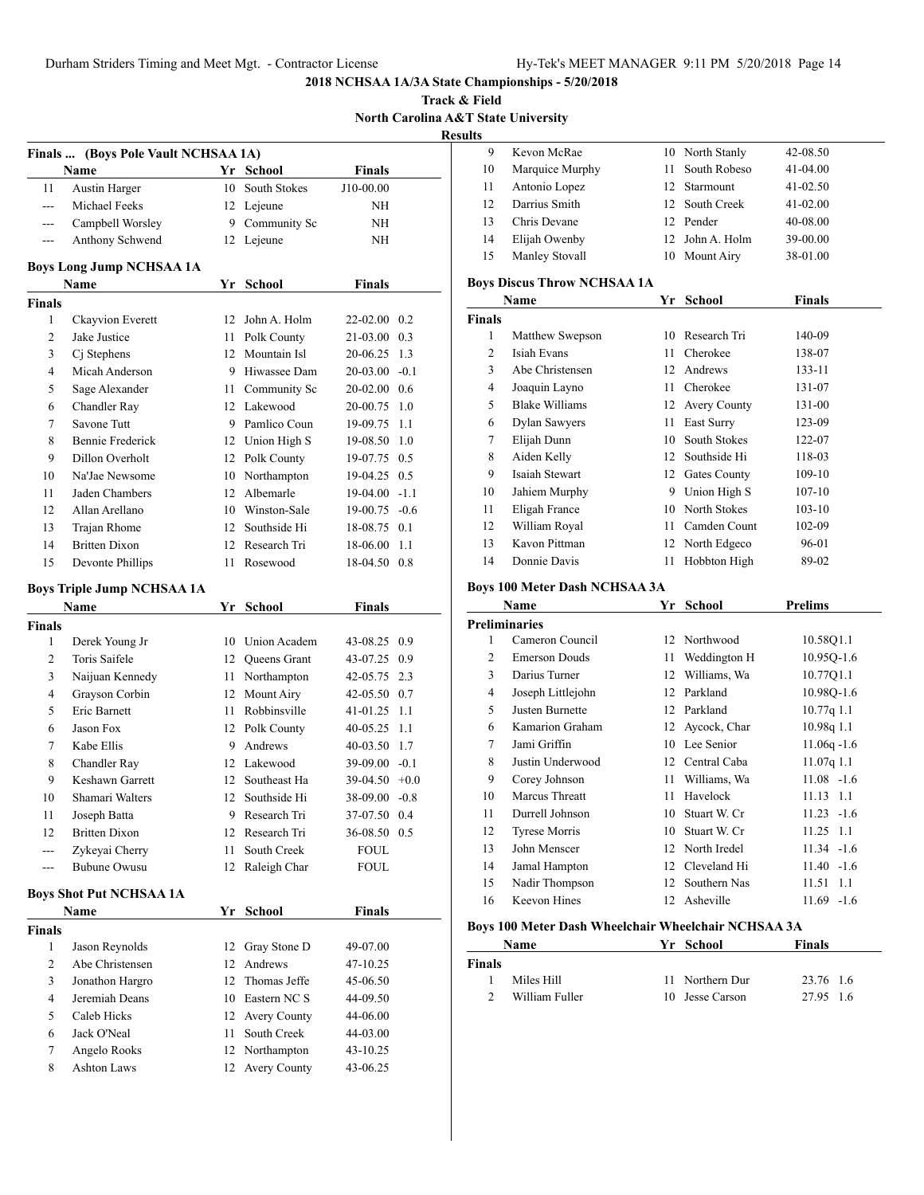**2018 NCHSAA 1A/3A State Championships - 5/20/2018**

**Track & Field**

**North Carolina A&T State University**

**Results**

### Finals ... (Boys Pole Vault NCHSAA 1A)

| | Name | Yr | School | Finals |
|---|---|---|---|---|
| 11 | Austin Harger | 10 | South Stokes | J10-00.00 |
| --- | Michael Feeks | 12 | Lejeune | NH |
| --- | Campbell Worsley | 9 | Community Sc | NH |
| --- | Anthony Schwend | 12 | Lejeune | NH |

### Boys Long Jump NCHSAA 1A

| | Name | Yr | School | Finals | |
|---|---|---|---|---|---|
| **Finals** | | | | | |
| 1 | Ckayvion Everett | 12 | John A. Holm | 22-02.00 | 0.2 |
| 2 | Jake Justice | 11 | Polk County | 21-03.00 | 0.3 |
| 3 | Cj Stephens | 12 | Mountain Isl | 20-06.25 | 1.3 |
| 4 | Micah Anderson | 9 | Hiwassee Dam | 20-03.00 | -0.1 |
| 5 | Sage Alexander | 11 | Community Sc | 20-02.00 | 0.6 |
| 6 | Chandler Ray | 12 | Lakewood | 20-00.75 | 1.0 |
| 7 | Savone Tutt | 9 | Pamlico Coun | 19-09.75 | 1.1 |
| 8 | Bennie Frederick | 12 | Union High S | 19-08.50 | 1.0 |
| 9 | Dillon Overholt | 12 | Polk County | 19-07.75 | 0.5 |
| 10 | Na'Jae Newsome | 10 | Northampton | 19-04.25 | 0.5 |
| 11 | Jaden Chambers | 12 | Albemarle | 19-04.00 | -1.1 |
| 12 | Allan Arellano | 10 | Winston-Sale | 19-00.75 | -0.6 |
| 13 | Trajan Rhome | 12 | Southside Hi | 18-08.75 | 0.1 |
| 14 | Britten Dixon | 12 | Research Tri | 18-06.00 | 1.1 |
| 15 | Devonte Phillips | 11 | Rosewood | 18-04.50 | 0.8 |

### Boys Triple Jump NCHSAA 1A

| | Name | Yr | School | Finals | |
|---|---|---|---|---|---|
| **Finals** | | | | | |
| 1 | Derek Young Jr | 10 | Union Academ | 43-08.25 | 0.9 |
| 2 | Toris Saifele | 12 | Queens Grant | 43-07.25 | 0.9 |
| 3 | Naijuan Kennedy | 11 | Northampton | 42-05.75 | 2.3 |
| 4 | Grayson Corbin | 12 | Mount Airy | 42-05.50 | 0.7 |
| 5 | Eric Barnett | 11 | Robbinsville | 41-01.25 | 1.1 |
| 6 | Jason Fox | 12 | Polk County | 40-05.25 | 1.1 |
| 7 | Kabe Ellis | 9 | Andrews | 40-03.50 | 1.7 |
| 8 | Chandler Ray | 12 | Lakewood | 39-09.00 | -0.1 |
| 9 | Keshawn Garrett | 12 | Southeast Ha | 39-04.50 | +0.0 |
| 10 | Shamari Walters | 12 | Southside Hi | 38-09.00 | -0.8 |
| 11 | Joseph Batta | 9 | Research Tri | 37-07.50 | 0.4 |
| 12 | Britten Dixon | 12 | Research Tri | 36-08.50 | 0.5 |
| --- | Zykeyai Cherry | 11 | South Creek | FOUL | |
| --- | Bubune Owusu | 12 | Raleigh Char | FOUL | |

### Boys Shot Put NCHSAA 1A

| | Name | Yr | School | Finals |
|---|---|---|---|---|
| **Finals** | | | | |
| 1 | Jason Reynolds | 12 | Gray Stone D | 49-07.00 |
| 2 | Abe Christensen | 12 | Andrews | 47-10.25 |
| 3 | Jonathon Hargro | 12 | Thomas Jeffe | 45-06.50 |
| 4 | Jeremiah Deans | 10 | Eastern NC S | 44-09.50 |
| 5 | Caleb Hicks | 12 | Avery County | 44-06.00 |
| 6 | Jack O'Neal | 11 | South Creek | 44-03.00 |
| 7 | Angelo Rooks | 12 | Northampton | 43-10.25 |
| 8 | Ashton Laws | 12 | Avery County | 43-06.25 |
| 9 | Kevon McRae | 10 | North Stanly | 42-08.50 |
| 10 | Marquice Murphy | 11 | South Robeso | 41-04.00 |
| 11 | Antonio Lopez | 12 | Starmount | 41-02.50 |
| 12 | Darrius Smith | 12 | South Creek | 41-02.00 |
| 13 | Chris Devane | 12 | Pender | 40-08.00 |
| 14 | Elijah Owenby | 12 | John A. Holm | 39-00.00 |
| 15 | Manley Stovall | 10 | Mount Airy | 38-01.00 |

### Boys Discus Throw NCHSAA 1A

| | Name | Yr | School | Finals |
|---|---|---|---|---|
| **Finals** | | | | |
| 1 | Matthew Swepson | 10 | Research Tri | 140-09 |
| 2 | Isiah Evans | 11 | Cherokee | 138-07 |
| 3 | Abe Christensen | 12 | Andrews | 133-11 |
| 4 | Joaquin Layno | 11 | Cherokee | 131-07 |
| 5 | Blake Williams | 12 | Avery County | 131-00 |
| 6 | Dylan Sawyers | 11 | East Surry | 123-09 |
| 7 | Elijah Dunn | 10 | South Stokes | 122-07 |
| 8 | Aiden Kelly | 12 | Southside Hi | 118-03 |
| 9 | Isaiah Stewart | 12 | Gates County | 109-10 |
| 10 | Jahiem Murphy | 9 | Union High S | 107-10 |
| 11 | Eligah France | 10 | North Stokes | 103-10 |
| 12 | William Royal | 11 | Camden Count | 102-09 |
| 13 | Kavon Pittman | 12 | North Edgeco | 96-01 |
| 14 | Donnie Davis | 11 | Hobbton High | 89-02 |

### Boys 100 Meter Dash NCHSAA 3A

| | Name | Yr | School | Prelims | |
|---|---|---|---|---|---|
| **Preliminaries** | | | | | |
| 1 | Cameron Council | 12 | Northwood | 10.58Q | 1.1 |
| 2 | Emerson Douds | 11 | Weddington H | 10.95Q | -1.6 |
| 3 | Darius Turner | 12 | Williams, Wa | 10.77Q | 1.1 |
| 4 | Joseph Littlejohn | 12 | Parkland | 10.98Q | -1.6 |
| 5 | Justen Burnette | 12 | Parkland | 10.77q | 1.1 |
| 6 | Kamarion Graham | 12 | Aycock, Char | 10.98q | 1.1 |
| 7 | Jami Griffin | 10 | Lee Senior | 11.06q | -1.6 |
| 8 | Justin Underwood | 12 | Central Caba | 11.07q | 1.1 |
| 9 | Corey Johnson | 11 | Williams, Wa | 11.08 | -1.6 |
| 10 | Marcus Threatt | 11 | Havelock | 11.13 | 1.1 |
| 11 | Durrell Johnson | 10 | Stuart W. Cr | 11.23 | -1.6 |
| 12 | Tyrese Morris | 10 | Stuart W. Cr | 11.25 | 1.1 |
| 13 | John Menscer | 12 | North Iredel | 11.34 | -1.6 |
| 14 | Jamal Hampton | 12 | Cleveland Hi | 11.40 | -1.6 |
| 15 | Nadir Thompson | 12 | Southern Nas | 11.51 | 1.1 |
| 16 | Keevon Hines | 12 | Asheville | 11.69 | -1.6 |

### Boys 100 Meter Dash Wheelchair Wheelchair NCHSAA 3A

| | Name | Yr | School | Finals | |
|---|---|---|---|---|---|
| **Finals** | | | | | |
| 1 | Miles Hill | 11 | Northern Dur | 23.76 | 1.6 |
| 2 | William Fuller | 10 | Jesse Carson | 27.95 | 1.6 |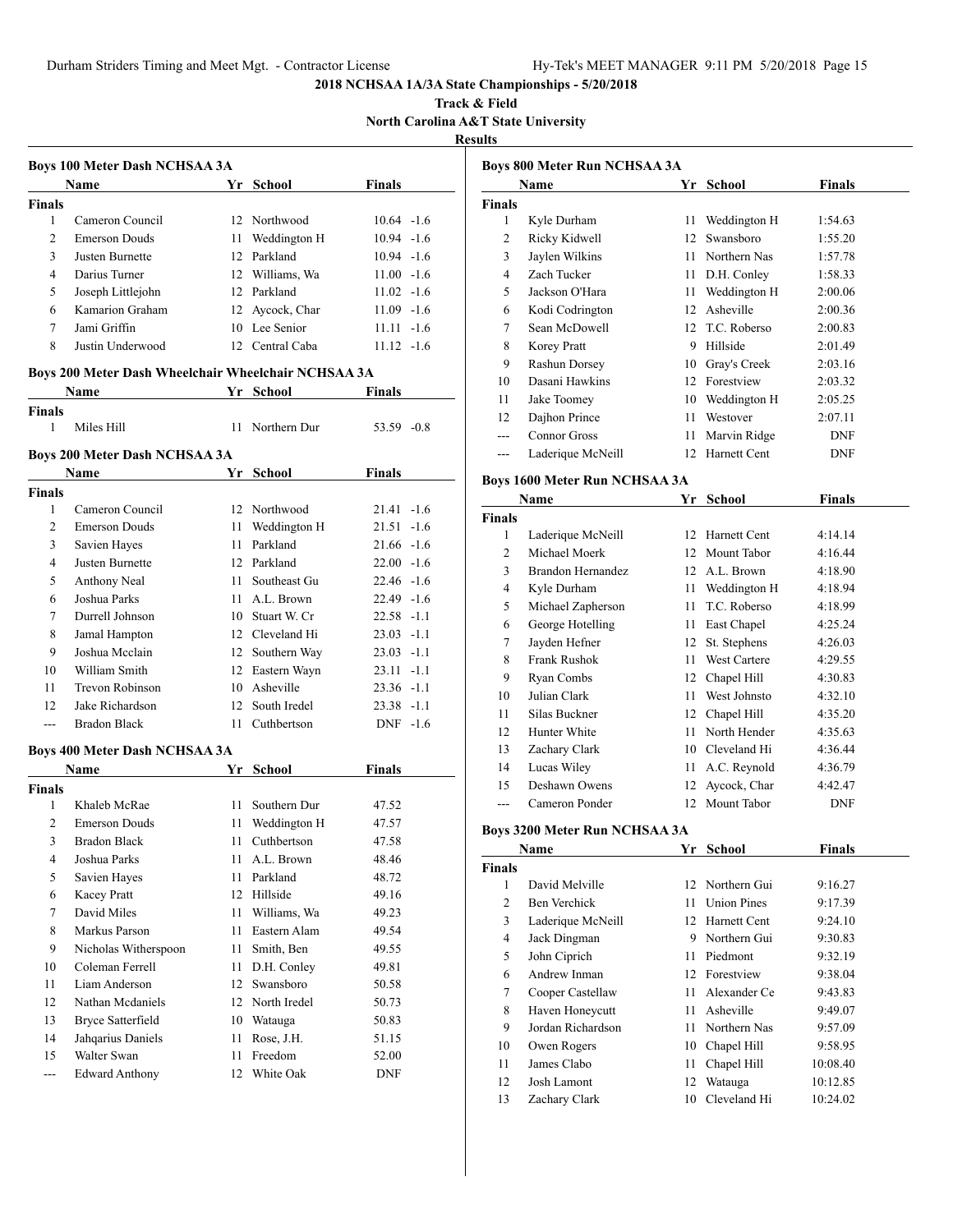**2018 NCHSAA 1A/3A State Championships - 5/20/2018**

**Track & Field**

**North Carolina A&T State University**

**Results**

### Boys 100 Meter Dash NCHSAA 3A

| | Name | Yr | School | Finals | |
|---|---|---|---|---|---|
| **Finals** | | | | | |
| 1 | Cameron Council | 12 | Northwood | 10.64 | -1.6 |
| 2 | Emerson Douds | 11 | Weddington H | 10.94 | -1.6 |
| 3 | Justen Burnette | 12 | Parkland | 10.94 | -1.6 |
| 4 | Darius Turner | 12 | Williams, Wa | 11.00 | -1.6 |
| 5 | Joseph Littlejohn | 12 | Parkland | 11.02 | -1.6 |
| 6 | Kamarion Graham | 12 | Aycock, Char | 11.09 | -1.6 |
| 7 | Jami Griffin | 10 | Lee Senior | 11.11 | -1.6 |
| 8 | Justin Underwood | 12 | Central Caba | 11.12 | -1.6 |

### Boys 200 Meter Dash Wheelchair Wheelchair NCHSAA 3A

| | Name | Yr | School | Finals | |
|---|---|---|---|---|---|
| **Finals** | | | | | |
| 1 | Miles Hill | 11 | Northern Dur | 53.59 | -0.8 |

### Boys 200 Meter Dash NCHSAA 3A

| | Name | Yr | School | Finals | |
|---|---|---|---|---|---|
| **Finals** | | | | | |
| 1 | Cameron Council | 12 | Northwood | 21.41 | -1.6 |
| 2 | Emerson Douds | 11 | Weddington H | 21.51 | -1.6 |
| 3 | Savien Hayes | 11 | Parkland | 21.66 | -1.6 |
| 4 | Justen Burnette | 12 | Parkland | 22.00 | -1.6 |
| 5 | Anthony Neal | 11 | Southeast Gu | 22.46 | -1.6 |
| 6 | Joshua Parks | 11 | A.L. Brown | 22.49 | -1.6 |
| 7 | Durrell Johnson | 10 | Stuart W. Cr | 22.58 | -1.1 |
| 8 | Jamal Hampton | 12 | Cleveland Hi | 23.03 | -1.1 |
| 9 | Joshua Mcclain | 12 | Southern Way | 23.03 | -1.1 |
| 10 | William Smith | 12 | Eastern Wayn | 23.11 | -1.1 |
| 11 | Trevon Robinson | 10 | Asheville | 23.36 | -1.1 |
| 12 | Jake Richardson | 12 | South Iredel | 23.38 | -1.1 |
| --- | Bradon Black | 11 | Cuthbertson | DNF | -1.6 |

### Boys 400 Meter Dash NCHSAA 3A

| | Name | Yr | School | Finals |
|---|---|---|---|---|
| **Finals** | | | | |
| 1 | Khaleb McRae | 11 | Southern Dur | 47.52 |
| 2 | Emerson Douds | 11 | Weddington H | 47.57 |
| 3 | Bradon Black | 11 | Cuthbertson | 47.58 |
| 4 | Joshua Parks | 11 | A.L. Brown | 48.46 |
| 5 | Savien Hayes | 11 | Parkland | 48.72 |
| 6 | Kacey Pratt | 12 | Hillside | 49.16 |
| 7 | David Miles | 11 | Williams, Wa | 49.23 |
| 8 | Markus Parson | 11 | Eastern Alam | 49.54 |
| 9 | Nicholas Witherspoon | 11 | Smith, Ben | 49.55 |
| 10 | Coleman Ferrell | 11 | D.H. Conley | 49.81 |
| 11 | Liam Anderson | 12 | Swansboro | 50.58 |
| 12 | Nathan Mcdaniels | 12 | North Iredel | 50.73 |
| 13 | Bryce Satterfield | 10 | Watauga | 50.83 |
| 14 | Jahqarius Daniels | 11 | Rose, J.H. | 51.15 |
| 15 | Walter Swan | 11 | Freedom | 52.00 |
| --- | Edward Anthony | 12 | White Oak | DNF |

### Boys 800 Meter Run NCHSAA 3A

| | Name | Yr | School | Finals |
|---|---|---|---|---|
| **Finals** | | | | |
| 1 | Kyle Durham | 11 | Weddington H | 1:54.63 |
| 2 | Ricky Kidwell | 12 | Swansboro | 1:55.20 |
| 3 | Jaylen Wilkins | 11 | Northern Nas | 1:57.78 |
| 4 | Zach Tucker | 11 | D.H. Conley | 1:58.33 |
| 5 | Jackson O'Hara | 11 | Weddington H | 2:00.06 |
| 6 | Kodi Codrington | 12 | Asheville | 2:00.36 |
| 7 | Sean McDowell | 12 | T.C. Roberso | 2:00.83 |
| 8 | Korey Pratt | 9 | Hillside | 2:01.49 |
| 9 | Rashun Dorsey | 10 | Gray's Creek | 2:03.16 |
| 10 | Dasani Hawkins | 12 | Forestview | 2:03.32 |
| 11 | Jake Toomey | 10 | Weddington H | 2:05.25 |
| 12 | Dajhon Prince | 11 | Westover | 2:07.11 |
| --- | Connor Gross | 11 | Marvin Ridge | DNF |
| --- | Laderique McNeill | 12 | Harnett Cent | DNF |

### Boys 1600 Meter Run NCHSAA 3A

| | Name | Yr | School | Finals |
|---|---|---|---|---|
| **Finals** | | | | |
| 1 | Laderique McNeill | 12 | Harnett Cent | 4:14.14 |
| 2 | Michael Moerk | 12 | Mount Tabor | 4:16.44 |
| 3 | Brandon Hernandez | 12 | A.L. Brown | 4:18.90 |
| 4 | Kyle Durham | 11 | Weddington H | 4:18.94 |
| 5 | Michael Zapherson | 11 | T.C. Roberso | 4:18.99 |
| 6 | George Hotelling | 11 | East Chapel | 4:25.24 |
| 7 | Jayden Hefner | 12 | St. Stephens | 4:26.03 |
| 8 | Frank Rushok | 11 | West Cartere | 4:29.55 |
| 9 | Ryan Combs | 12 | Chapel Hill | 4:30.83 |
| 10 | Julian Clark | 11 | West Johnsto | 4:32.10 |
| 11 | Silas Buckner | 12 | Chapel Hill | 4:35.20 |
| 12 | Hunter White | 11 | North Hender | 4:35.63 |
| 13 | Zachary Clark | 10 | Cleveland Hi | 4:36.44 |
| 14 | Lucas Wiley | 11 | A.C. Reynold | 4:36.79 |
| 15 | Deshawn Owens | 12 | Aycock, Char | 4:42.47 |
| --- | Cameron Ponder | 12 | Mount Tabor | DNF |

### Boys 3200 Meter Run NCHSAA 3A

| | Name | Yr | School | Finals |
|---|---|---|---|---|
| **Finals** | | | | |
| 1 | David Melville | 12 | Northern Gui | 9:16.27 |
| 2 | Ben Verchick | 11 | Union Pines | 9:17.39 |
| 3 | Laderique McNeill | 12 | Harnett Cent | 9:24.10 |
| 4 | Jack Dingman | 9 | Northern Gui | 9:30.83 |
| 5 | John Ciprich | 11 | Piedmont | 9:32.19 |
| 6 | Andrew Inman | 12 | Forestview | 9:38.04 |
| 7 | Cooper Castellaw | 11 | Alexander Ce | 9:43.83 |
| 8 | Haven Honeycutt | 11 | Asheville | 9:49.07 |
| 9 | Jordan Richardson | 11 | Northern Nas | 9:57.09 |
| 10 | Owen Rogers | 10 | Chapel Hill | 9:58.95 |
| 11 | James Clabo | 11 | Chapel Hill | 10:08.40 |
| 12 | Josh Lamont | 12 | Watauga | 10:12.85 |
| 13 | Zachary Clark | 10 | Cleveland Hi | 10:24.02 |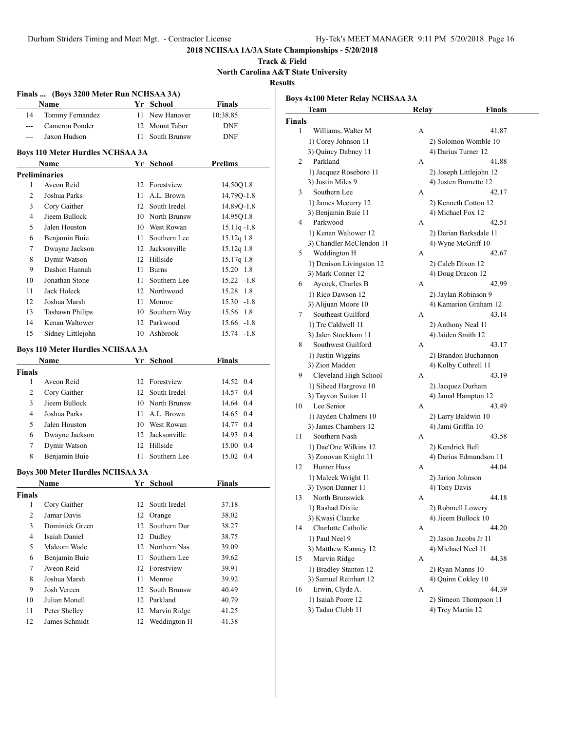# 2018 NCHSAA 1A/3A State Championships - 5/20/2018

**Track & Field**

**North Carolina A&T State University**

**Results**

### Finals ... (Boys 3200 Meter Run NCHSAA 3A)

| | Name | Yr | School | Finals |
|---|---|---|---|---|
| 14 | Tommy Fernandez | 11 | New Hanover | 10:38.85 |
| --- | Cameron Ponder | 12 | Mount Tabor | DNF |
| --- | Jaxon Hudson | 11 | South Brunsw | DNF |

### Boys 110 Meter Hurdles NCHSAA 3A

| | Name | Yr | School | Prelims |
|---|---|---|---|---|
| **Preliminaries** | | | | |
| 1 | Aveon Reid | 12 | Forestview | 14.50Q1.8 |
| 2 | Joshua Parks | 11 | A.L. Brown | 14.79Q-1.8 |
| 3 | Cory Gaither | 12 | South Iredel | 14.89Q-1.8 |
| 4 | Jieem Bullock | 10 | North Brunsw | 14.95Q1.8 |
| 5 | Jalen Houston | 10 | West Rowan | 15.11q -1.8 |
| 6 | Benjamin Buie | 11 | Southern Lee | 15.12q 1.8 |
| 7 | Dwayne Jackson | 12 | Jacksonville | 15.12q 1.8 |
| 8 | Dymir Watson | 12 | Hillside | 15.17q 1.8 |
| 9 | Dashon Hannah | 11 | Burns | 15.20 1.8 |
| 10 | Jonathan Stone | 11 | Southern Lee | 15.22 -1.8 |
| 11 | Jack Holeck | 12 | Northwood | 15.28 1.8 |
| 12 | Joshua Marsh | 11 | Monroe | 15.30 -1.8 |
| 13 | Tashawn Philips | 10 | Southern Way | 15.56 1.8 |
| 14 | Kenan Waltower | 12 | Parkwood | 15.66 -1.8 |
| 15 | Sidney Littlejohn | 10 | Ashbrook | 15.74 -1.8 |

### Boys 110 Meter Hurdles NCHSAA 3A

| | Name | Yr | School | Finals |
|---|---|---|---|---|
| **Finals** | | | | |
| 1 | Aveon Reid | 12 | Forestview | 14.52 0.4 |
| 2 | Cory Gaither | 12 | South Iredel | 14.57 0.4 |
| 3 | Jieem Bullock | 10 | North Brunsw | 14.64 0.4 |
| 4 | Joshua Parks | 11 | A.L. Brown | 14.65 0.4 |
| 5 | Jalen Houston | 10 | West Rowan | 14.77 0.4 |
| 6 | Dwayne Jackson | 12 | Jacksonville | 14.93 0.4 |
| 7 | Dymir Watson | 12 | Hillside | 15.00 0.4 |
| 8 | Benjamin Buie | 11 | Southern Lee | 15.02 0.4 |

### Boys 300 Meter Hurdles NCHSAA 3A

| | Name | Yr | School | Finals |
|---|---|---|---|---|
| **Finals** | | | | |
| 1 | Cory Gaither | 12 | South Iredel | 37.18 |
| 2 | Jamar Davis | 12 | Orange | 38.02 |
| 3 | Dominick Green | 12 | Southern Dur | 38.27 |
| 4 | Isaiah Daniel | 12 | Dudley | 38.75 |
| 5 | Malcom Wade | 12 | Northern Nas | 39.09 |
| 6 | Benjamin Buie | 11 | Southern Lee | 39.62 |
| 7 | Aveon Reid | 12 | Forestview | 39.91 |
| 8 | Joshua Marsh | 11 | Monroe | 39.92 |
| 9 | Josh Vereen | 12 | South Brunsw | 40.49 |
| 10 | Julian Monell | 12 | Parkland | 40.79 |
| 11 | Peter Shelley | 12 | Marvin Ridge | 41.25 |
| 12 | James Schmidt | 12 | Weddington H | 41.38 |

### Boys 4x100 Meter Relay NCHSAA 3A

| | Team | Relay | Finals |
|---|---|---|---|
| **Finals** | | | |
| 1 | Williams, Walter M | A | 41.87 |
| | 1) Corey Johnson 11 | 2) Solomon Womble 10 | |
| | 3) Quincy Dabney 11 | 4) Darius Turner 12 | |
| 2 | Parkland | A | 41.88 |
| | 1) Jacquez Roseboro 11 | 2) Joseph Littlejohn 12 | |
| | 3) Justin Miles 9 | 4) Justen Burnette 12 | |
| 3 | Southern Lee | A | 42.17 |
| | 1) James Mccurry 12 | 2) Kenneth Cotton 12 | |
| | 3) Benjamin Buie 11 | 4) Michael Fox 12 | |
| 4 | Parkwood | A | 42.51 |
| | 1) Kenan Waltower 12 | 2) Darian Barksdale 11 | |
| | 3) Chandler McClendon 11 | 4) Wyne McGriff 10 | |
| 5 | Weddington H | A | 42.67 |
| | 1) Denison Livingston 12 | 2) Caleb Dixon 12 | |
| | 3) Mark Conner 12 | 4) Doug Dracon 12 | |
| 6 | Aycock, Charles B | A | 42.99 |
| | 1) Rico Dawson 12 | 2) Jaylan Robinson 9 | |
| | 3) Alijuan Moore 10 | 4) Kamarion Graham 12 | |
| 7 | Southeast Guilford | A | 43.14 |
| | 1) Tre Caldwell 11 | 2) Anthony Neal 11 | |
| | 3) Jalen Stockham 11 | 4) Jaiden Smith 12 | |
| 8 | Southwest Guilford | A | 43.17 |
| | 1) Justin Wiggins | 2) Brandon Buchannon | |
| | 3) Zion Madden | 4) Kolby Cuthrell 11 | |
| 9 | Cleveland High School | A | 43.19 |
| | 1) Siheed Hargrove 10 | 2) Jacquez Durham | |
| | 3) Tayvon Sutton 11 | 4) Jamal Hampton 12 | |
| 10 | Lee Senior | A | 43.49 |
| | 1) Jayden Chalmers 10 | 2) Larry Baldwin 10 | |
| | 3) James Chambers 12 | 4) Jami Griffin 10 | |
| 11 | Southern Nash | A | 43.58 |
| | 1) Dae'One Wilkins 12 | 2) Kendrick Bell | |
| | 3) Zonovan Knight 11 | 4) Darius Edmundson 11 | |
| 12 | Hunter Huss | A | 44.04 |
| | 1) Maleek Wright 11 | 2) Jarion Johnson | |
| | 3) Tyson Danner 11 | 4) Tony Davis | |
| 13 | North Brunswick | A | 44.18 |
| | 1) Rashad Dixiie | 2) Robmell Lowery | |
| | 3) Kwasi Claarke | 4) Jieem Bullock 10 | |
| 14 | Charlotte Catholic | A | 44.20 |
| | 1) Paul Neel 9 | 2) Jason Jacobs Jr 11 | |
| | 3) Matthew Kanney 12 | 4) Michael Neel 11 | |
| 15 | Marvin Ridge | A | 44.38 |
| | 1) Bradley Stanton 12 | 2) Ryan Manns 10 | |
| | 3) Samuel Reinhart 12 | 4) Quinn Cokley 10 | |
| 16 | Erwin, Clyde A. | A | 44.39 |
| | 1) Isaiah Poore 12 | 2) Simeon Thompson 11 | |
| | 3) Tadan Clubb 11 | 4) Trey Martin 12 | |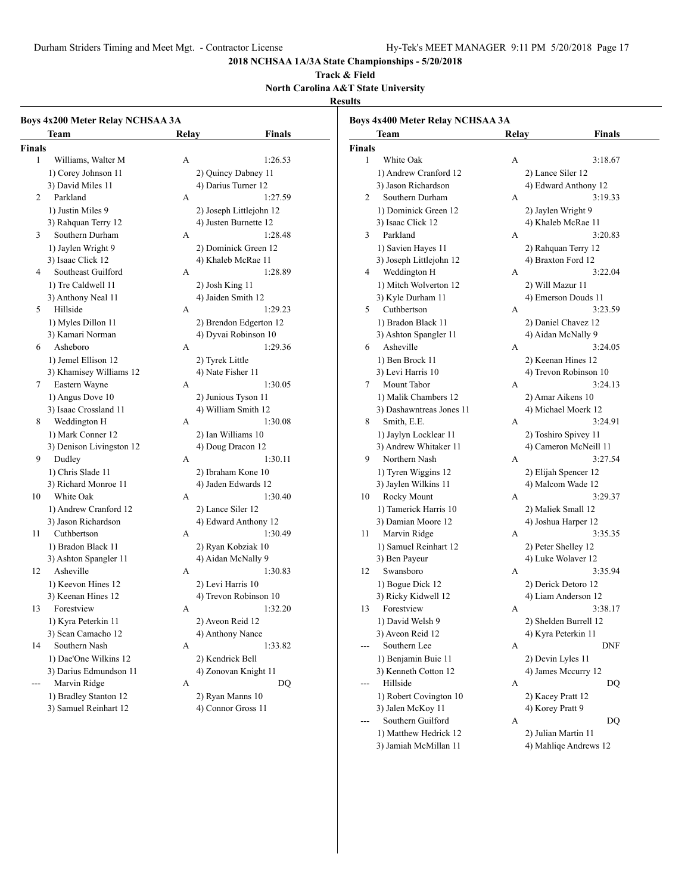# 2018 NCHSAA 1A/3A State Championships - 5/20/2018

**Track & Field**

**North Carolina A&T State University**

**Results**

## Boys 4x200 Meter Relay NCHSAA 3A

| | Team | Relay | Finals |
|---|---|---|---|
| **Finals** | | | |
| 1 | Williams, Walter M | A | 1:26.53 |
| | 1) Corey Johnson 11 | 2) Quincy Dabney 11 | |
| | 3) David Miles 11 | 4) Darius Turner 12 | |
| 2 | Parkland | A | 1:27.59 |
| | 1) Justin Miles 9 | 2) Joseph Littlejohn 12 | |
| | 3) Rahquan Terry 12 | 4) Justen Burnette 12 | |
| 3 | Southern Durham | A | 1:28.48 |
| | 1) Jaylen Wright 9 | 2) Dominick Green 12 | |
| | 3) Isaac Click 12 | 4) Khaleb McRae 11 | |
| 4 | Southeast Guilford | A | 1:28.89 |
| | 1) Tre Caldwell 11 | 2) Josh King 11 | |
| | 3) Anthony Neal 11 | 4) Jaiden Smith 12 | |
| 5 | Hillside | A | 1:29.23 |
| | 1) Myles Dillon 11 | 2) Brendon Edgerton 12 | |
| | 3) Kamari Norman | 4) Dyvai Robinson 10 | |
| 6 | Asheboro | A | 1:29.36 |
| | 1) Jemel Ellison 12 | 2) Tyrek Little | |
| | 3) Khamisey Williams 12 | 4) Nate Fisher 11 | |
| 7 | Eastern Wayne | A | 1:30.05 |
| | 1) Angus Dove 10 | 2) Junious Tyson 11 | |
| | 3) Isaac Crossland 11 | 4) William Smith 12 | |
| 8 | Weddington H | A | 1:30.08 |
| | 1) Mark Conner 12 | 2) Ian Williams 10 | |
| | 3) Denison Livingston 12 | 4) Doug Dracon 12 | |
| 9 | Dudley | A | 1:30.11 |
| | 1) Chris Slade 11 | 2) Ibraham Kone 10 | |
| | 3) Richard Monroe 11 | 4) Jaden Edwards 12 | |
| 10 | White Oak | A | 1:30.40 |
| | 1) Andrew Cranford 12 | 2) Lance Siler 12 | |
| | 3) Jason Richardson | 4) Edward Anthony 12 | |
| 11 | Cuthbertson | A | 1:30.49 |
| | 1) Bradon Black 11 | 2) Ryan Kobziak 10 | |
| | 3) Ashton Spangler 11 | 4) Aidan McNally 9 | |
| 12 | Asheville | A | 1:30.83 |
| | 1) Keevon Hines 12 | 2) Levi Harris 10 | |
| | 3) Keenan Hines 12 | 4) Trevon Robinson 10 | |
| 13 | Forestview | A | 1:32.20 |
| | 1) Kyra Peterkin 11 | 2) Aveon Reid 12 | |
| | 3) Sean Camacho 12 | 4) Anthony Nance | |
| 14 | Southern Nash | A | 1:33.82 |
| | 1) Dae'One Wilkins 12 | 2) Kendrick Bell | |
| | 3) Darius Edmundson 11 | 4) Zonovan Knight 11 | |
| --- | Marvin Ridge | A | DQ |
| | 1) Bradley Stanton 12 | 2) Ryan Manns 10 | |
| | 3) Samuel Reinhart 12 | 4) Connor Gross 11 | |

## Boys 4x400 Meter Relay NCHSAA 3A

| | Team | Relay | Finals |
|---|---|---|---|
| **Finals** | | | |
| 1 | White Oak | A | 3:18.67 |
| | 1) Andrew Cranford 12 | 2) Lance Siler 12 | |
| | 3) Jason Richardson | 4) Edward Anthony 12 | |
| 2 | Southern Durham | A | 3:19.33 |
| | 1) Dominick Green 12 | 2) Jaylen Wright 9 | |
| | 3) Isaac Click 12 | 4) Khaleb McRae 11 | |
| 3 | Parkland | A | 3:20.83 |
| | 1) Savien Hayes 11 | 2) Rahquan Terry 12 | |
| | 3) Joseph Littlejohn 12 | 4) Braxton Ford 12 | |
| 4 | Weddington H | A | 3:22.04 |
| | 1) Mitch Wolverton 12 | 2) Will Mazur 11 | |
| | 3) Kyle Durham 11 | 4) Emerson Douds 11 | |
| 5 | Cuthbertson | A | 3:23.59 |
| | 1) Bradon Black 11 | 2) Daniel Chavez 12 | |
| | 3) Ashton Spangler 11 | 4) Aidan McNally 9 | |
| 6 | Asheville | A | 3:24.05 |
| | 1) Ben Brock 11 | 2) Keenan Hines 12 | |
| | 3) Levi Harris 10 | 4) Trevon Robinson 10 | |
| 7 | Mount Tabor | A | 3:24.13 |
| | 1) Malik Chambers 12 | 2) Amar Aikens 10 | |
| | 3) Dashawntreas Jones 11 | 4) Michael Moerk 12 | |
| 8 | Smith, E.E. | A | 3:24.91 |
| | 1) Jaylyn Locklear 11 | 2) Toshiro Spivey 11 | |
| | 3) Andrew Whitaker 11 | 4) Cameron McNeill 11 | |
| 9 | Northern Nash | A | 3:27.54 |
| | 1) Tyren Wiggins 12 | 2) Elijah Spencer 12 | |
| | 3) Jaylen Wilkins 11 | 4) Malcom Wade 12 | |
| 10 | Rocky Mount | A | 3:29.37 |
| | 1) Tamerick Harris 10 | 2) Maliek Small 12 | |
| | 3) Damian Moore 12 | 4) Joshua Harper 12 | |
| 11 | Marvin Ridge | A | 3:35.35 |
| | 1) Samuel Reinhart 12 | 2) Peter Shelley 12 | |
| | 3) Ben Payeur | 4) Luke Wolaver 12 | |
| 12 | Swansboro | A | 3:35.94 |
| | 1) Bogue Dick 12 | 2) Derick Detoro 12 | |
| | 3) Ricky Kidwell 12 | 4) Liam Anderson 12 | |
| 13 | Forestview | A | 3:38.17 |
| | 1) David Welsh 9 | 2) Shelden Burrell 12 | |
| | 3) Aveon Reid 12 | 4) Kyra Peterkin 11 | |
| --- | Southern Lee | A | DNF |
| | 1) Benjamin Buie 11 | 2) Devin Lyles 11 | |
| | 3) Kenneth Cotton 12 | 4) James Mccurry 12 | |
| --- | Hillside | A | DQ |
| | 1) Robert Covington 10 | 2) Kacey Pratt 12 | |
| | 3) Jalen McKoy 11 | 4) Korey Pratt 9 | |
| --- | Southern Guilford | A | DQ |
| | 1) Matthew Hedrick 12 | 2) Julian Martin 11 | |
| | 3) Jamiah McMillan 11 | 4) Mahliqe Andrews 12 | |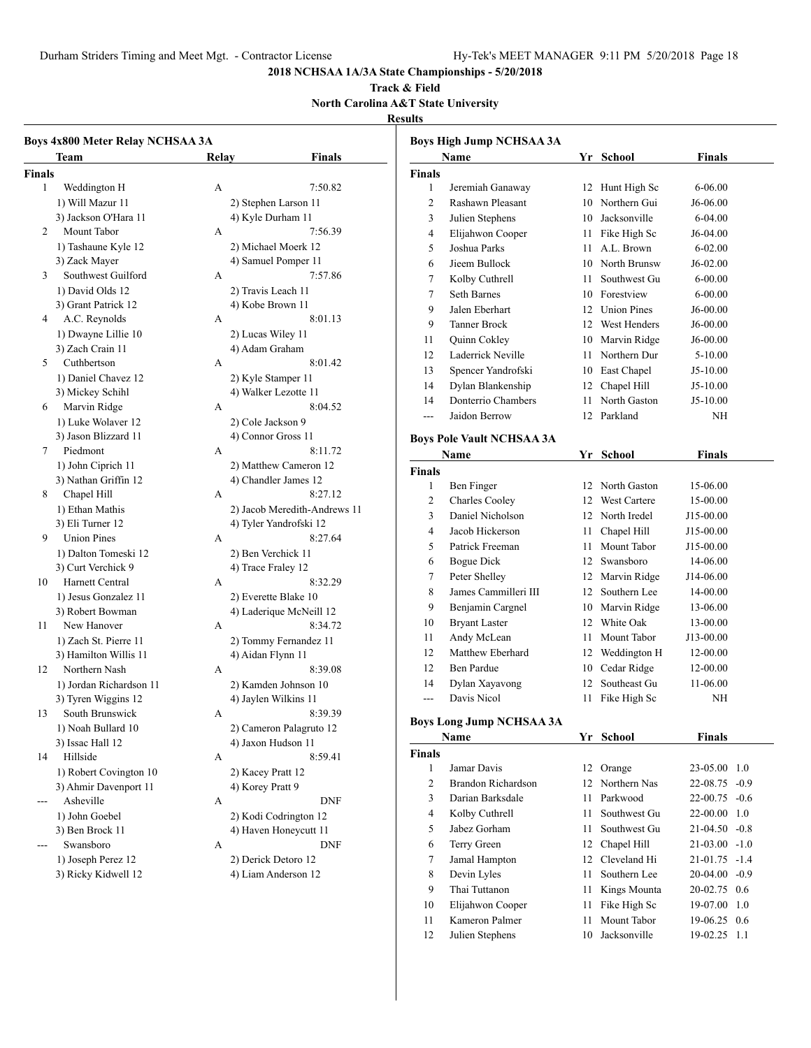## 2018 NCHSAA 1A/3A State Championships - 5/20/2018

**Track & Field**

**North Carolina A&T State University**

**Results**

### Boys 4x800 Meter Relay NCHSAA 3A

| | Team | Relay | Finals |
|---|---|---|---|
| **Finals** | | | |
| 1 | Weddington H | A | 7:50.82 |
| | 1) Will Mazur 11 | 2) Stephen Larson 11 | |
| | 3) Jackson O'Hara 11 | 4) Kyle Durham 11 | |
| 2 | Mount Tabor | A | 7:56.39 |
| | 1) Tashaune Kyle 12 | 2) Michael Moerk 12 | |
| | 3) Zack Mayer | 4) Samuel Pomper 11 | |
| 3 | Southwest Guilford | A | 7:57.86 |
| | 1) David Olds 12 | 2) Travis Leach 11 | |
| | 3) Grant Patrick 12 | 4) Kobe Brown 11 | |
| 4 | A.C. Reynolds | A | 8:01.13 |
| | 1) Dwayne Lillie 10 | 2) Lucas Wiley 11 | |
| | 3) Zach Crain 11 | 4) Adam Graham | |
| 5 | Cuthbertson | A | 8:01.42 |
| | 1) Daniel Chavez 12 | 2) Kyle Stamper 11 | |
| | 3) Mickey Schihl | 4) Walker Lezotte 11 | |
| 6 | Marvin Ridge | A | 8:04.52 |
| | 1) Luke Wolaver 12 | 2) Cole Jackson 9 | |
| | 3) Jason Blizzard 11 | 4) Connor Gross 11 | |
| 7 | Piedmont | A | 8:11.72 |
| | 1) John Ciprich 11 | 2) Matthew Cameron 12 | |
| | 3) Nathan Griffin 12 | 4) Chandler James 12 | |
| 8 | Chapel Hill | A | 8:27.12 |
| | 1) Ethan Mathis | 2) Jacob Meredith-Andrews 11 | |
| | 3) Eli Turner 12 | 4) Tyler Yandrofski 12 | |
| 9 | Union Pines | A | 8:27.64 |
| | 1) Dalton Tomeski 12 | 2) Ben Verchick 11 | |
| | 3) Curt Verchick 9 | 4) Trace Fraley 12 | |
| 10 | Harnett Central | A | 8:32.29 |
| | 1) Jesus Gonzalez 11 | 2) Everette Blake 10 | |
| | 3) Robert Bowman | 4) Laderique McNeill 12 | |
| 11 | New Hanover | A | 8:34.72 |
| | 1) Zach St. Pierre 11 | 2) Tommy Fernandez 11 | |
| | 3) Hamilton Willis 11 | 4) Aidan Flynn 11 | |
| 12 | Northern Nash | A | 8:39.08 |
| | 1) Jordan Richardson 11 | 2) Kamden Johnson 10 | |
| | 3) Tyren Wiggins 12 | 4) Jaylen Wilkins 11 | |
| 13 | South Brunswick | A | 8:39.39 |
| | 1) Noah Bullard 10 | 2) Cameron Palagruto 12 | |
| | 3) Issac Hall 12 | 4) Jaxon Hudson 11 | |
| 14 | Hillside | A | 8:59.41 |
| | 1) Robert Covington 10 | 2) Kacey Pratt 12 | |
| | 3) Ahmir Davenport 11 | 4) Korey Pratt 9 | |
| --- | Asheville | A | DNF |
| | 1) John Goebel | 2) Kodi Codrington 12 | |
| | 3) Ben Brock 11 | 4) Haven Honeycutt 11 | |
| --- | Swansboro | A | DNF |
| | 1) Joseph Perez 12 | 2) Derick Detoro 12 | |
| | 3) Ricky Kidwell 12 | 4) Liam Anderson 12 | |

### Boys High Jump NCHSAA 3A

| | Name | Yr | School | Finals |
|---|---|---|---|---|
| **Finals** | | | | |
| 1 | Jeremiah Ganaway | 12 | Hunt High Sc | 6-06.00 |
| 2 | Rashawn Pleasant | 10 | Northern Gui | J6-06.00 |
| 3 | Julien Stephens | 10 | Jacksonville | 6-04.00 |
| 4 | Elijahwon Cooper | 11 | Fike High Sc | J6-04.00 |
| 5 | Joshua Parks | 11 | A.L. Brown | 6-02.00 |
| 6 | Jieem Bullock | 10 | North Brunsw | J6-02.00 |
| 7 | Kolby Cuthrell | 11 | Southwest Gu | 6-00.00 |
| 7 | Seth Barnes | 10 | Forestview | 6-00.00 |
| 9 | Jalen Eberhart | 12 | Union Pines | J6-00.00 |
| 9 | Tanner Brock | 12 | West Henders | J6-00.00 |
| 11 | Quinn Cokley | 10 | Marvin Ridge | J6-00.00 |
| 12 | Laderrick Neville | 11 | Northern Dur | 5-10.00 |
| 13 | Spencer Yandrofski | 10 | East Chapel | J5-10.00 |
| 14 | Dylan Blankenship | 12 | Chapel Hill | J5-10.00 |
| 14 | Donterrio Chambers | 11 | North Gaston | J5-10.00 |
| --- | Jaidon Berrow | 12 | Parkland | NH |

### Boys Pole Vault NCHSAA 3A

| | Name | Yr | School | Finals |
|---|---|---|---|---|
| **Finals** | | | | |
| 1 | Ben Finger | 12 | North Gaston | 15-06.00 |
| 2 | Charles Cooley | 12 | West Cartere | 15-00.00 |
| 3 | Daniel Nicholson | 12 | North Iredel | J15-00.00 |
| 4 | Jacob Hickerson | 11 | Chapel Hill | J15-00.00 |
| 5 | Patrick Freeman | 11 | Mount Tabor | J15-00.00 |
| 6 | Bogue Dick | 12 | Swansboro | 14-06.00 |
| 7 | Peter Shelley | 12 | Marvin Ridge | J14-06.00 |
| 8 | James Cammilleri III | 12 | Southern Lee | 14-00.00 |
| 9 | Benjamin Cargnel | 10 | Marvin Ridge | 13-06.00 |
| 10 | Bryant Laster | 12 | White Oak | 13-00.00 |
| 11 | Andy McLean | 11 | Mount Tabor | J13-00.00 |
| 12 | Matthew Eberhard | 12 | Weddington H | 12-00.00 |
| 12 | Ben Pardue | 10 | Cedar Ridge | 12-00.00 |
| 14 | Dylan Xayavong | 12 | Southeast Gu | 11-06.00 |
| --- | Davis Nicol | 11 | Fike High Sc | NH |

### Boys Long Jump NCHSAA 3A

| | Name | Yr | School | Finals | Wind |
|---|---|---|---|---|---|
| **Finals** | | | | | |
| 1 | Jamar Davis | 12 | Orange | 23-05.00 | 1.0 |
| 2 | Brandon Richardson | 12 | Northern Nas | 22-08.75 | -0.9 |
| 3 | Darian Barksdale | 11 | Parkwood | 22-00.75 | -0.6 |
| 4 | Kolby Cuthrell | 11 | Southwest Gu | 22-00.00 | 1.0 |
| 5 | Jabez Gorham | 11 | Southwest Gu | 21-04.50 | -0.8 |
| 6 | Terry Green | 12 | Chapel Hill | 21-03.00 | -1.0 |
| 7 | Jamal Hampton | 12 | Cleveland Hi | 21-01.75 | -1.4 |
| 8 | Devin Lyles | 11 | Southern Lee | 20-04.00 | -0.9 |
| 9 | Thai Tuttanon | 11 | Kings Mounta | 20-02.75 | 0.6 |
| 10 | Elijahwon Cooper | 11 | Fike High Sc | 19-07.00 | 1.0 |
| 11 | Kameron Palmer | 11 | Mount Tabor | 19-06.25 | 0.6 |
| 12 | Julien Stephens | 10 | Jacksonville | 19-02.25 | 1.1 |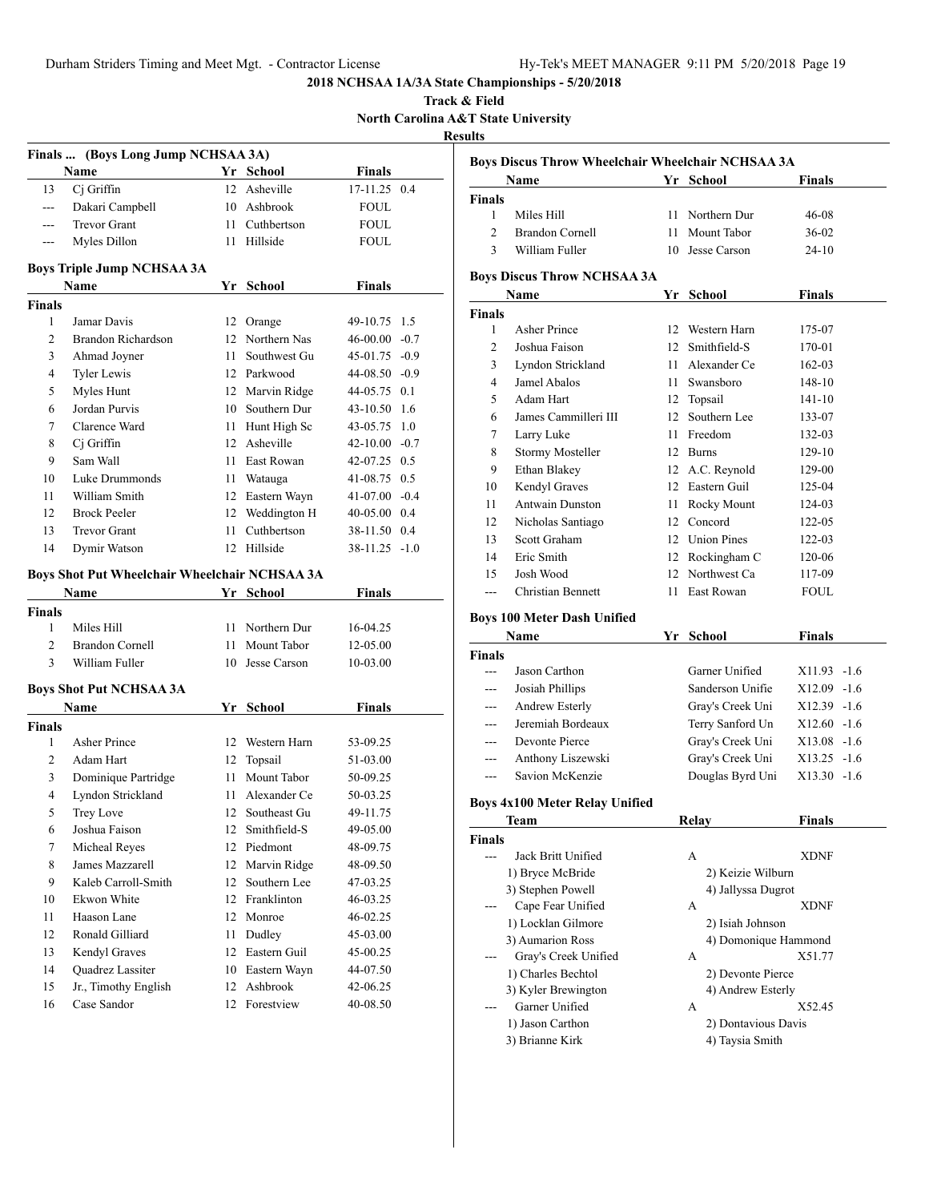# 2018 NCHSAA 1A/3A State Championships - 5/20/2018

**Track & Field**

**North Carolina A&T State University**

**Results**

### Finals ... (Boys Long Jump NCHSAA 3A)

| | Name | Yr | School | Finals | |
|---|---|---|---|---|---|
| 13 | Cj Griffin | 12 | Asheville | 17-11.25 | 0.4 |
| --- | Dakari Campbell | 10 | Ashbrook | FOUL | |
| --- | Trevor Grant | 11 | Cuthbertson | FOUL | |
| --- | Myles Dillon | 11 | Hillside | FOUL | |

### Boys Triple Jump NCHSAA 3A

| | Name | Yr | School | Finals | |
|---|---|---|---|---|---|
| **Finals** | | | | | |
| 1 | Jamar Davis | 12 | Orange | 49-10.75 | 1.5 |
| 2 | Brandon Richardson | 12 | Northern Nas | 46-00.00 | -0.7 |
| 3 | Ahmad Joyner | 11 | Southwest Gu | 45-01.75 | -0.9 |
| 4 | Tyler Lewis | 12 | Parkwood | 44-08.50 | -0.9 |
| 5 | Myles Hunt | 12 | Marvin Ridge | 44-05.75 | 0.1 |
| 6 | Jordan Purvis | 10 | Southern Dur | 43-10.50 | 1.6 |
| 7 | Clarence Ward | 11 | Hunt High Sc | 43-05.75 | 1.0 |
| 8 | Cj Griffin | 12 | Asheville | 42-10.00 | -0.7 |
| 9 | Sam Wall | 11 | East Rowan | 42-07.25 | 0.5 |
| 10 | Luke Drummonds | 11 | Watauga | 41-08.75 | 0.5 |
| 11 | William Smith | 12 | Eastern Wayn | 41-07.00 | -0.4 |
| 12 | Brock Peeler | 12 | Weddington H | 40-05.00 | 0.4 |
| 13 | Trevor Grant | 11 | Cuthbertson | 38-11.50 | 0.4 |
| 14 | Dymir Watson | 12 | Hillside | 38-11.25 | -1.0 |

### Boys Shot Put Wheelchair Wheelchair NCHSAA 3A

| | Name | Yr | School | Finals |
|---|---|---|---|---|
| **Finals** | | | | |
| 1 | Miles Hill | 11 | Northern Dur | 16-04.25 |
| 2 | Brandon Cornell | 11 | Mount Tabor | 12-05.00 |
| 3 | William Fuller | 10 | Jesse Carson | 10-03.00 |

### Boys Shot Put NCHSAA 3A

| | Name | Yr | School | Finals |
|---|---|---|---|---|
| **Finals** | | | | |
| 1 | Asher Prince | 12 | Western Harn | 53-09.25 |
| 2 | Adam Hart | 12 | Topsail | 51-03.00 |
| 3 | Dominique Partridge | 11 | Mount Tabor | 50-09.25 |
| 4 | Lyndon Strickland | 11 | Alexander Ce | 50-03.25 |
| 5 | Trey Love | 12 | Southeast Gu | 49-11.75 |
| 6 | Joshua Faison | 12 | Smithfield-S | 49-05.00 |
| 7 | Micheal Reyes | 12 | Piedmont | 48-09.75 |
| 8 | James Mazzarell | 12 | Marvin Ridge | 48-09.50 |
| 9 | Kaleb Carroll-Smith | 12 | Southern Lee | 47-03.25 |
| 10 | Ekwon White | 12 | Franklinton | 46-03.25 |
| 11 | Haason Lane | 12 | Monroe | 46-02.25 |
| 12 | Ronald Gilliard | 11 | Dudley | 45-03.00 |
| 13 | Kendyl Graves | 12 | Eastern Guil | 45-00.25 |
| 14 | Quadrez Lassiter | 10 | Eastern Wayn | 44-07.50 |
| 15 | Jr., Timothy English | 12 | Ashbrook | 42-06.25 |
| 16 | Case Sandor | 12 | Forestview | 40-08.50 |

### Boys Discus Throw Wheelchair Wheelchair NCHSAA 3A

| | Name | Yr | School | Finals |
|---|---|---|---|---|
| **Finals** | | | | |
| 1 | Miles Hill | 11 | Northern Dur | 46-08 |
| 2 | Brandon Cornell | 11 | Mount Tabor | 36-02 |
| 3 | William Fuller | 10 | Jesse Carson | 24-10 |

### Boys Discus Throw NCHSAA 3A

| | Name | Yr | School | Finals |
|---|---|---|---|---|
| **Finals** | | | | |
| 1 | Asher Prince | 12 | Western Harn | 175-07 |
| 2 | Joshua Faison | 12 | Smithfield-S | 170-01 |
| 3 | Lyndon Strickland | 11 | Alexander Ce | 162-03 |
| 4 | Jamel Abalos | 11 | Swansboro | 148-10 |
| 5 | Adam Hart | 12 | Topsail | 141-10 |
| 6 | James Cammilleri III | 12 | Southern Lee | 133-07 |
| 7 | Larry Luke | 11 | Freedom | 132-03 |
| 8 | Stormy Mosteller | 12 | Burns | 129-10 |
| 9 | Ethan Blakey | 12 | A.C. Reynold | 129-00 |
| 10 | Kendyl Graves | 12 | Eastern Guil | 125-04 |
| 11 | Antwain Dunston | 11 | Rocky Mount | 124-03 |
| 12 | Nicholas Santiago | 12 | Concord | 122-05 |
| 13 | Scott Graham | 12 | Union Pines | 122-03 |
| 14 | Eric Smith | 12 | Rockingham C | 120-06 |
| 15 | Josh Wood | 12 | Northwest Ca | 117-09 |
| --- | Christian Bennett | 11 | East Rowan | FOUL |

### Boys 100 Meter Dash Unified

| | Name | Yr | School | Finals | |
|---|---|---|---|---|---|
| **Finals** | | | | | |
| --- | Jason Carthon | | Garner Unified | X11.93 | -1.6 |
| --- | Josiah Phillips | | Sanderson Unifie | X12.09 | -1.6 |
| --- | Andrew Esterly | | Gray's Creek Uni | X12.39 | -1.6 |
| --- | Jeremiah Bordeaux | | Terry Sanford Un | X12.60 | -1.6 |
| --- | Devonte Pierce | | Gray's Creek Uni | X13.08 | -1.6 |
| --- | Anthony Liszewski | | Gray's Creek Uni | X13.25 | -1.6 |
| --- | Savion McKenzie | | Douglas Byrd Uni | X13.30 | -1.6 |

### Boys 4x100 Meter Relay Unified

| | Team | Relay | Finals |
|---|---|---|---|
| **Finals** | | | |
| --- | Jack Britt Unified | A | XDNF |
| | 1) Bryce McBride | 2) Keizie Wilburn | |
| | 3) Stephen Powell | 4) Jallyssa Dugrot | |
| --- | Cape Fear Unified | A | XDNF |
| | 1) Locklan Gilmore | 2) Isiah Johnson | |
| | 3) Aumarion Ross | 4) Domonique Hammond | |
| --- | Gray's Creek Unified | A | X51.77 |
| | 1) Charles Bechtol | 2) Devonte Pierce | |
| | 3) Kyler Brewington | 4) Andrew Esterly | |
| --- | Garner Unified | A | X52.45 |
| | 1) Jason Carthon | 2) Dontavious Davis | |
| | 3) Brianne Kirk | 4) Taysia Smith | |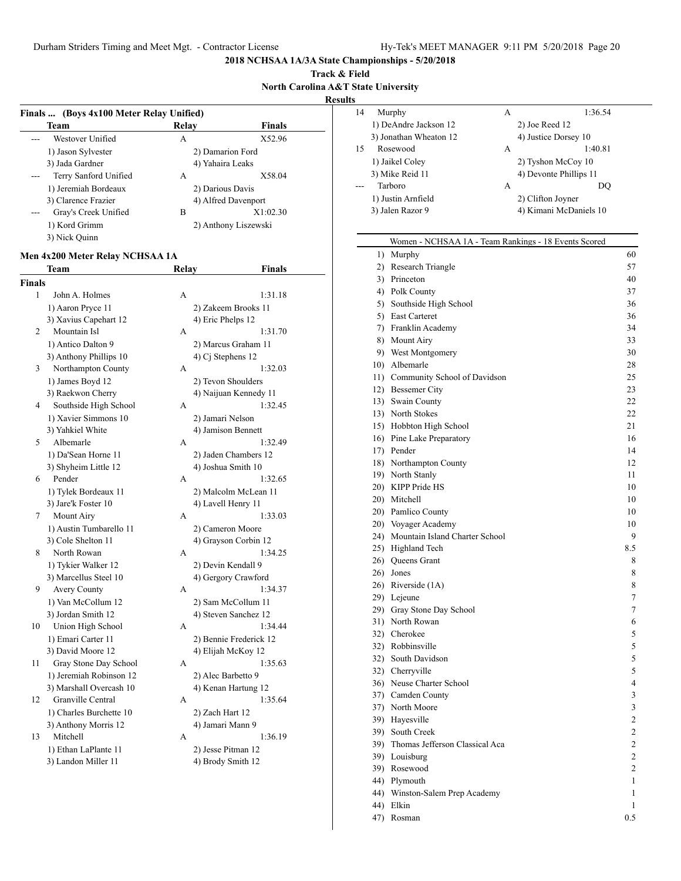# 2018 NCHSAA 1A/3A State Championships - 5/20/2018

**Track & Field**

**North Carolina A&T State University**

**Results**

## Finals ... (Boys 4x100 Meter Relay Unified)

| | Team | Relay | Finals |
|---|---|---|---|
| --- | Westover Unified | A | X52.96 |
| | 1) Jason Sylvester | 2) Damarion Ford | |
| | 3) Jada Gardner | 4) Yahaira Leaks | |
| --- | Terry Sanford Unified | A | X58.04 |
| | 1) Jeremiah Bordeaux | 2) Darious Davis | |
| | 3) Clarence Frazier | 4) Alfred Davenport | |
| --- | Gray's Creek Unified | B | X1:02.30 |
| | 1) Kord Grimm | 2) Anthony Liszewski | |
| | 3) Nick Quinn | | |

## Men 4x200 Meter Relay NCHSAA 1A

**Finals**

| | Team | Relay | Finals |
|---|---|---|---|
| 1 | John A. Holmes | A | 1:31.18 |
| | 1) Aaron Pryce 11 | 2) Zakeem Brooks 11 | |
| | 3) Xavius Capehart 12 | 4) Eric Phelps 12 | |
| 2 | Mountain Isl | A | 1:31.70 |
| | 1) Antico Dalton 9 | 2) Marcus Graham 11 | |
| | 3) Anthony Phillips 10 | 4) Cj Stephens 12 | |
| 3 | Northampton County | A | 1:32.03 |
| | 1) James Boyd 12 | 2) Tevon Shoulders | |
| | 3) Raekwon Cherry | 4) Naijuan Kennedy 11 | |
| 4 | Southside High School | A | 1:32.45 |
| | 1) Xavier Simmons 10 | 2) Jamari Nelson | |
| | 3) Yahkiel White | 4) Jamison Bennett | |
| 5 | Albemarle | A | 1:32.49 |
| | 1) Da'Sean Horne 11 | 2) Jaden Chambers 12 | |
| | 3) Shyheim Little 12 | 4) Joshua Smith 10 | |
| 6 | Pender | A | 1:32.65 |
| | 1) Tylek Bordeaux 11 | 2) Malcolm McLean 11 | |
| | 3) Jare'k Foster 10 | 4) Lavell Henry 11 | |
| 7 | Mount Airy | A | 1:33.03 |
| | 1) Austin Tumbarello 11 | 2) Cameron Moore | |
| | 3) Cole Shelton 11 | 4) Grayson Corbin 12 | |
| 8 | North Rowan | A | 1:34.25 |
| | 1) Tykier Walker 12 | 2) Devin Kendall 9 | |
| | 3) Marcellus Steel 10 | 4) Gergory Crawford | |
| 9 | Avery County | A | 1:34.37 |
| | 1) Van McCollum 12 | 2) Sam McCollum 11 | |
| | 3) Jordan Smith 12 | 4) Steven Sanchez 12 | |
| 10 | Union High School | A | 1:34.44 |
| | 1) Emari Carter 11 | 2) Bennie Frederick 12 | |
| | 3) David Moore 12 | 4) Elijah McKoy 12 | |
| 11 | Gray Stone Day School | A | 1:35.63 |
| | 1) Jeremiah Robinson 12 | 2) Alec Barbetto 9 | |
| | 3) Marshall Overcash 10 | 4) Kenan Hartung 12 | |
| 12 | Granville Central | A | 1:35.64 |
| | 1) Charles Burchette 10 | 2) Zach Hart 12 | |
| | 3) Anthony Morris 12 | 4) Jamari Mann 9 | |
| 13 | Mitchell | A | 1:36.19 |
| | 1) Ethan LaPlante 11 | 2) Jesse Pitman 12 | |
| | 3) Landon Miller 11 | 4) Brody Smith 12 | |
| 14 | Murphy | A | 1:36.54 |
| | 1) DeAndre Jackson 12 | 2) Joe Reed 12 | |
| | 3) Jonathan Wheaton 12 | 4) Justice Dorsey 10 | |
| 15 | Rosewood | A | 1:40.81 |
| | 1) Jaikel Coley | 2) Tyshon McCoy 10 | |
| | 3) Mike Reid 11 | 4) Devonte Phillips 11 | |
| --- | Tarboro | A | DQ |
| | 1) Justin Arnfield | 2) Clifton Joyner | |
| | 3) Jalen Razor 9 | 4) Kimani McDaniels 10 | |

## Women - NCHSAA 1A - Team Rankings - 18 Events Scored

| Rank | Team | Points |
|---|---|---|
| 1) | Murphy | 60 |
| 2) | Research Triangle | 57 |
| 3) | Princeton | 40 |
| 4) | Polk County | 37 |
| 5) | Southside High School | 36 |
| 5) | East Carteret | 36 |
| 7) | Franklin Academy | 34 |
| 8) | Mount Airy | 33 |
| 9) | West Montgomery | 30 |
| 10) | Albemarle | 28 |
| 11) | Community School of Davidson | 25 |
| 12) | Bessemer City | 23 |
| 13) | Swain County | 22 |
| 13) | North Stokes | 22 |
| 15) | Hobbton High School | 21 |
| 16) | Pine Lake Preparatory | 16 |
| 17) | Pender | 14 |
| 18) | Northampton County | 12 |
| 19) | North Stanly | 11 |
| 20) | KIPP Pride HS | 10 |
| 20) | Mitchell | 10 |
| 20) | Pamlico County | 10 |
| 20) | Voyager Academy | 10 |
| 24) | Mountain Island Charter School | 9 |
| 25) | Highland Tech | 8.5 |
| 26) | Queens Grant | 8 |
| 26) | Jones | 8 |
| 26) | Riverside (1A) | 8 |
| 29) | Lejeune | 7 |
| 29) | Gray Stone Day School | 7 |
| 31) | North Rowan | 6 |
| 32) | Cherokee | 5 |
| 32) | Robbinsville | 5 |
| 32) | South Davidson | 5 |
| 32) | Cherryville | 5 |
| 36) | Neuse Charter School | 4 |
| 37) | Camden County | 3 |
| 37) | North Moore | 3 |
| 39) | Hayesville | 2 |
| 39) | South Creek | 2 |
| 39) | Thomas Jefferson Classical Aca | 2 |
| 39) | Louisburg | 2 |
| 39) | Rosewood | 2 |
| 44) | Plymouth | 1 |
| 44) | Winston-Salem Prep Academy | 1 |
| 44) | Elkin | 1 |
| 47) | Rosman | 0.5 |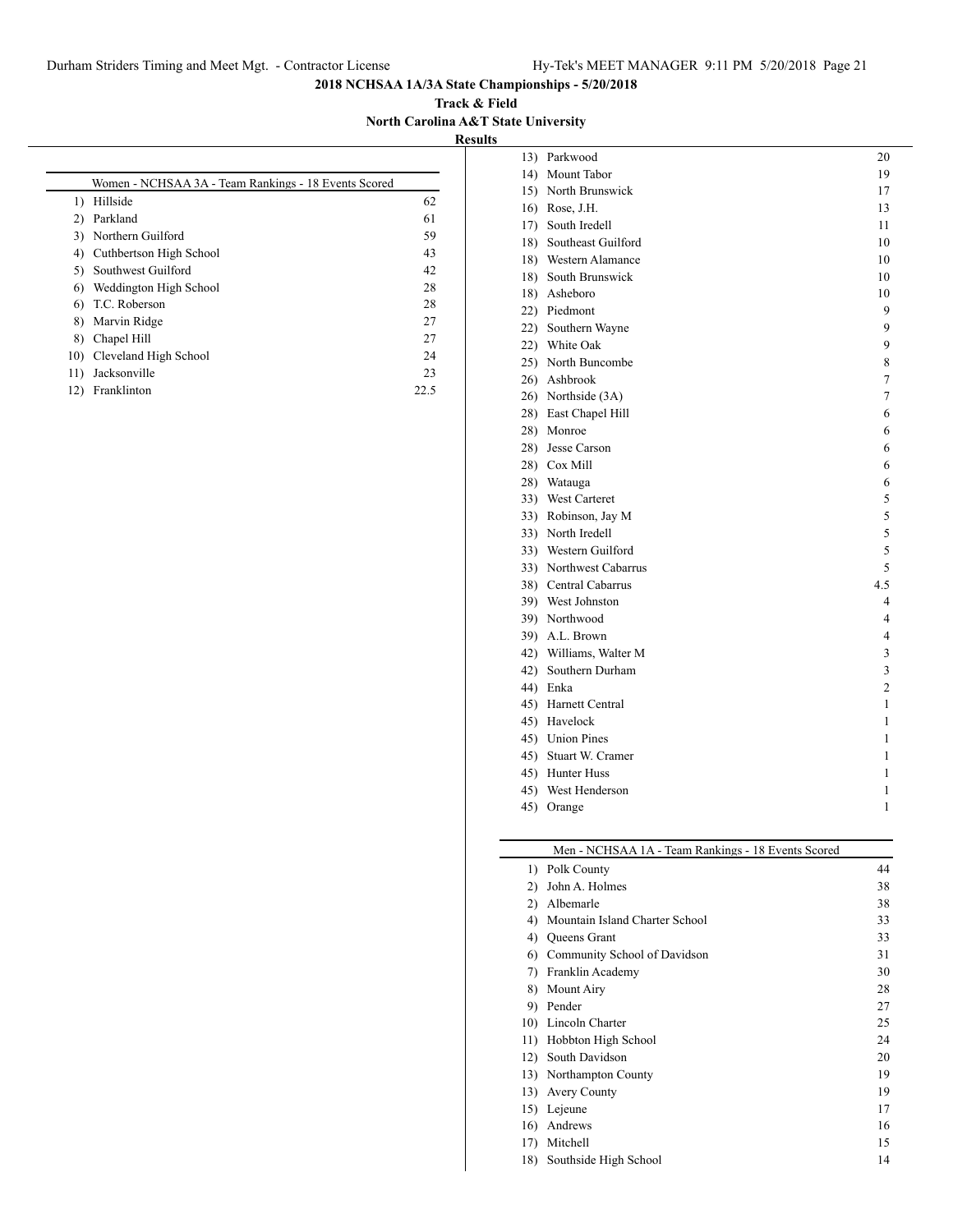## 2018 NCHSAA 1A/3A State Championships - 5/20/2018

**Track & Field**

**North Carolina A&T State University**

**Results**

### Women - NCHSAA 3A - Team Rankings - 18 Events Scored

| Rank | Team | Points |
|---|---|---|
| 1) | Hillside | 62 |
| 2) | Parkland | 61 |
| 3) | Northern Guilford | 59 |
| 4) | Cuthbertson High School | 43 |
| 5) | Southwest Guilford | 42 |
| 6) | Weddington High School | 28 |
| 6) | T.C. Roberson | 28 |
| 8) | Marvin Ridge | 27 |
| 8) | Chapel Hill | 27 |
| 10) | Cleveland High School | 24 |
| 11) | Jacksonville | 23 |
| 12) | Franklinton | 22.5 |
| 13) | Parkwood | 20 |
| 14) | Mount Tabor | 19 |
| 15) | North Brunswick | 17 |
| 16) | Rose, J.H. | 13 |
| 17) | South Iredell | 11 |
| 18) | Southeast Guilford | 10 |
| 18) | Western Alamance | 10 |
| 18) | South Brunswick | 10 |
| 18) | Asheboro | 10 |
| 22) | Piedmont | 9 |
| 22) | Southern Wayne | 9 |
| 22) | White Oak | 9 |
| 25) | North Buncombe | 8 |
| 26) | Ashbrook | 7 |
| 26) | Northside (3A) | 7 |
| 28) | East Chapel Hill | 6 |
| 28) | Monroe | 6 |
| 28) | Jesse Carson | 6 |
| 28) | Cox Mill | 6 |
| 28) | Watauga | 6 |
| 33) | West Carteret | 5 |
| 33) | Robinson, Jay M | 5 |
| 33) | North Iredell | 5 |
| 33) | Western Guilford | 5 |
| 33) | Northwest Cabarrus | 5 |
| 38) | Central Cabarrus | 4.5 |
| 39) | West Johnston | 4 |
| 39) | Northwood | 4 |
| 39) | A.L. Brown | 4 |
| 42) | Williams, Walter M | 3 |
| 42) | Southern Durham | 3 |
| 44) | Enka | 2 |
| 45) | Harnett Central | 1 |
| 45) | Havelock | 1 |
| 45) | Union Pines | 1 |
| 45) | Stuart W. Cramer | 1 |
| 45) | Hunter Huss | 1 |
| 45) | West Henderson | 1 |
| 45) | Orange | 1 |

### Men - NCHSAA 1A - Team Rankings - 18 Events Scored

| Rank | Team | Points |
|---|---|---|
| 1) | Polk County | 44 |
| 2) | John A. Holmes | 38 |
| 2) | Albemarle | 38 |
| 4) | Mountain Island Charter School | 33 |
| 4) | Queens Grant | 33 |
| 6) | Community School of Davidson | 31 |
| 7) | Franklin Academy | 30 |
| 8) | Mount Airy | 28 |
| 9) | Pender | 27 |
| 10) | Lincoln Charter | 25 |
| 11) | Hobbton High School | 24 |
| 12) | South Davidson | 20 |
| 13) | Northampton County | 19 |
| 13) | Avery County | 19 |
| 15) | Lejeune | 17 |
| 16) | Andrews | 16 |
| 17) | Mitchell | 15 |
| 18) | Southside High School | 14 |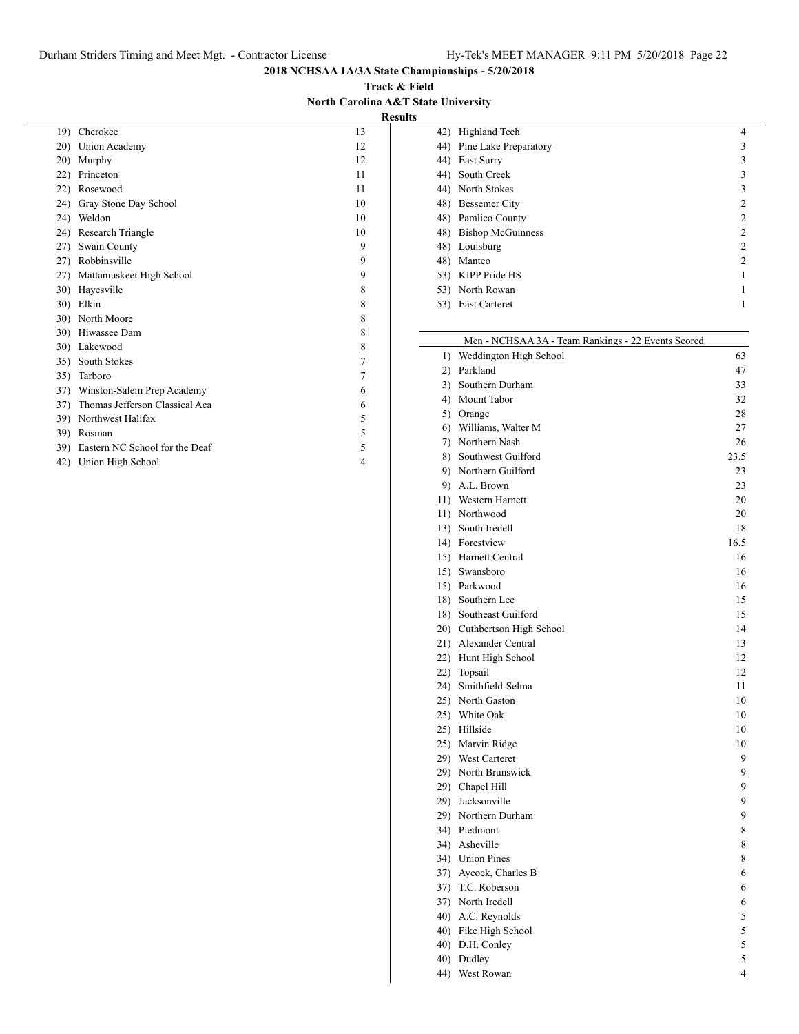## 2018 NCHSAA 1A/3A State Championships - 5/20/2018

**Track & Field**

**North Carolina A&T State University**

**Results**

| Rank | Team | Points |
|---|---|---|
| 19) | Cherokee | 13 |
| 20) | Union Academy | 12 |
| 20) | Murphy | 12 |
| 22) | Princeton | 11 |
| 22) | Rosewood | 11 |
| 24) | Gray Stone Day School | 10 |
| 24) | Weldon | 10 |
| 24) | Research Triangle | 10 |
| 27) | Swain County | 9 |
| 27) | Robbinsville | 9 |
| 27) | Mattamuskeet High School | 9 |
| 30) | Hayesville | 8 |
| 30) | Elkin | 8 |
| 30) | North Moore | 8 |
| 30) | Hiwassee Dam | 8 |
| 30) | Lakewood | 8 |
| 35) | South Stokes | 7 |
| 35) | Tarboro | 7 |
| 37) | Winston-Salem Prep Academy | 6 |
| 37) | Thomas Jefferson Classical Aca | 6 |
| 39) | Northwest Halifax | 5 |
| 39) | Rosman | 5 |
| 39) | Eastern NC School for the Deaf | 5 |
| 42) | Union High School | 4 |
| 42) | Highland Tech | 4 |
| 44) | Pine Lake Preparatory | 3 |
| 44) | East Surry | 3 |
| 44) | South Creek | 3 |
| 44) | North Stokes | 3 |
| 48) | Bessemer City | 2 |
| 48) | Pamlico County | 2 |
| 48) | Bishop McGuinness | 2 |
| 48) | Louisburg | 2 |
| 48) | Manteo | 2 |
| 53) | KIPP Pride HS | 1 |
| 53) | North Rowan | 1 |
| 53) | East Carteret | 1 |

### Men - NCHSAA 3A - Team Rankings - 22 Events Scored

| Rank | Team | Points |
|---|---|---|
| 1) | Weddington High School | 63 |
| 2) | Parkland | 47 |
| 3) | Southern Durham | 33 |
| 4) | Mount Tabor | 32 |
| 5) | Orange | 28 |
| 6) | Williams, Walter M | 27 |
| 7) | Northern Nash | 26 |
| 8) | Southwest Guilford | 23.5 |
| 9) | Northern Guilford | 23 |
| 9) | A.L. Brown | 23 |
| 11) | Western Harnett | 20 |
| 11) | Northwood | 20 |
| 13) | South Iredell | 18 |
| 14) | Forestview | 16.5 |
| 15) | Harnett Central | 16 |
| 15) | Swansboro | 16 |
| 15) | Parkwood | 16 |
| 18) | Southern Lee | 15 |
| 18) | Southeast Guilford | 15 |
| 20) | Cuthbertson High School | 14 |
| 21) | Alexander Central | 13 |
| 22) | Hunt High School | 12 |
| 22) | Topsail | 12 |
| 24) | Smithfield-Selma | 11 |
| 25) | North Gaston | 10 |
| 25) | White Oak | 10 |
| 25) | Hillside | 10 |
| 25) | Marvin Ridge | 10 |
| 29) | West Carteret | 9 |
| 29) | North Brunswick | 9 |
| 29) | Chapel Hill | 9 |
| 29) | Jacksonville | 9 |
| 29) | Northern Durham | 9 |
| 34) | Piedmont | 8 |
| 34) | Asheville | 8 |
| 34) | Union Pines | 8 |
| 37) | Aycock, Charles B | 6 |
| 37) | T.C. Roberson | 6 |
| 37) | North Iredell | 6 |
| 40) | A.C. Reynolds | 5 |
| 40) | Fike High School | 5 |
| 40) | D.H. Conley | 5 |
| 40) | Dudley | 5 |
| 44) | West Rowan | 4 |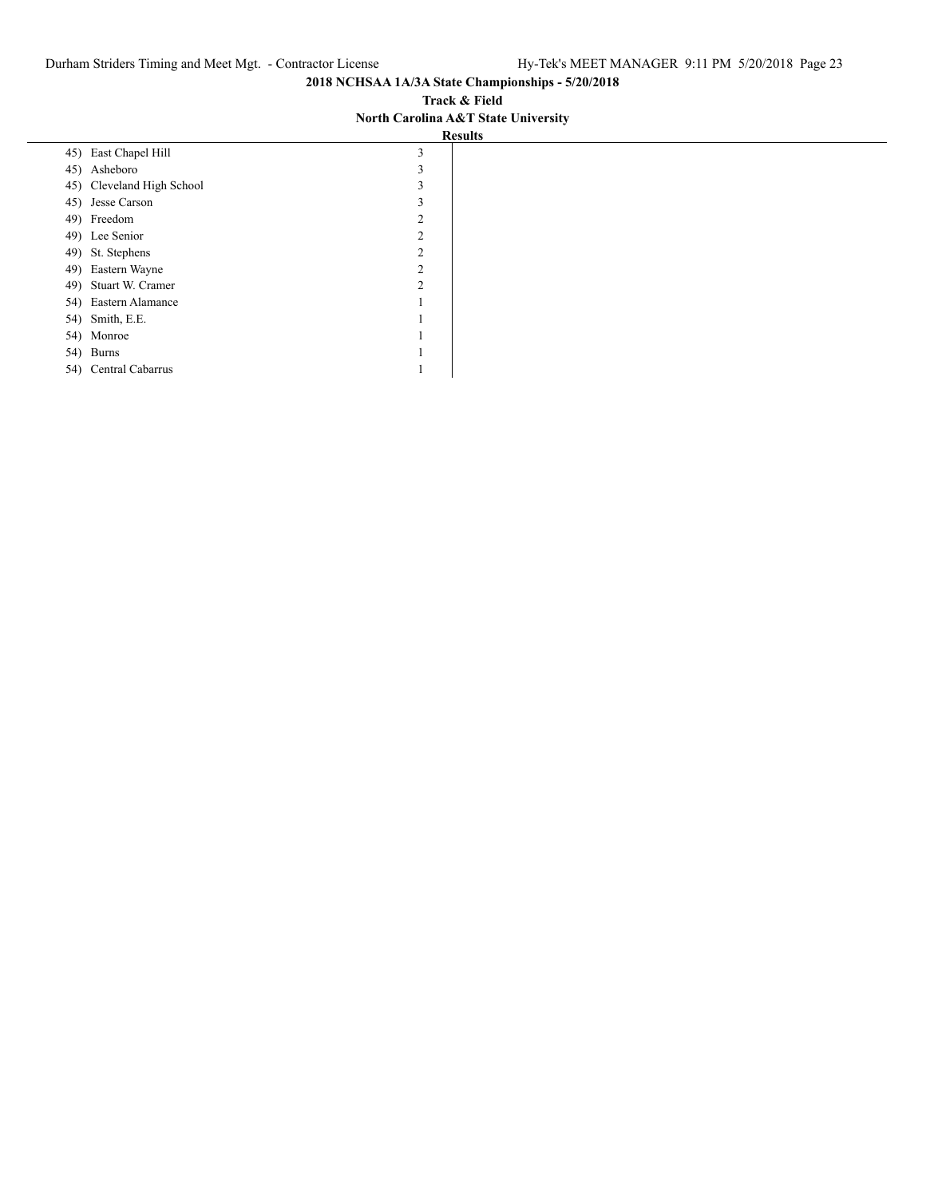**2018 NCHSAA 1A/3A State Championships - 5/20/2018**

**Track & Field**

**North Carolina A&T State University**

**Results**

| | | |
|---|---|---|
| 45) | East Chapel Hill | 3 |
| 45) | Asheboro | 3 |
| 45) | Cleveland High School | 3 |
| 45) | Jesse Carson | 3 |
| 49) | Freedom | 2 |
| 49) | Lee Senior | 2 |
| 49) | St. Stephens | 2 |
| 49) | Eastern Wayne | 2 |
| 49) | Stuart W. Cramer | 2 |
| 54) | Eastern Alamance | 1 |
| 54) | Smith, E.E. | 1 |
| 54) | Monroe | 1 |
| 54) | Burns | 1 |
| 54) | Central Cabarrus | 1 |